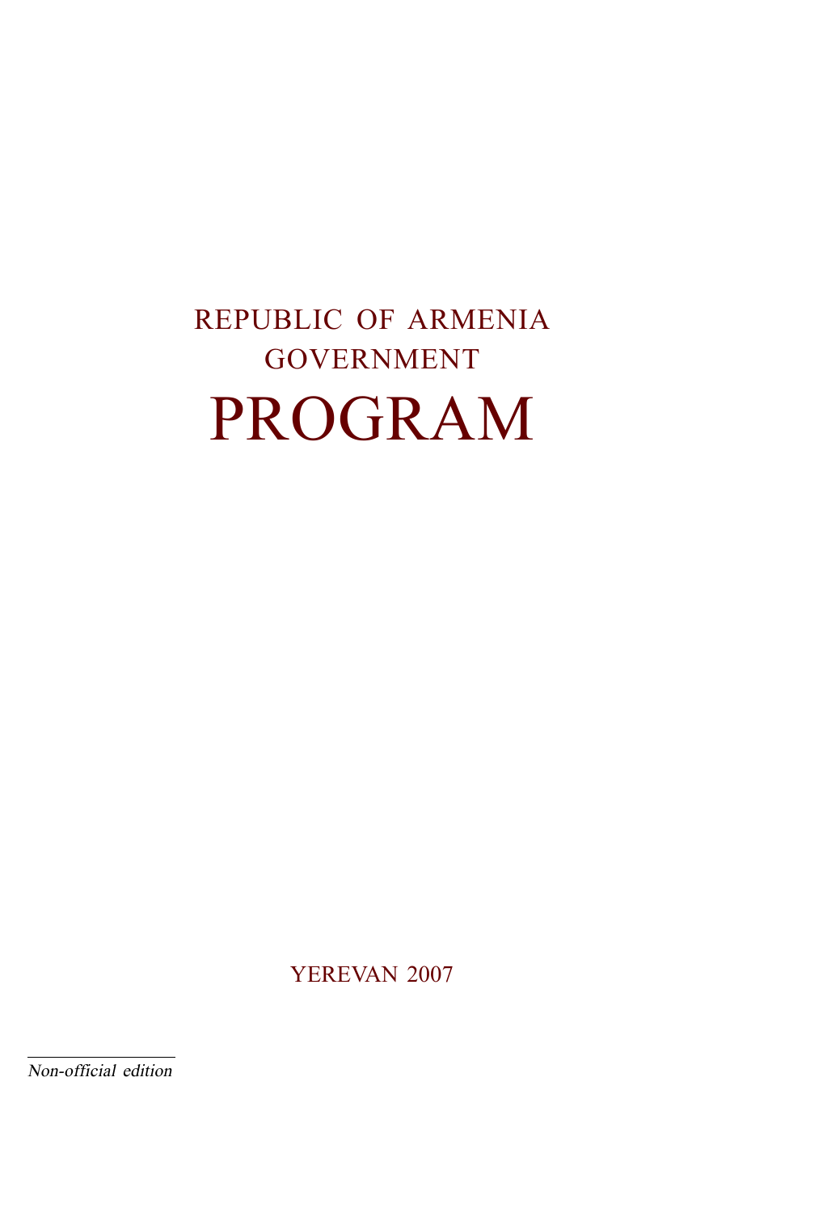REPUBLIC OF ARMENIA

GOVERNMENT

# PROGRAM

YEREVAN 2007

---

*Non-official edition*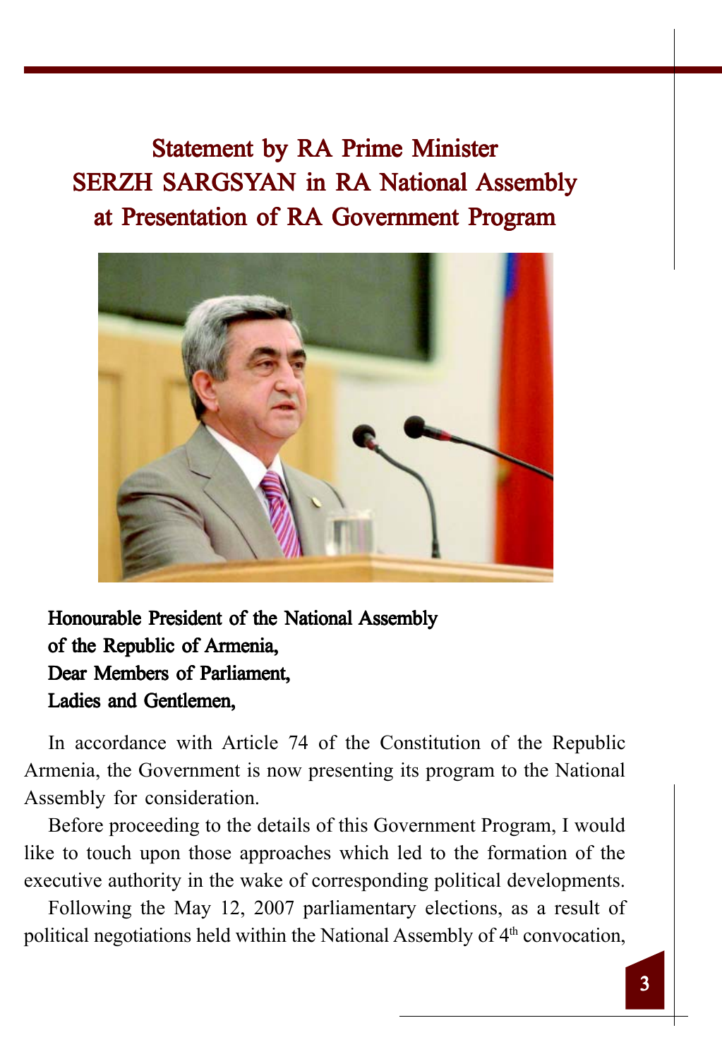# Statement by RA Prime Minister SERZH SARGSYAN in RA National Assembly at Presentation of RA Government Program

**Honourable President of the National Assembly of the Republic of Armenia,**
**Dear Members of Parliament,**
**Ladies and Gentlemen,**

In accordance with Article 74 of the Constitution of the Republic Armenia, the Government is now presenting its program to the National Assembly for consideration.

Before proceeding to the details of this Government Program, I would like to touch upon those approaches which led to the formation of the executive authority in the wake of corresponding political developments.

Following the May 12, 2007 parliamentary elections, as a result of political negotiations held within the National Assembly of 4th convocation,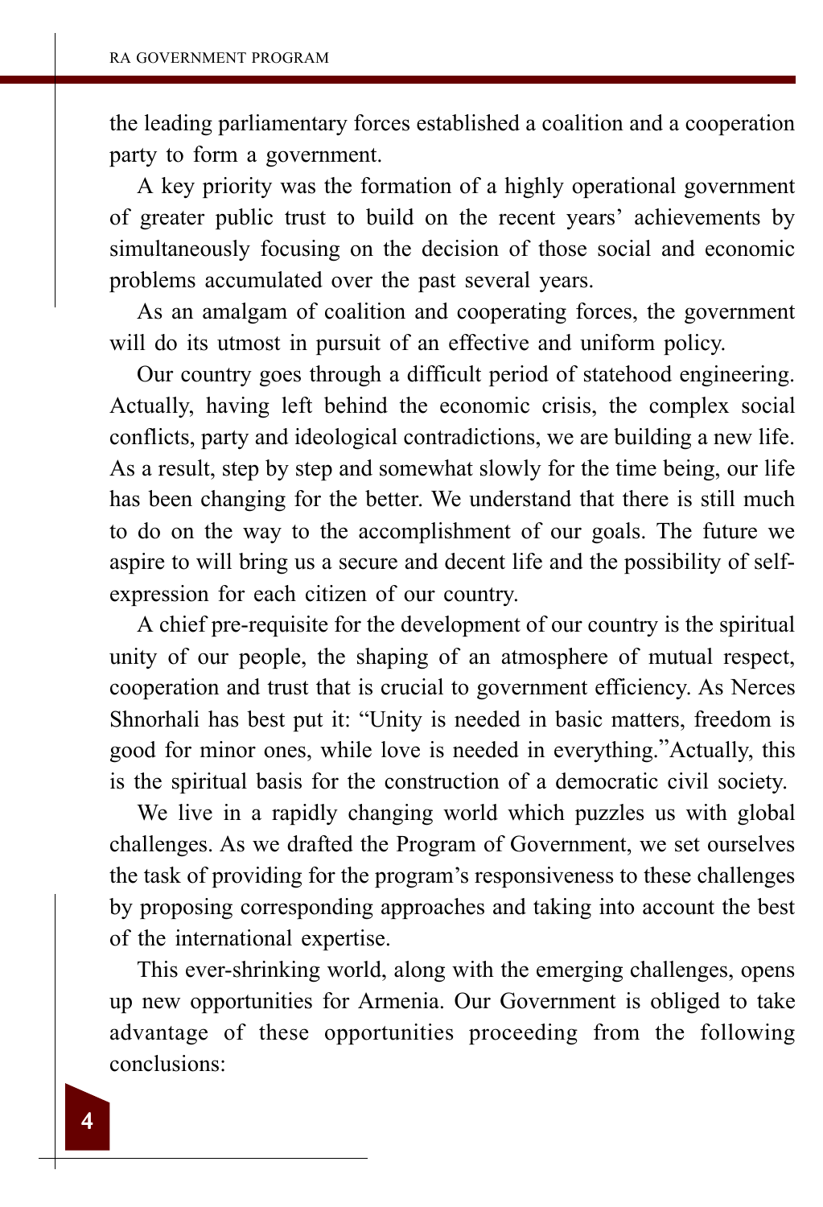the leading parliamentary forces established a coalition and a cooperation party to form a government.

A key priority was the formation of a highly operational government of greater public trust to build on the recent years' achievements by simultaneously focusing on the decision of those social and economic problems accumulated over the past several years.

As an amalgam of coalition and cooperating forces, the government will do its utmost in pursuit of an effective and uniform policy.

Our country goes through a difficult period of statehood engineering. Actually, having left behind the economic crisis, the complex social conflicts, party and ideological contradictions, we are building a new life. As a result, step by step and somewhat slowly for the time being, our life has been changing for the better. We understand that there is still much to do on the way to the accomplishment of our goals. The future we aspire to will bring us a secure and decent life and the possibility of self-expression for each citizen of our country.

A chief pre-requisite for the development of our country is the spiritual unity of our people, the shaping of an atmosphere of mutual respect, cooperation and trust that is crucial to government efficiency. As Nerces Shnorhali has best put it: "Unity is needed in basic matters, freedom is good for minor ones, while love is needed in everything."Actually, this is the spiritual basis for the construction of a democratic civil society.

We live in a rapidly changing world which puzzles us with global challenges. As we drafted the Program of Government, we set ourselves the task of providing for the program's responsiveness to these challenges by proposing corresponding approaches and taking into account the best of the international expertise.

This ever-shrinking world, along with the emerging challenges, opens up new opportunities for Armenia. Our Government is obliged to take advantage of these opportunities proceeding from the following conclusions: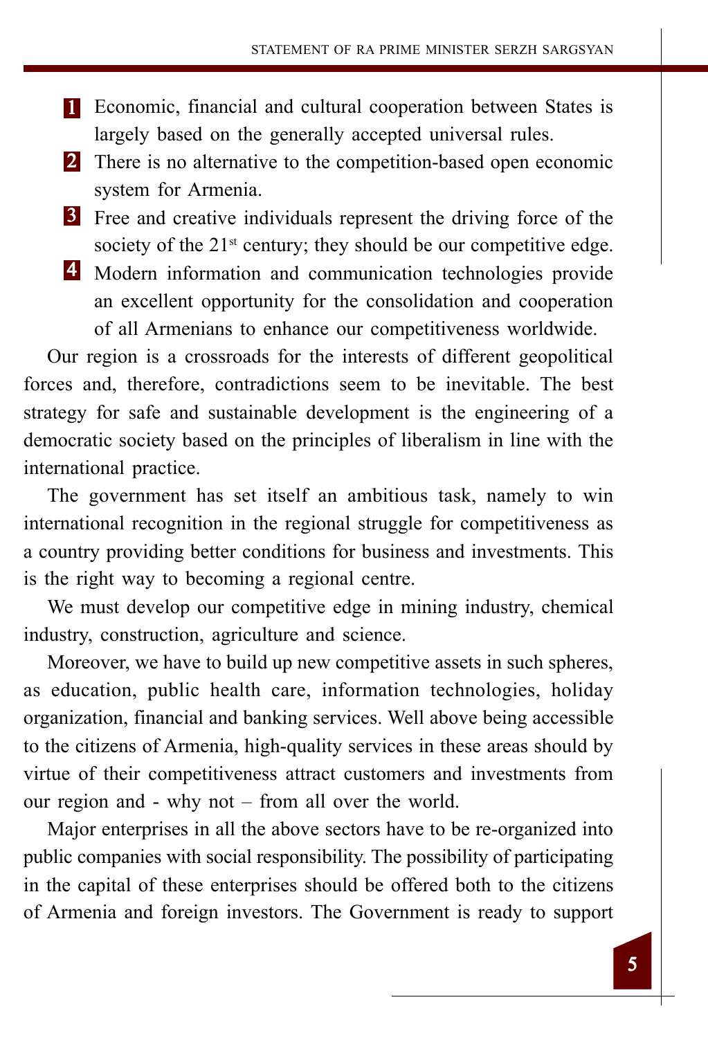1. Economic, financial and cultural cooperation between States is largely based on the generally accepted universal rules.
2. There is no alternative to the competition-based open economic system for Armenia.
3. Free and creative individuals represent the driving force of the society of the 21st century; they should be our competitive edge.
4. Modern information and communication technologies provide an excellent opportunity for the consolidation and cooperation of all Armenians to enhance our competitiveness worldwide.

Our region is a crossroads for the interests of different geopolitical forces and, therefore, contradictions seem to be inevitable. The best strategy for safe and sustainable development is the engineering of a democratic society based on the principles of liberalism in line with the international practice.

The government has set itself an ambitious task, namely to win international recognition in the regional struggle for competitiveness as a country providing better conditions for business and investments. This is the right way to becoming a regional centre.

We must develop our competitive edge in mining industry, chemical industry, construction, agriculture and science.

Moreover, we have to build up new competitive assets in such spheres, as education, public health care, information technologies, holiday organization, financial and banking services. Well above being accessible to the citizens of Armenia, high-quality services in these areas should by virtue of their competitiveness attract customers and investments from our region and - why not – from all over the world.

Major enterprises in all the above sectors have to be re-organized into public companies with social responsibility. The possibility of participating in the capital of these enterprises should be offered both to the citizens of Armenia and foreign investors. The Government is ready to support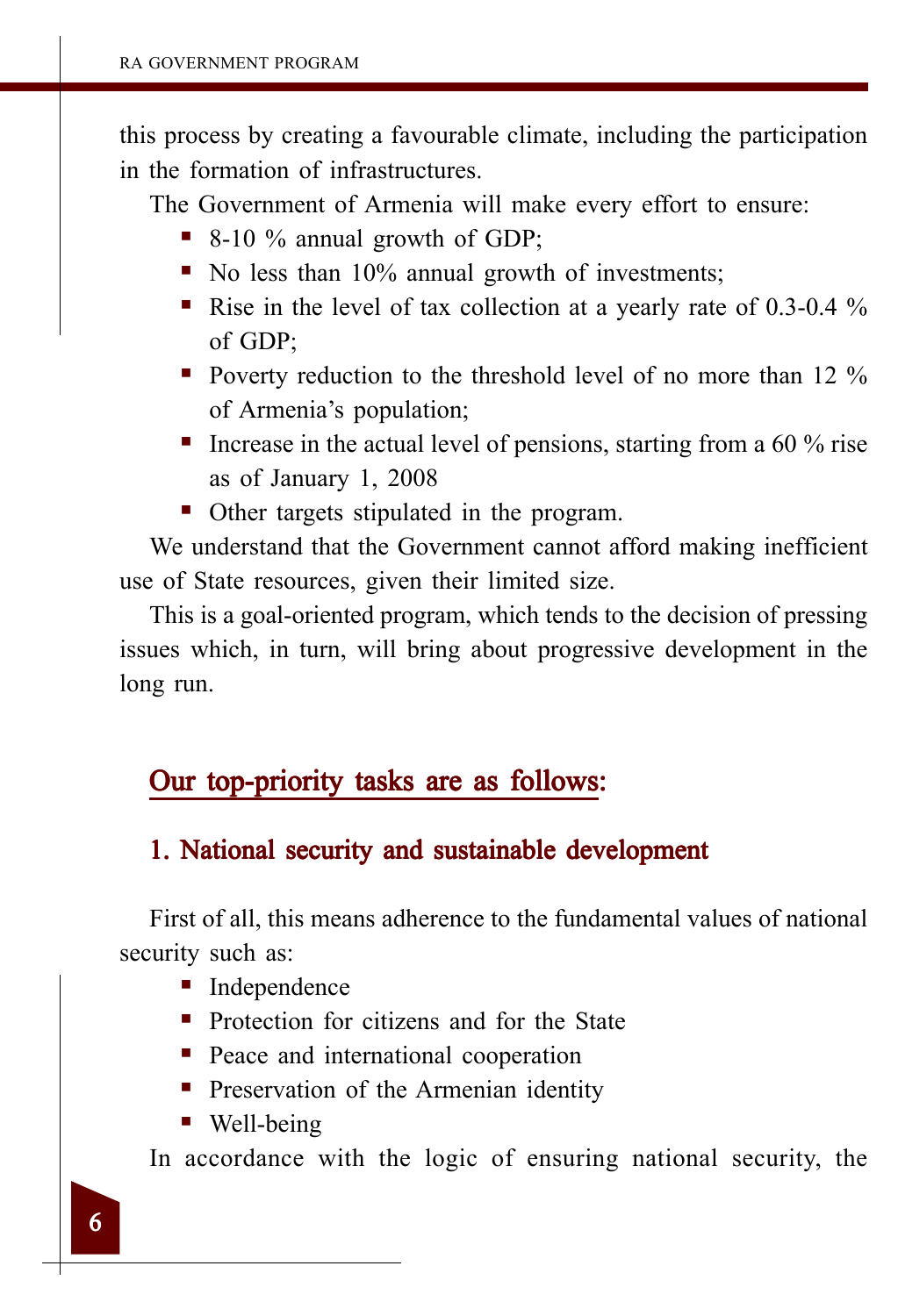this process by creating a favourable climate, including the participation in the formation of infrastructures.

The Government of Armenia will make every effort to ensure:

- 8-10 % annual growth of GDP;
- No less than 10% annual growth of investments;
- Rise in the level of tax collection at a yearly rate of 0.3-0.4 % of GDP;
- Poverty reduction to the threshold level of no more than 12 % of Armenia's population;
- Increase in the actual level of pensions, starting from a 60 % rise as of January 1, 2008
- Other targets stipulated in the program.

We understand that the Government cannot afford making inefficient use of State resources, given their limited size.

This is a goal-oriented program, which tends to the decision of pressing issues which, in turn, will bring about progressive development in the long run.

## Our top-priority tasks are as follows:

### 1. National security and sustainable development

First of all, this means adherence to the fundamental values of national security such as:

- Independence
- Protection for citizens and for the State
- Peace and international cooperation
- Preservation of the Armenian identity
- Well-being

In accordance with the logic of ensuring national security, the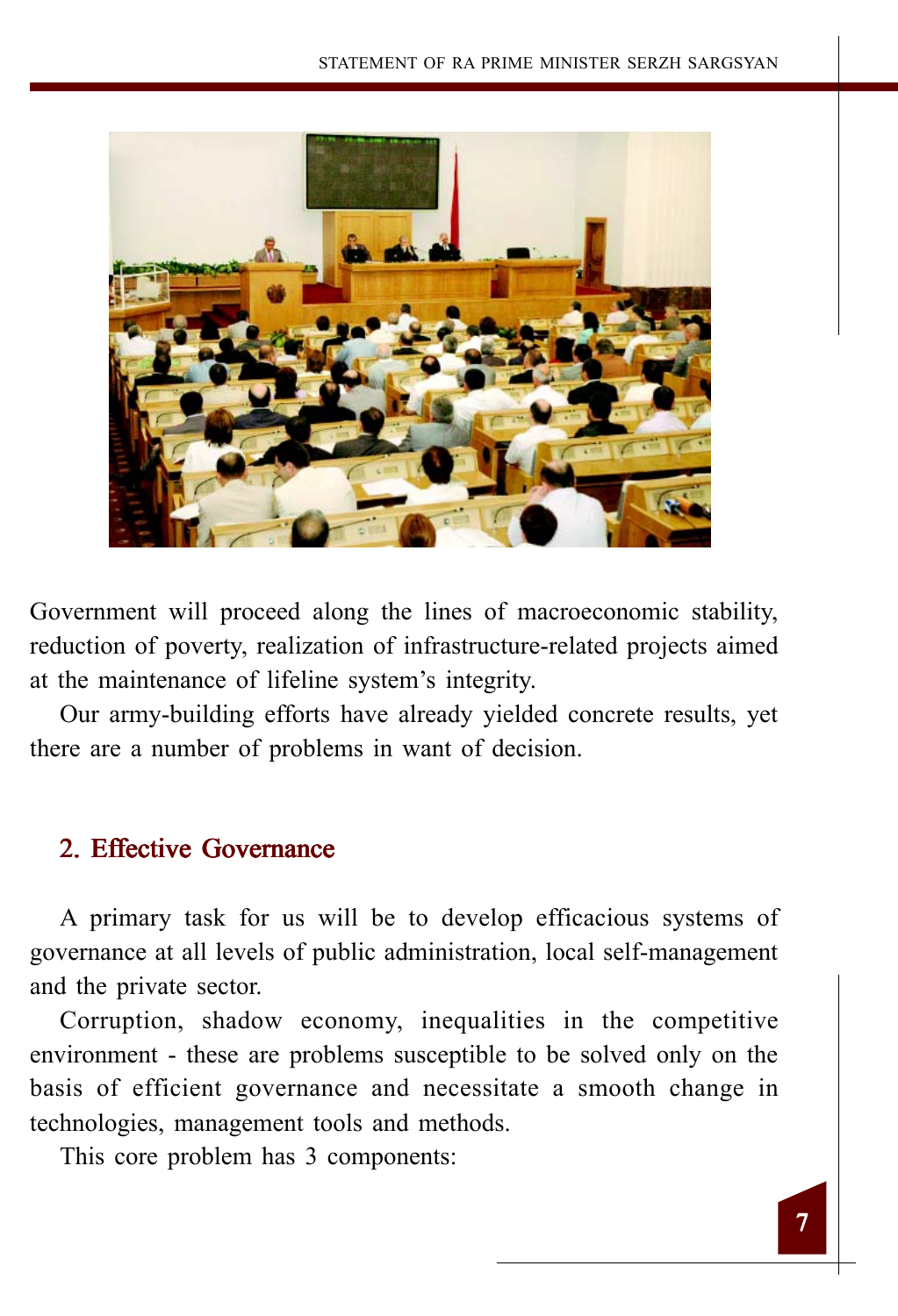Government will proceed along the lines of macroeconomic stability, reduction of poverty, realization of infrastructure-related projects aimed at the maintenance of lifeline system's integrity.

Our army-building efforts have already yielded concrete results, yet there are a number of problems in want of decision.

## 2. Effective Governance

A primary task for us will be to develop efficacious systems of governance at all levels of public administration, local self-management and the private sector.

Corruption, shadow economy, inequalities in the competitive environment - these are problems susceptible to be solved only on the basis of efficient governance and necessitate a smooth change in technologies, management tools and methods.

This core problem has 3 components: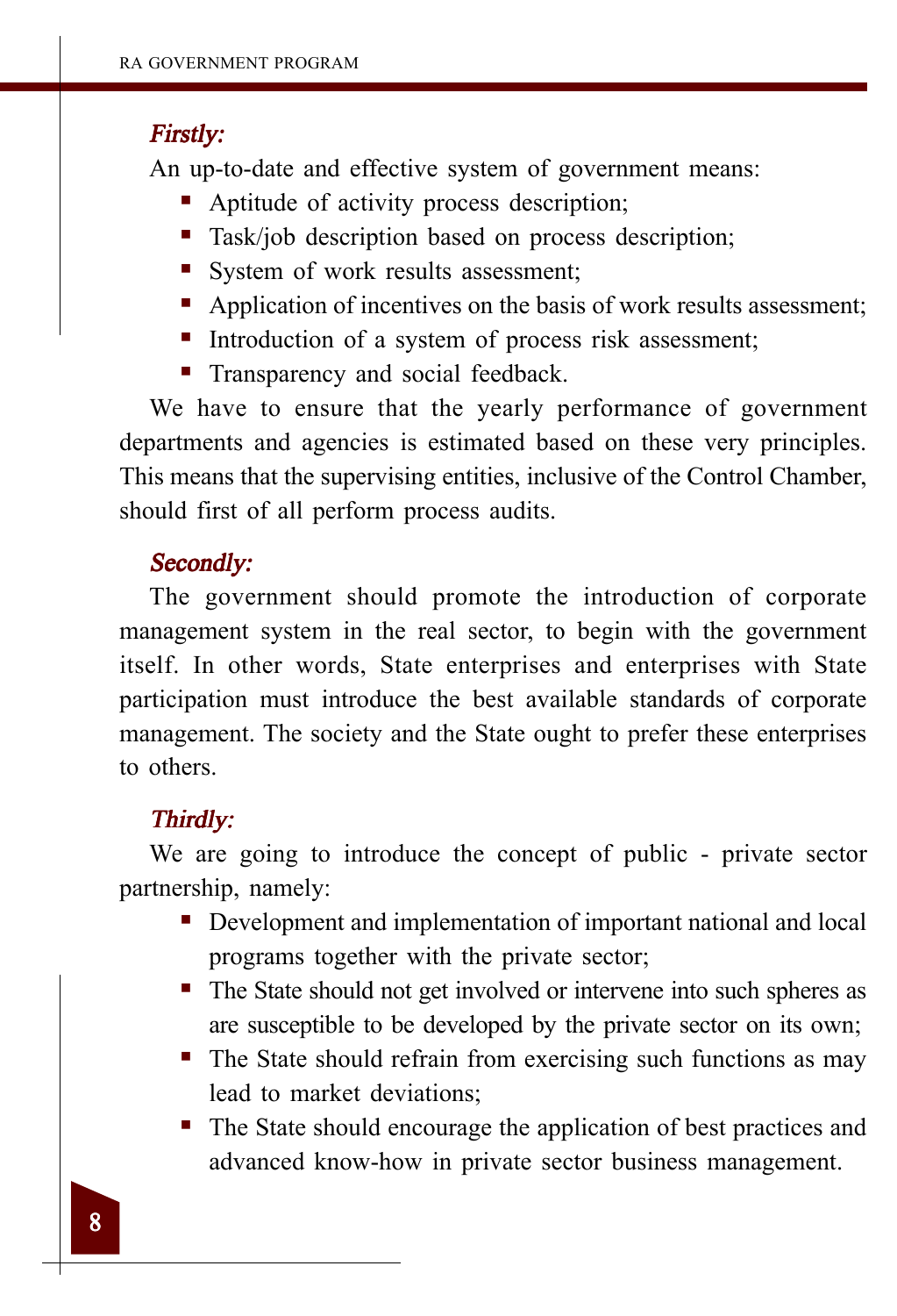***Firstly:***

An up-to-date and effective system of government means:

- Aptitude of activity process description;
- Task/job description based on process description;
- System of work results assessment;
- Application of incentives on the basis of work results assessment;
- Introduction of a system of process risk assessment;
- Transparency and social feedback.

We have to ensure that the yearly performance of government departments and agencies is estimated based on these very principles. This means that the supervising entities, inclusive of the Control Chamber, should first of all perform process audits.

***Secondly:***

The government should promote the introduction of corporate management system in the real sector, to begin with the government itself. In other words, State enterprises and enterprises with State participation must introduce the best available standards of corporate management. The society and the State ought to prefer these enterprises to others.

***Thirdly:***

We are going to introduce the concept of public - private sector partnership, namely:

- Development and implementation of important national and local programs together with the private sector;
- The State should not get involved or intervene into such spheres as are susceptible to be developed by the private sector on its own;
- The State should refrain from exercising such functions as may lead to market deviations;
- The State should encourage the application of best practices and advanced know-how in private sector business management.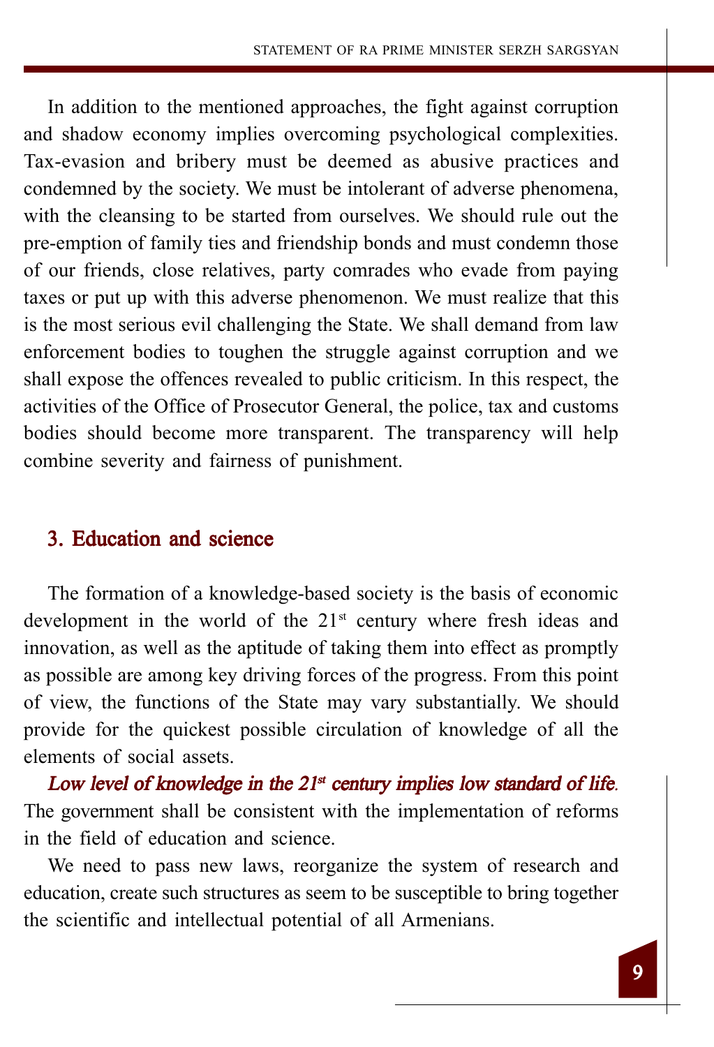In addition to the mentioned approaches, the fight against corruption and shadow economy implies overcoming psychological complexities. Tax-evasion and bribery must be deemed as abusive practices and condemned by the society. We must be intolerant of adverse phenomena, with the cleansing to be started from ourselves. We should rule out the pre-emption of family ties and friendship bonds and must condemn those of our friends, close relatives, party comrades who evade from paying taxes or put up with this adverse phenomenon. We must realize that this is the most serious evil challenging the State. We shall demand from law enforcement bodies to toughen the struggle against corruption and we shall expose the offences revealed to public criticism. In this respect, the activities of the Office of Prosecutor General, the police, tax and customs bodies should become more transparent. The transparency will help combine severity and fairness of punishment.

## 3. Education and science

The formation of a knowledge-based society is the basis of economic development in the world of the 21st century where fresh ideas and innovation, as well as the aptitude of taking them into effect as promptly as possible are among key driving forces of the progress. From this point of view, the functions of the State may vary substantially. We should provide for the quickest possible circulation of knowledge of all the elements of social assets.

***Low level of knowledge in the 21st century implies low standard of life.*** The government shall be consistent with the implementation of reforms in the field of education and science.

We need to pass new laws, reorganize the system of research and education, create such structures as seem to be susceptible to bring together the scientific and intellectual potential of all Armenians.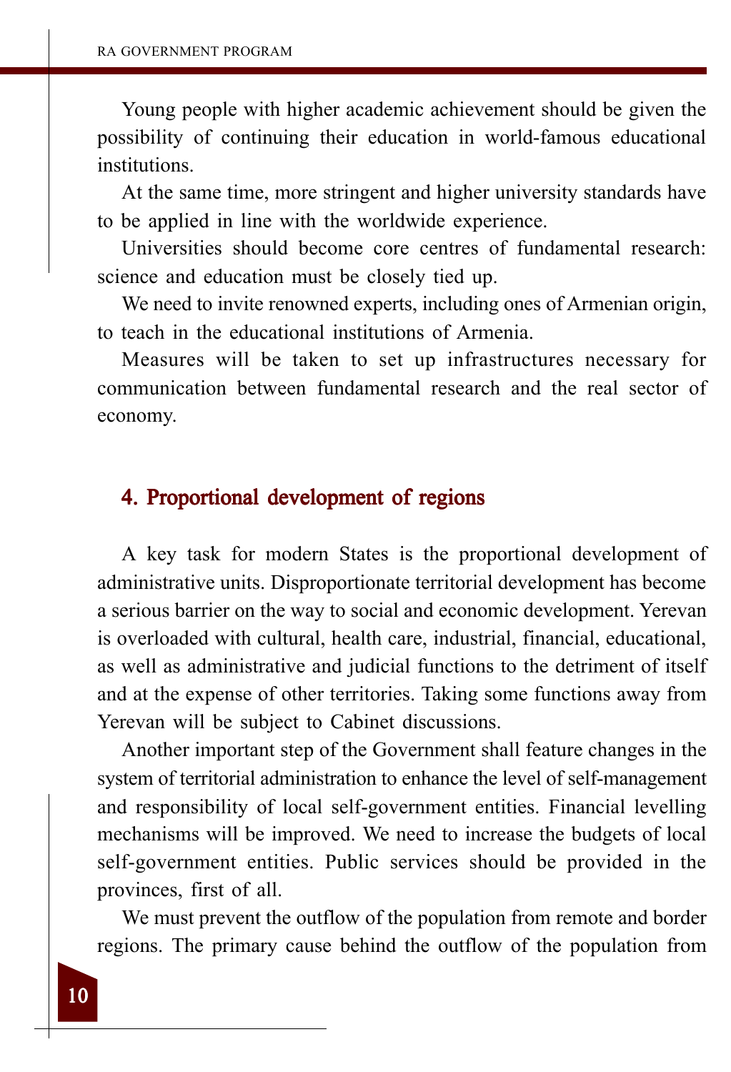Young people with higher academic achievement should be given the possibility of continuing their education in world-famous educational institutions.

At the same time, more stringent and higher university standards have to be applied in line with the worldwide experience.

Universities should become core centres of fundamental research: science and education must be closely tied up.

We need to invite renowned experts, including ones of Armenian origin, to teach in the educational institutions of Armenia.

Measures will be taken to set up infrastructures necessary for communication between fundamental research and the real sector of economy.

## 4. Proportional development of regions

A key task for modern States is the proportional development of administrative units. Disproportionate territorial development has become a serious barrier on the way to social and economic development. Yerevan is overloaded with cultural, health care, industrial, financial, educational, as well as administrative and judicial functions to the detriment of itself and at the expense of other territories. Taking some functions away from Yerevan will be subject to Cabinet discussions.

Another important step of the Government shall feature changes in the system of territorial administration to enhance the level of self-management and responsibility of local self-government entities. Financial levelling mechanisms will be improved. We need to increase the budgets of local self-government entities. Public services should be provided in the provinces, first of all.

We must prevent the outflow of the population from remote and border regions. The primary cause behind the outflow of the population from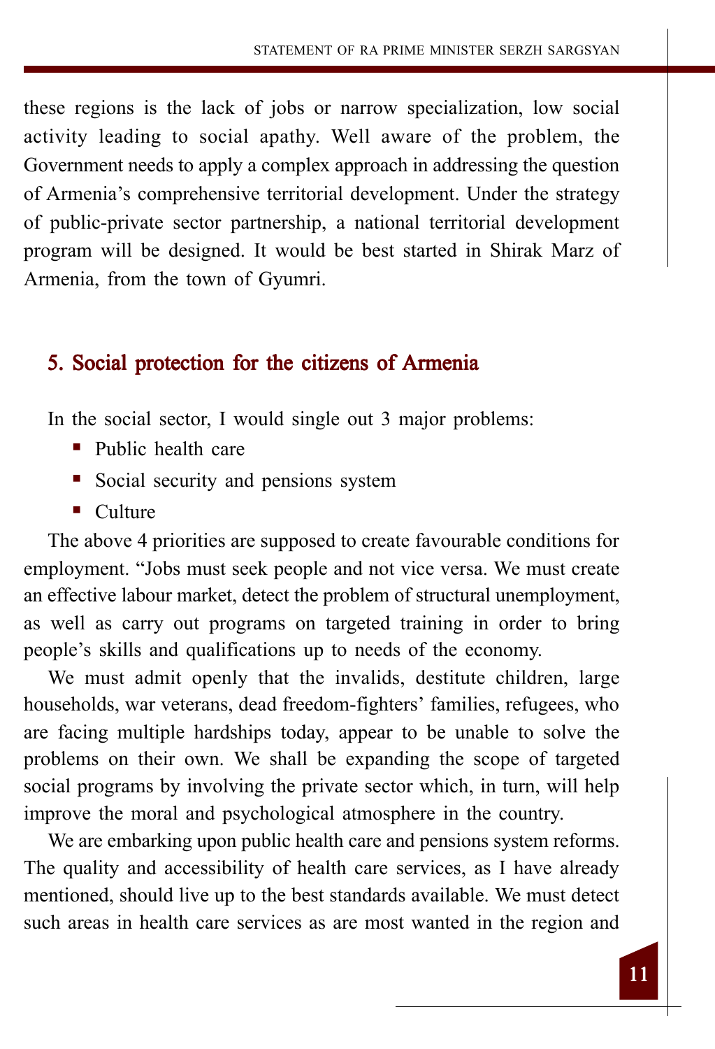these regions is the lack of jobs or narrow specialization, low social activity leading to social apathy. Well aware of the problem, the Government needs to apply a complex approach in addressing the question of Armenia's comprehensive territorial development. Under the strategy of public-private sector partnership, a national territorial development program will be designed. It would be best started in Shirak Marz of Armenia, from the town of Gyumri.

## 5. Social protection for the citizens of Armenia

In the social sector, I would single out 3 major problems:

- Public health care
- Social security and pensions system
- Culture

The above 4 priorities are supposed to create favourable conditions for employment. "Jobs must seek people and not vice versa. We must create an effective labour market, detect the problem of structural unemployment, as well as carry out programs on targeted training in order to bring people's skills and qualifications up to needs of the economy.

We must admit openly that the invalids, destitute children, large households, war veterans, dead freedom-fighters' families, refugees, who are facing multiple hardships today, appear to be unable to solve the problems on their own. We shall be expanding the scope of targeted social programs by involving the private sector which, in turn, will help improve the moral and psychological atmosphere in the country.

We are embarking upon public health care and pensions system reforms. The quality and accessibility of health care services, as I have already mentioned, should live up to the best standards available. We must detect such areas in health care services as are most wanted in the region and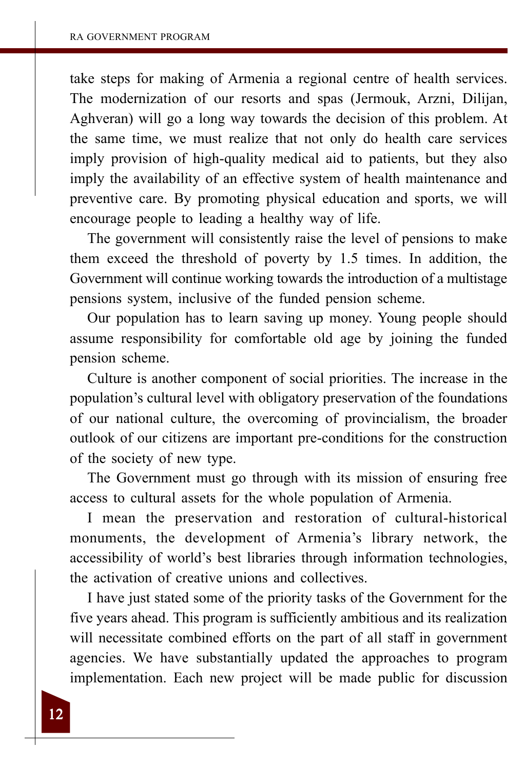take steps for making of Armenia a regional centre of health services. The modernization of our resorts and spas (Jermouk, Arzni, Dilijan, Aghveran) will go a long way towards the decision of this problem. At the same time, we must realize that not only do health care services imply provision of high-quality medical aid to patients, but they also imply the availability of an effective system of health maintenance and preventive care. By promoting physical education and sports, we will encourage people to leading a healthy way of life.

The government will consistently raise the level of pensions to make them exceed the threshold of poverty by 1.5 times. In addition, the Government will continue working towards the introduction of a multistage pensions system, inclusive of the funded pension scheme.

Our population has to learn saving up money. Young people should assume responsibility for comfortable old age by joining the funded pension scheme.

Culture is another component of social priorities. The increase in the population's cultural level with obligatory preservation of the foundations of our national culture, the overcoming of provincialism, the broader outlook of our citizens are important pre-conditions for the construction of the society of new type.

The Government must go through with its mission of ensuring free access to cultural assets for the whole population of Armenia.

I mean the preservation and restoration of cultural-historical monuments, the development of Armenia's library network, the accessibility of world's best libraries through information technologies, the activation of creative unions and collectives.

I have just stated some of the priority tasks of the Government for the five years ahead. This program is sufficiently ambitious and its realization will necessitate combined efforts on the part of all staff in government agencies. We have substantially updated the approaches to program implementation. Each new project will be made public for discussion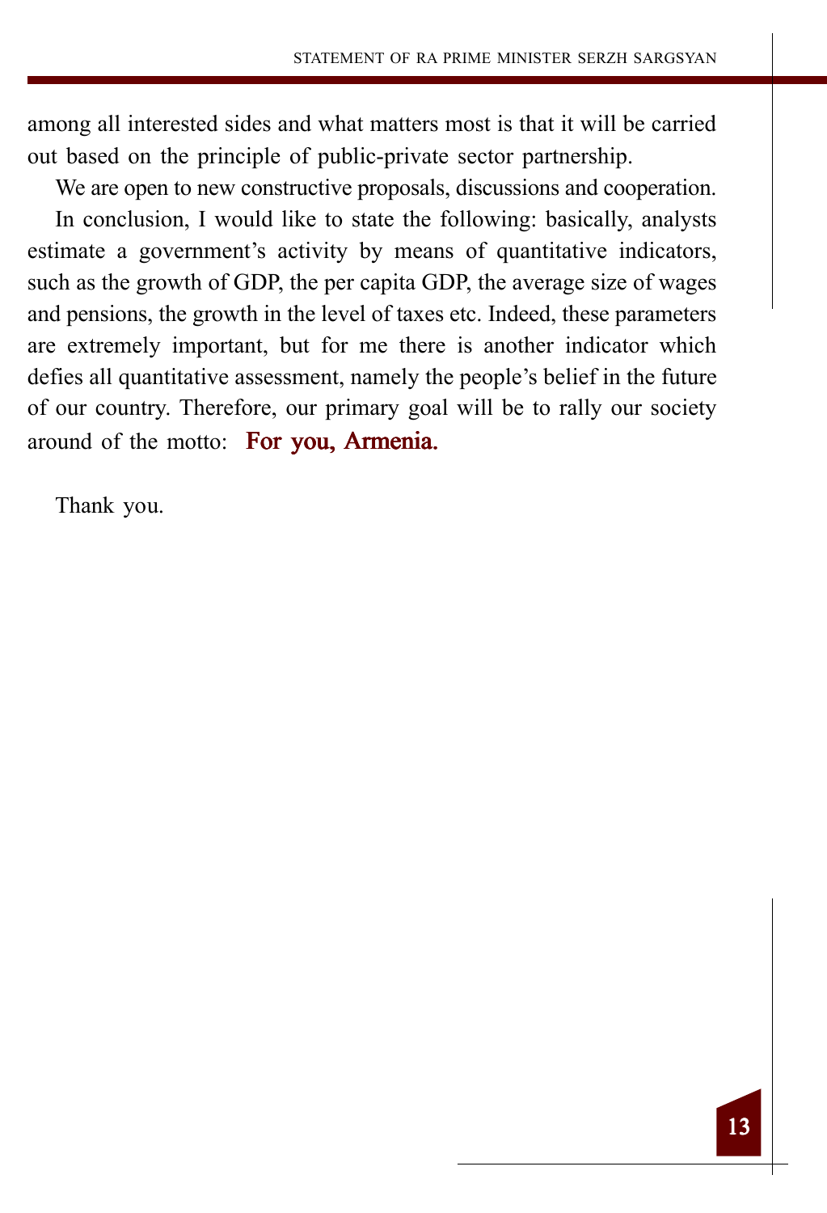among all interested sides and what matters most is that it will be carried out based on the principle of public-private sector partnership.

We are open to new constructive proposals, discussions and cooperation.

In conclusion, I would like to state the following: basically, analysts estimate a government's activity by means of quantitative indicators, such as the growth of GDP, the per capita GDP, the average size of wages and pensions, the growth in the level of taxes etc. Indeed, these parameters are extremely important, but for me there is another indicator which defies all quantitative assessment, namely the people's belief in the future of our country. Therefore, our primary goal will be to rally our society around of the motto: **For you, Armenia.**

Thank you.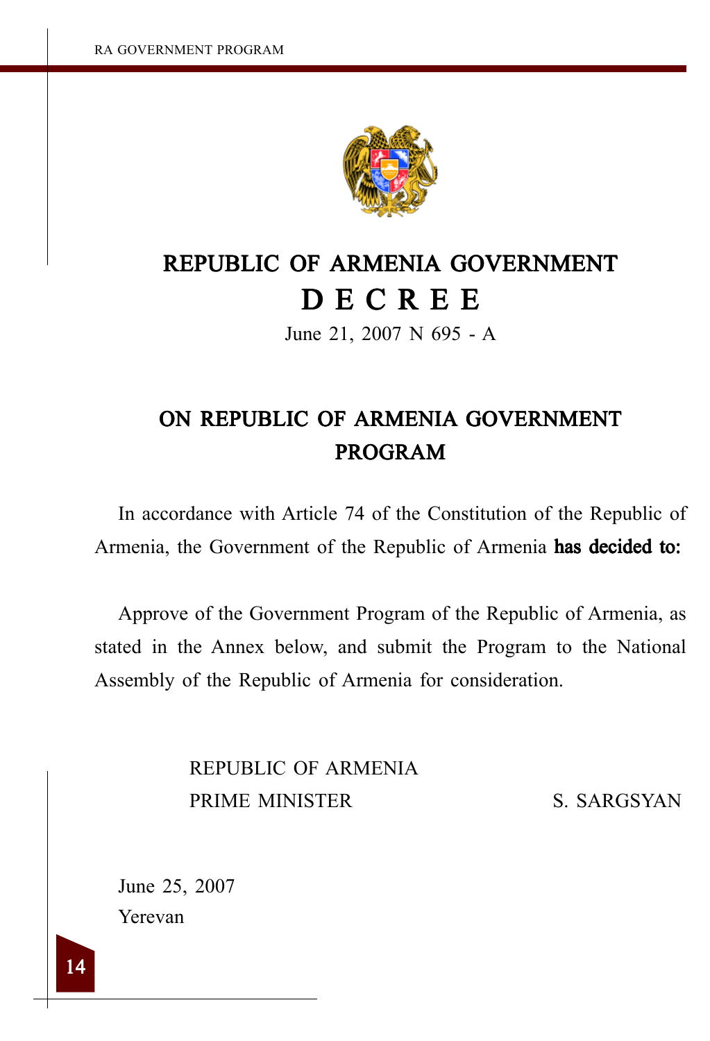# REPUBLIC OF ARMENIA GOVERNMENT

# D E C R E E

June 21, 2007 N 695 - A

## ON REPUBLIC OF ARMENIA GOVERNMENT PROGRAM

In accordance with Article 74 of the Constitution of the Republic of Armenia, the Government of the Republic of Armenia **has decided to:**

Approve of the Government Program of the Republic of Armenia, as stated in the Annex below, and submit the Program to the National Assembly of the Republic of Armenia for consideration.

REPUBLIC OF ARMENIA
PRIME MINISTER S. SARGSYAN

June 25, 2007
Yerevan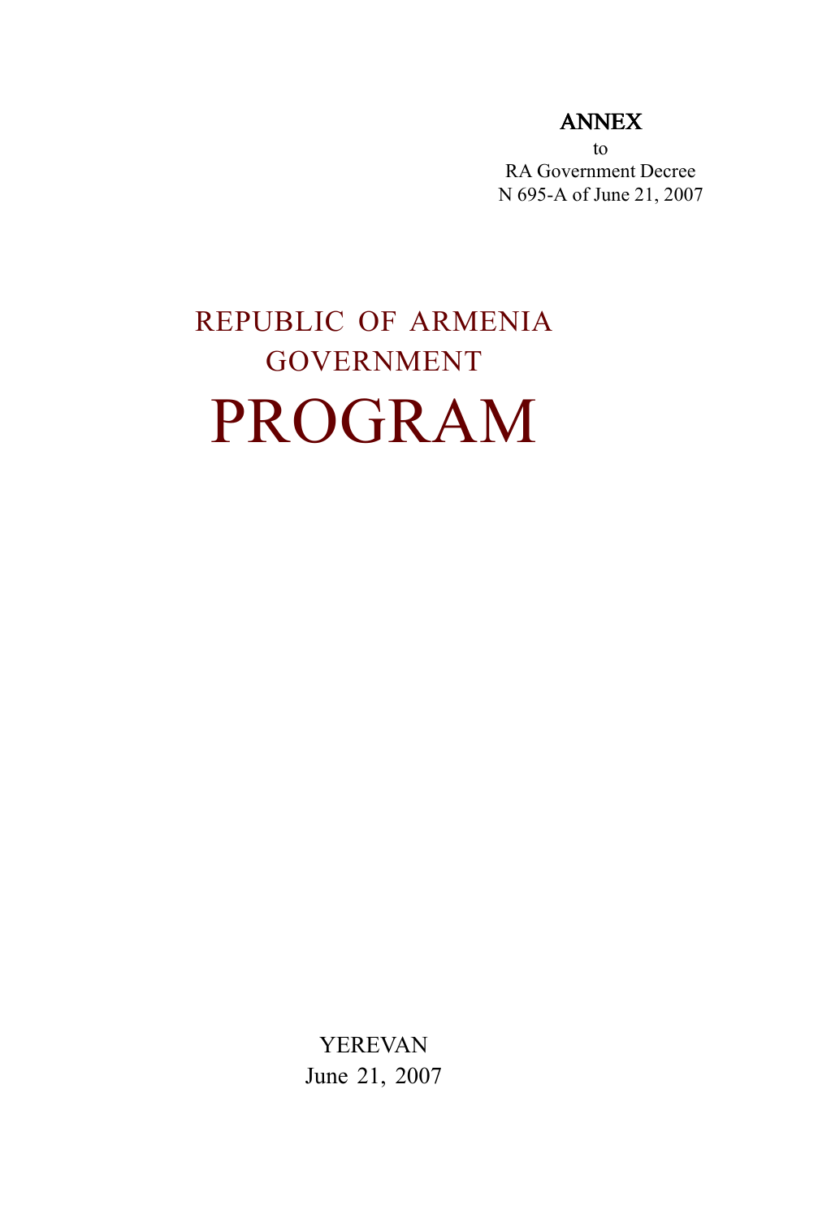**ANNEX**

to

RA Government Decree

N 695-A of June 21, 2007

# REPUBLIC OF ARMENIA GOVERNMENT

# PROGRAM

YEREVAN

June 21, 2007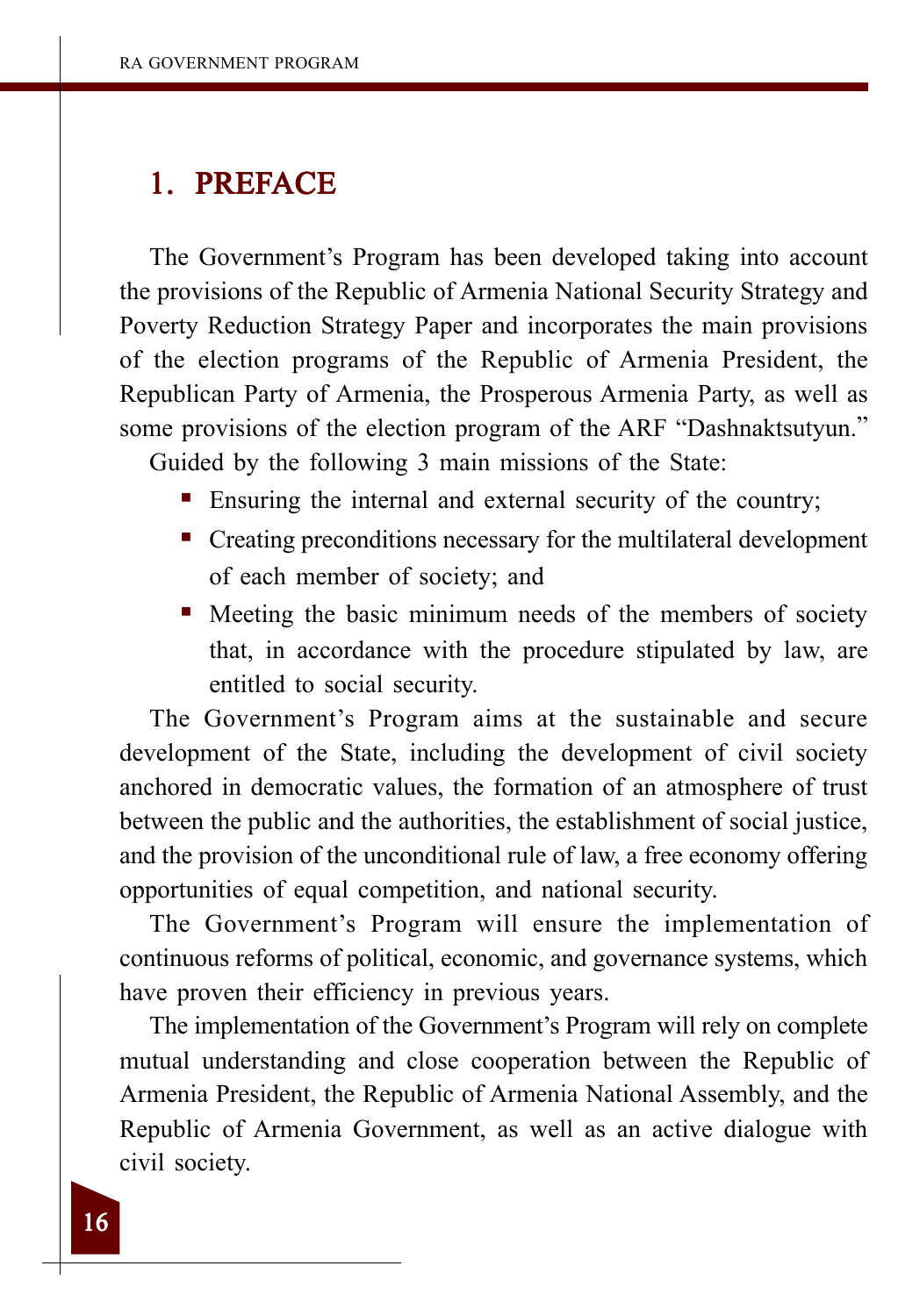# 1. PREFACE

The Government's Program has been developed taking into account the provisions of the Republic of Armenia National Security Strategy and Poverty Reduction Strategy Paper and incorporates the main provisions of the election programs of the Republic of Armenia President, the Republican Party of Armenia, the Prosperous Armenia Party, as well as some provisions of the election program of the ARF "Dashnaktsutyun."

Guided by the following 3 main missions of the State:

- Ensuring the internal and external security of the country;
- Creating preconditions necessary for the multilateral development of each member of society; and
- Meeting the basic minimum needs of the members of society that, in accordance with the procedure stipulated by law, are entitled to social security.

The Government's Program aims at the sustainable and secure development of the State, including the development of civil society anchored in democratic values, the formation of an atmosphere of trust between the public and the authorities, the establishment of social justice, and the provision of the unconditional rule of law, a free economy offering opportunities of equal competition, and national security.

The Government's Program will ensure the implementation of continuous reforms of political, economic, and governance systems, which have proven their efficiency in previous years.

The implementation of the Government's Program will rely on complete mutual understanding and close cooperation between the Republic of Armenia President, the Republic of Armenia National Assembly, and the Republic of Armenia Government, as well as an active dialogue with civil society.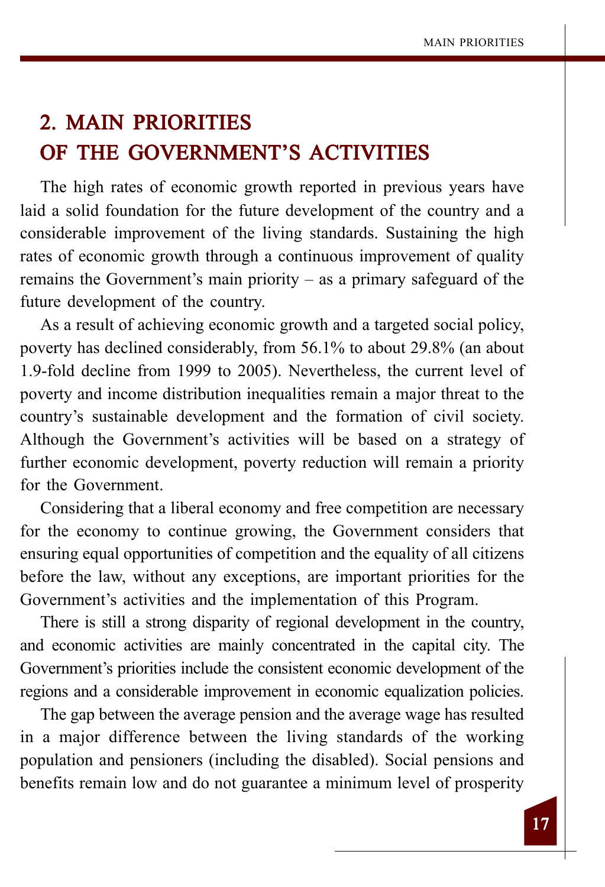## 2. MAIN PRIORITIES OF THE GOVERNMENT'S ACTIVITIES

The high rates of economic growth reported in previous years have laid a solid foundation for the future development of the country and a considerable improvement of the living standards. Sustaining the high rates of economic growth through a continuous improvement of quality remains the Government's main priority – as a primary safeguard of the future development of the country.

As a result of achieving economic growth and a targeted social policy, poverty has declined considerably, from 56.1% to about 29.8% (an about 1.9-fold decline from 1999 to 2005). Nevertheless, the current level of poverty and income distribution inequalities remain a major threat to the country's sustainable development and the formation of civil society. Although the Government's activities will be based on a strategy of further economic development, poverty reduction will remain a priority for the Government.

Considering that a liberal economy and free competition are necessary for the economy to continue growing, the Government considers that ensuring equal opportunities of competition and the equality of all citizens before the law, without any exceptions, are important priorities for the Government's activities and the implementation of this Program.

There is still a strong disparity of regional development in the country, and economic activities are mainly concentrated in the capital city. The Government's priorities include the consistent economic development of the regions and a considerable improvement in economic equalization policies.

The gap between the average pension and the average wage has resulted in a major difference between the living standards of the working population and pensioners (including the disabled). Social pensions and benefits remain low and do not guarantee a minimum level of prosperity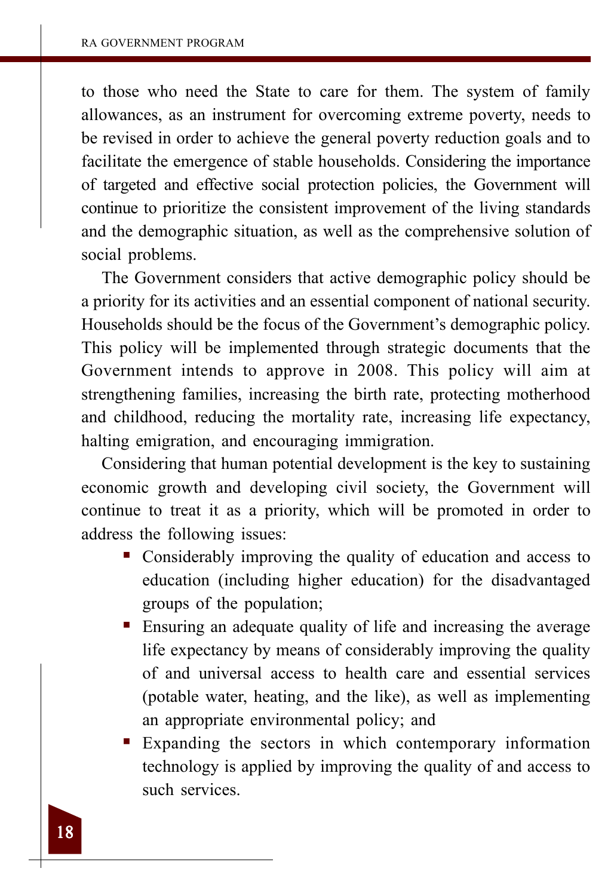to those who need the State to care for them. The system of family allowances, as an instrument for overcoming extreme poverty, needs to be revised in order to achieve the general poverty reduction goals and to facilitate the emergence of stable households. Considering the importance of targeted and effective social protection policies, the Government will continue to prioritize the consistent improvement of the living standards and the demographic situation, as well as the comprehensive solution of social problems.

The Government considers that active demographic policy should be a priority for its activities and an essential component of national security. Households should be the focus of the Government's demographic policy. This policy will be implemented through strategic documents that the Government intends to approve in 2008. This policy will aim at strengthening families, increasing the birth rate, protecting motherhood and childhood, reducing the mortality rate, increasing life expectancy, halting emigration, and encouraging immigration.

Considering that human potential development is the key to sustaining economic growth and developing civil society, the Government will continue to treat it as a priority, which will be promoted in order to address the following issues:

- Considerably improving the quality of education and access to education (including higher education) for the disadvantaged groups of the population;
- Ensuring an adequate quality of life and increasing the average life expectancy by means of considerably improving the quality of and universal access to health care and essential services (potable water, heating, and the like), as well as implementing an appropriate environmental policy; and
- Expanding the sectors in which contemporary information technology is applied by improving the quality of and access to such services.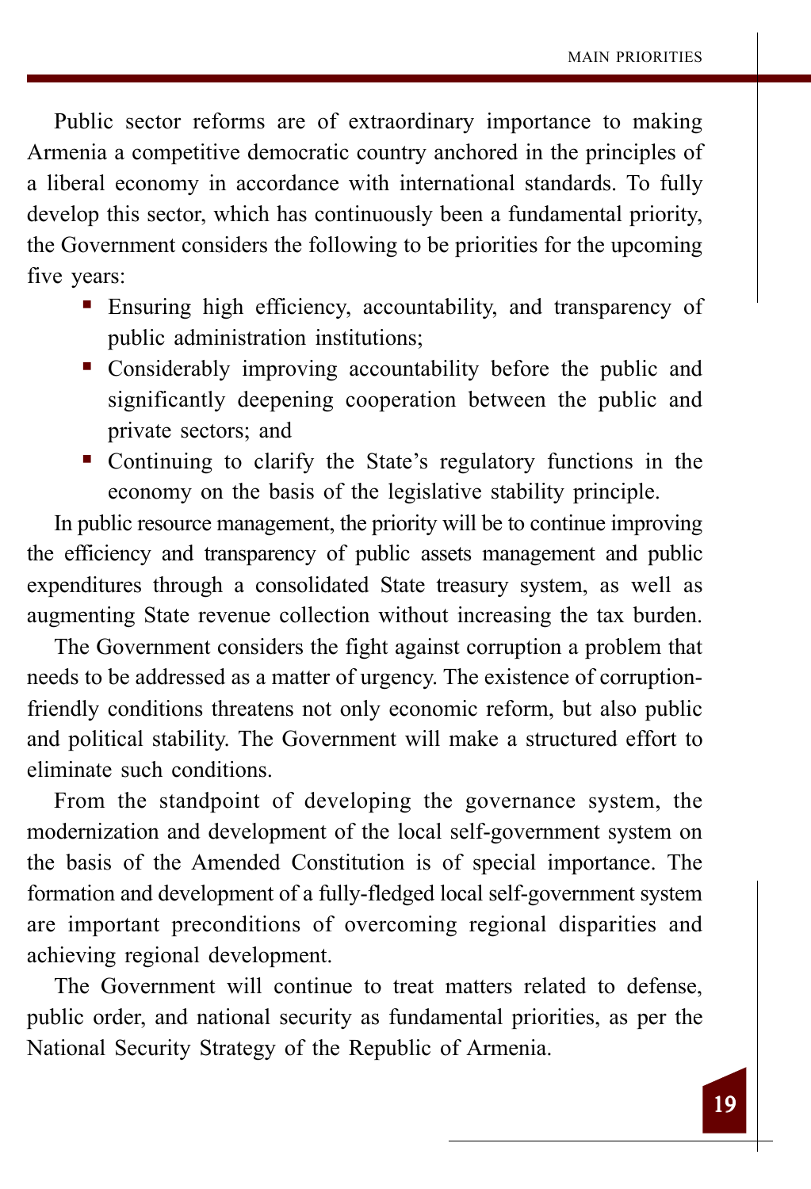Public sector reforms are of extraordinary importance to making Armenia a competitive democratic country anchored in the principles of a liberal economy in accordance with international standards. To fully develop this sector, which has continuously been a fundamental priority, the Government considers the following to be priorities for the upcoming five years:

- Ensuring high efficiency, accountability, and transparency of public administration institutions;
- Considerably improving accountability before the public and significantly deepening cooperation between the public and private sectors; and
- Continuing to clarify the State's regulatory functions in the economy on the basis of the legislative stability principle.

In public resource management, the priority will be to continue improving the efficiency and transparency of public assets management and public expenditures through a consolidated State treasury system, as well as augmenting State revenue collection without increasing the tax burden.

The Government considers the fight against corruption a problem that needs to be addressed as a matter of urgency. The existence of corruption-friendly conditions threatens not only economic reform, but also public and political stability. The Government will make a structured effort to eliminate such conditions.

From the standpoint of developing the governance system, the modernization and development of the local self-government system on the basis of the Amended Constitution is of special importance. The formation and development of a fully-fledged local self-government system are important preconditions of overcoming regional disparities and achieving regional development.

The Government will continue to treat matters related to defense, public order, and national security as fundamental priorities, as per the National Security Strategy of the Republic of Armenia.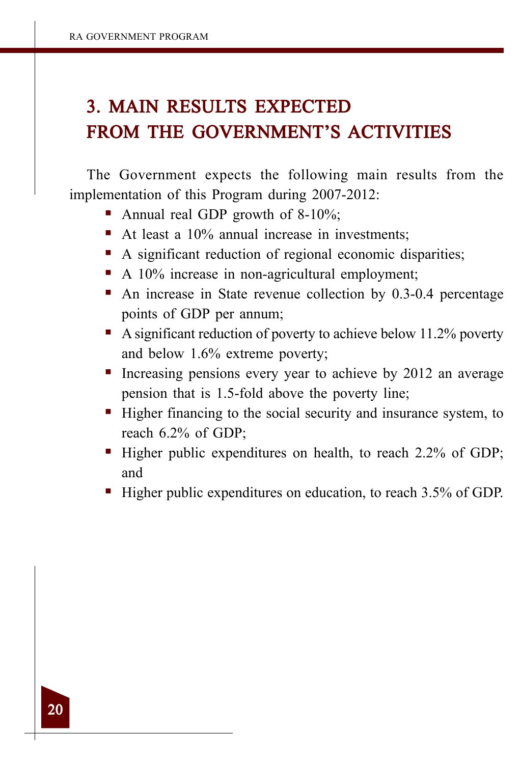# 3. MAIN RESULTS EXPECTED FROM THE GOVERNMENT'S ACTIVITIES

The Government expects the following main results from the implementation of this Program during 2007-2012:

- Annual real GDP growth of 8-10%;
- At least a 10% annual increase in investments;
- A significant reduction of regional economic disparities;
- A 10% increase in non-agricultural employment;
- An increase in State revenue collection by 0.3-0.4 percentage points of GDP per annum;
- A significant reduction of poverty to achieve below 11.2% poverty and below 1.6% extreme poverty;
- Increasing pensions every year to achieve by 2012 an average pension that is 1.5-fold above the poverty line;
- Higher financing to the social security and insurance system, to reach 6.2% of GDP;
- Higher public expenditures on health, to reach 2.2% of GDP; and
- Higher public expenditures on education, to reach 3.5% of GDP.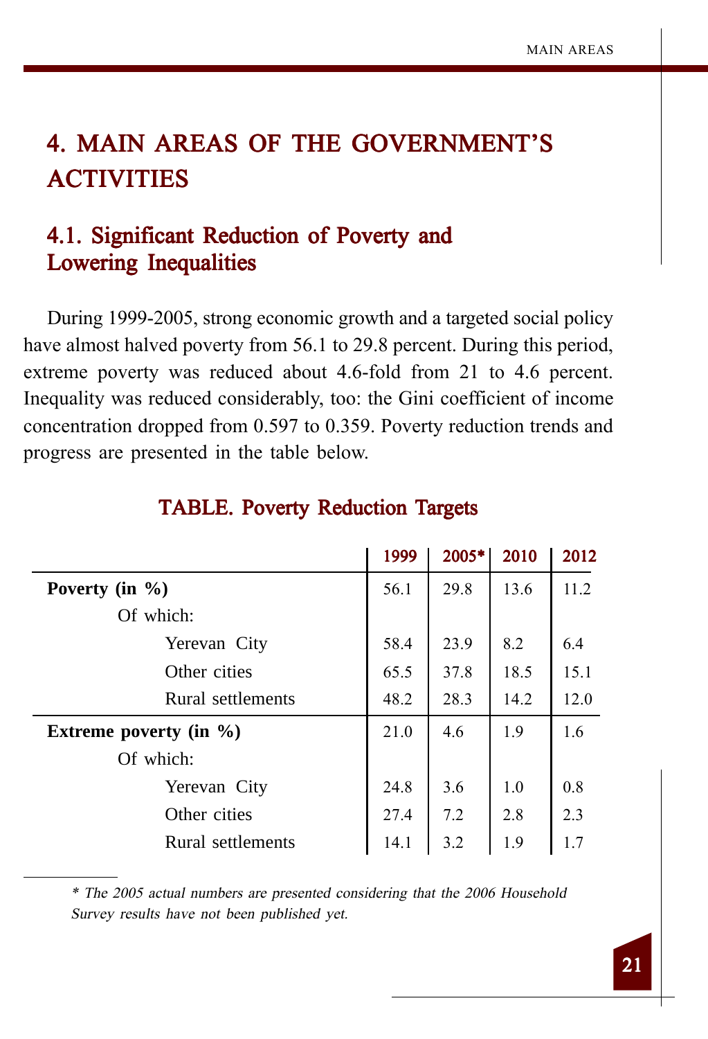# 4. MAIN AREAS OF THE GOVERNMENT'S ACTIVITIES

## 4.1. Significant Reduction of Poverty and Lowering Inequalities

During 1999-2005, strong economic growth and a targeted social policy have almost halved poverty from 56.1 to 29.8 percent. During this period, extreme poverty was reduced about 4.6-fold from 21 to 4.6 percent. Inequality was reduced considerably, too: the Gini coefficient of income concentration dropped from 0.597 to 0.359. Poverty reduction trends and progress are presented in the table below.

### TABLE. Poverty Reduction Targets

| | 1999 | 2005* | 2010 | 2012 |
|---|---|---|---|---|
| **Poverty (in %)** | 56.1 | 29.8 | 13.6 | 11.2 |
| Of which: | | | | |
| Yerevan City | 58.4 | 23.9 | 8.2 | 6.4 |
| Other cities | 65.5 | 37.8 | 18.5 | 15.1 |
| Rural settlements | 48.2 | 28.3 | 14.2 | 12.0 |
| **Extreme poverty (in %)** | 21.0 | 4.6 | 1.9 | 1.6 |
| Of which: | | | | |
| Yerevan City | 24.8 | 3.6 | 1.0 | 0.8 |
| Other cities | 27.4 | 7.2 | 2.8 | 2.3 |
| Rural settlements | 14.1 | 3.2 | 1.9 | 1.7 |

*\* The 2005 actual numbers are presented considering that the 2006 Household Survey results have not been published yet.*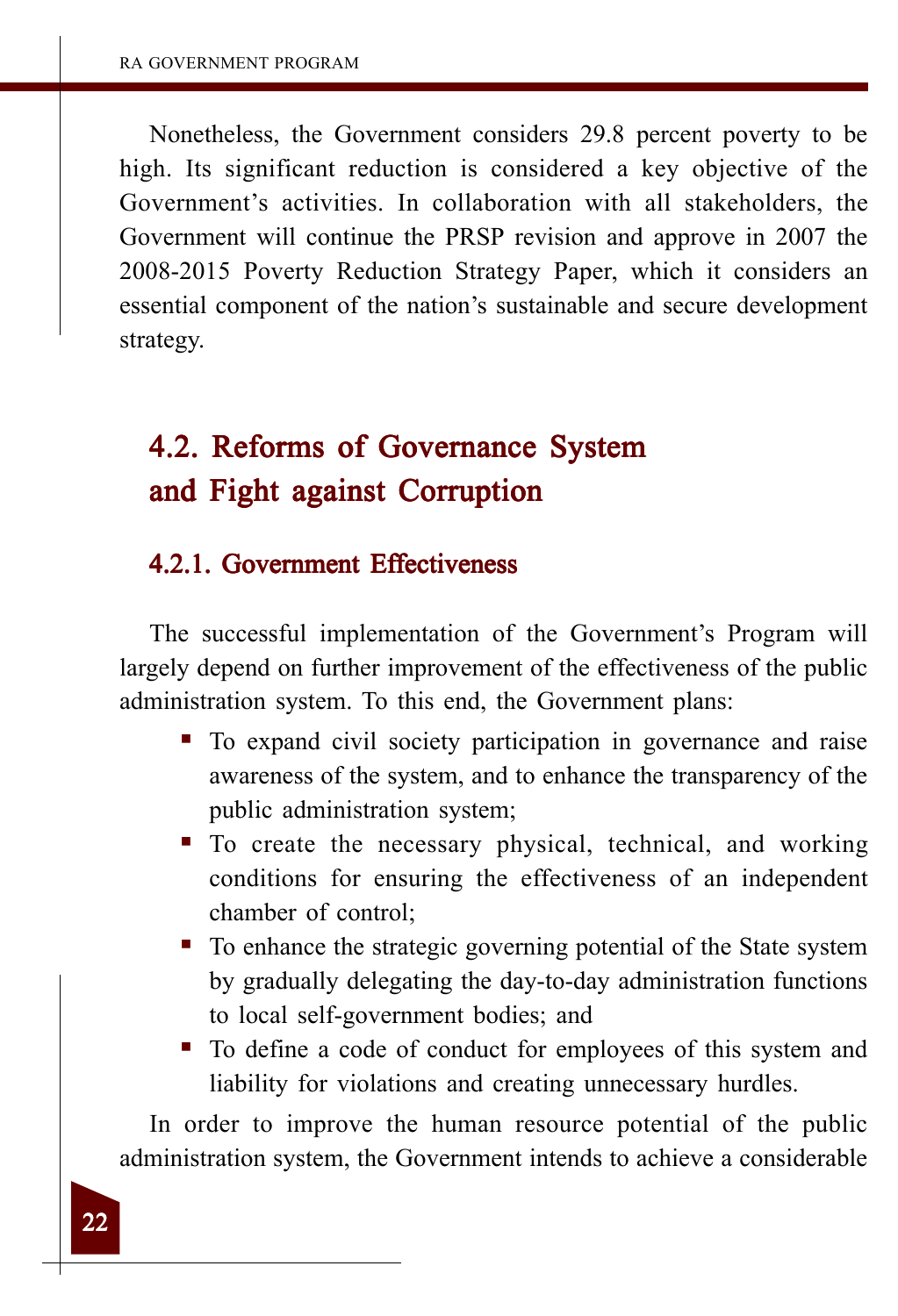Nonetheless, the Government considers 29.8 percent poverty to be high. Its significant reduction is considered a key objective of the Government's activities. In collaboration with all stakeholders, the Government will continue the PRSP revision and approve in 2007 the 2008-2015 Poverty Reduction Strategy Paper, which it considers an essential component of the nation's sustainable and secure development strategy.

## 4.2. Reforms of Governance System and Fight against Corruption

### 4.2.1. Government Effectiveness

The successful implementation of the Government's Program will largely depend on further improvement of the effectiveness of the public administration system. To this end, the Government plans:

- To expand civil society participation in governance and raise awareness of the system, and to enhance the transparency of the public administration system;
- To create the necessary physical, technical, and working conditions for ensuring the effectiveness of an independent chamber of control;
- To enhance the strategic governing potential of the State system by gradually delegating the day-to-day administration functions to local self-government bodies; and
- To define a code of conduct for employees of this system and liability for violations and creating unnecessary hurdles.

In order to improve the human resource potential of the public administration system, the Government intends to achieve a considerable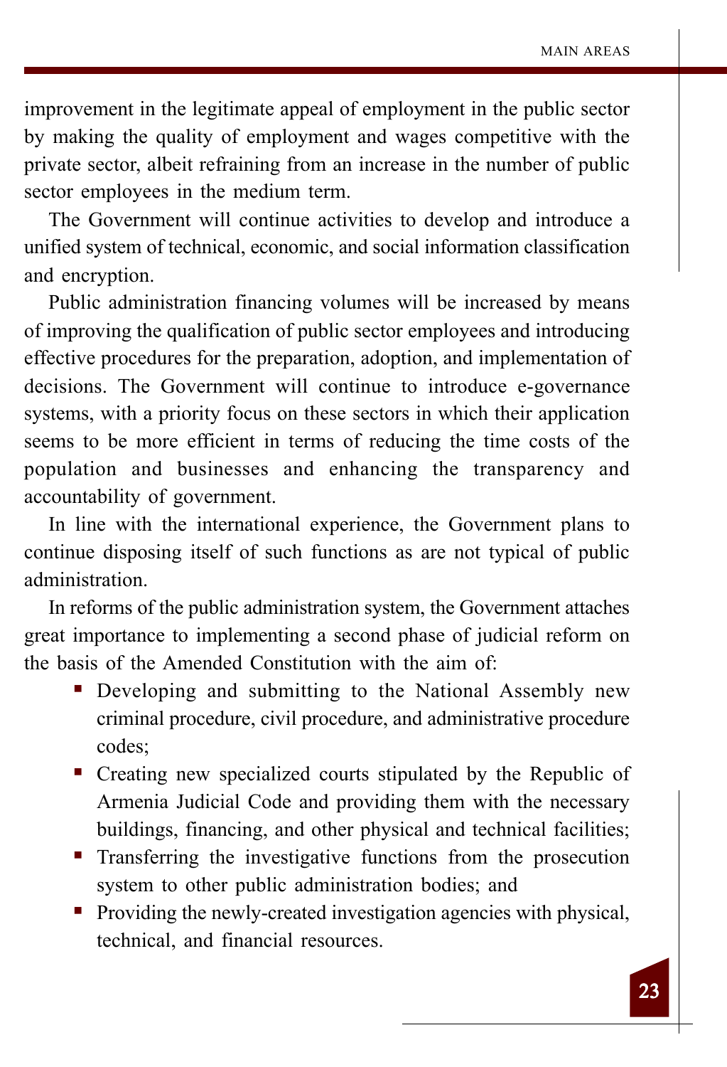improvement in the legitimate appeal of employment in the public sector by making the quality of employment and wages competitive with the private sector, albeit refraining from an increase in the number of public sector employees in the medium term.

The Government will continue activities to develop and introduce a unified system of technical, economic, and social information classification and encryption.

Public administration financing volumes will be increased by means of improving the qualification of public sector employees and introducing effective procedures for the preparation, adoption, and implementation of decisions. The Government will continue to introduce e-governance systems, with a priority focus on these sectors in which their application seems to be more efficient in terms of reducing the time costs of the population and businesses and enhancing the transparency and accountability of government.

In line with the international experience, the Government plans to continue disposing itself of such functions as are not typical of public administration.

In reforms of the public administration system, the Government attaches great importance to implementing a second phase of judicial reform on the basis of the Amended Constitution with the aim of:

- Developing and submitting to the National Assembly new criminal procedure, civil procedure, and administrative procedure codes;
- Creating new specialized courts stipulated by the Republic of Armenia Judicial Code and providing them with the necessary buildings, financing, and other physical and technical facilities;
- Transferring the investigative functions from the prosecution system to other public administration bodies; and
- Providing the newly-created investigation agencies with physical, technical, and financial resources.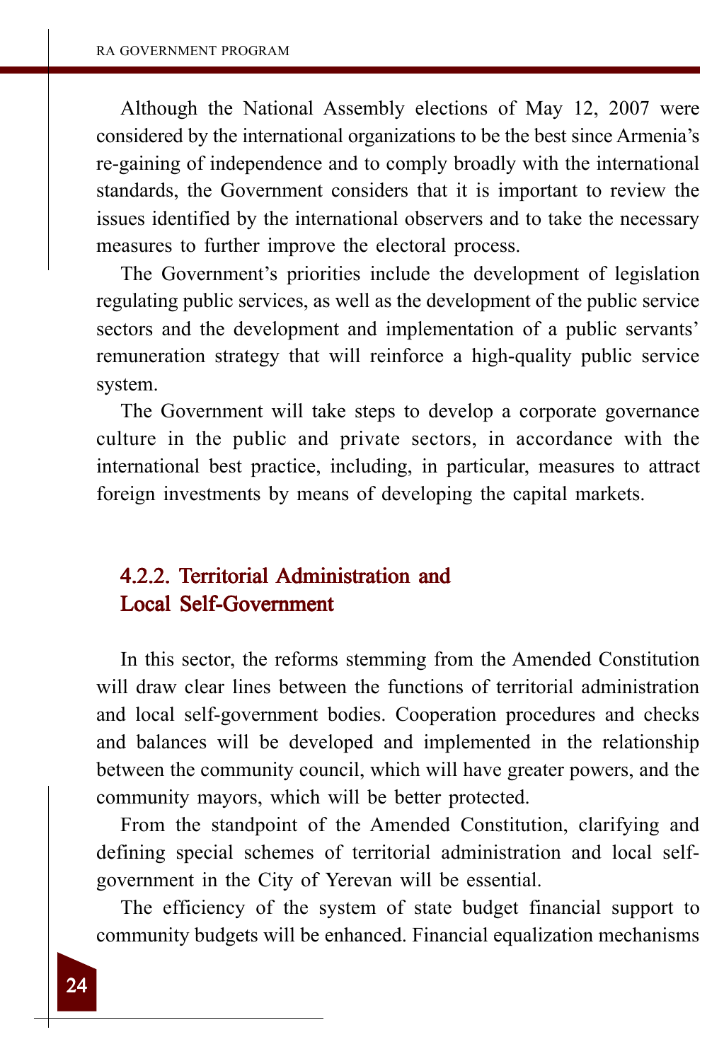Although the National Assembly elections of May 12, 2007 were considered by the international organizations to be the best since Armenia's re-gaining of independence and to comply broadly with the international standards, the Government considers that it is important to review the issues identified by the international observers and to take the necessary measures to further improve the electoral process.

The Government's priorities include the development of legislation regulating public services, as well as the development of the public service sectors and the development and implementation of a public servants' remuneration strategy that will reinforce a high-quality public service system.

The Government will take steps to develop a corporate governance culture in the public and private sectors, in accordance with the international best practice, including, in particular, measures to attract foreign investments by means of developing the capital markets.

### 4.2.2. Territorial Administration and Local Self-Government

In this sector, the reforms stemming from the Amended Constitution will draw clear lines between the functions of territorial administration and local self-government bodies. Cooperation procedures and checks and balances will be developed and implemented in the relationship between the community council, which will have greater powers, and the community mayors, which will be better protected.

From the standpoint of the Amended Constitution, clarifying and defining special schemes of territorial administration and local self-government in the City of Yerevan will be essential.

The efficiency of the system of state budget financial support to community budgets will be enhanced. Financial equalization mechanisms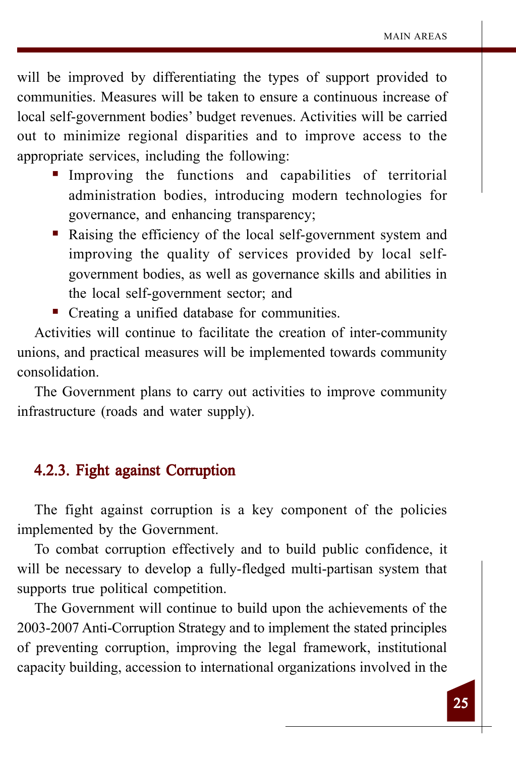will be improved by differentiating the types of support provided to communities. Measures will be taken to ensure a continuous increase of local self-government bodies' budget revenues. Activities will be carried out to minimize regional disparities and to improve access to the appropriate services, including the following:

- Improving the functions and capabilities of territorial administration bodies, introducing modern technologies for governance, and enhancing transparency;
- Raising the efficiency of the local self-government system and improving the quality of services provided by local self-government bodies, as well as governance skills and abilities in the local self-government sector; and
- Creating a unified database for communities.

Activities will continue to facilitate the creation of inter-community unions, and practical measures will be implemented towards community consolidation.

The Government plans to carry out activities to improve community infrastructure (roads and water supply).

### 4.2.3. Fight against Corruption

The fight against corruption is a key component of the policies implemented by the Government.

To combat corruption effectively and to build public confidence, it will be necessary to develop a fully-fledged multi-partisan system that supports true political competition.

The Government will continue to build upon the achievements of the 2003-2007 Anti-Corruption Strategy and to implement the stated principles of preventing corruption, improving the legal framework, institutional capacity building, accession to international organizations involved in the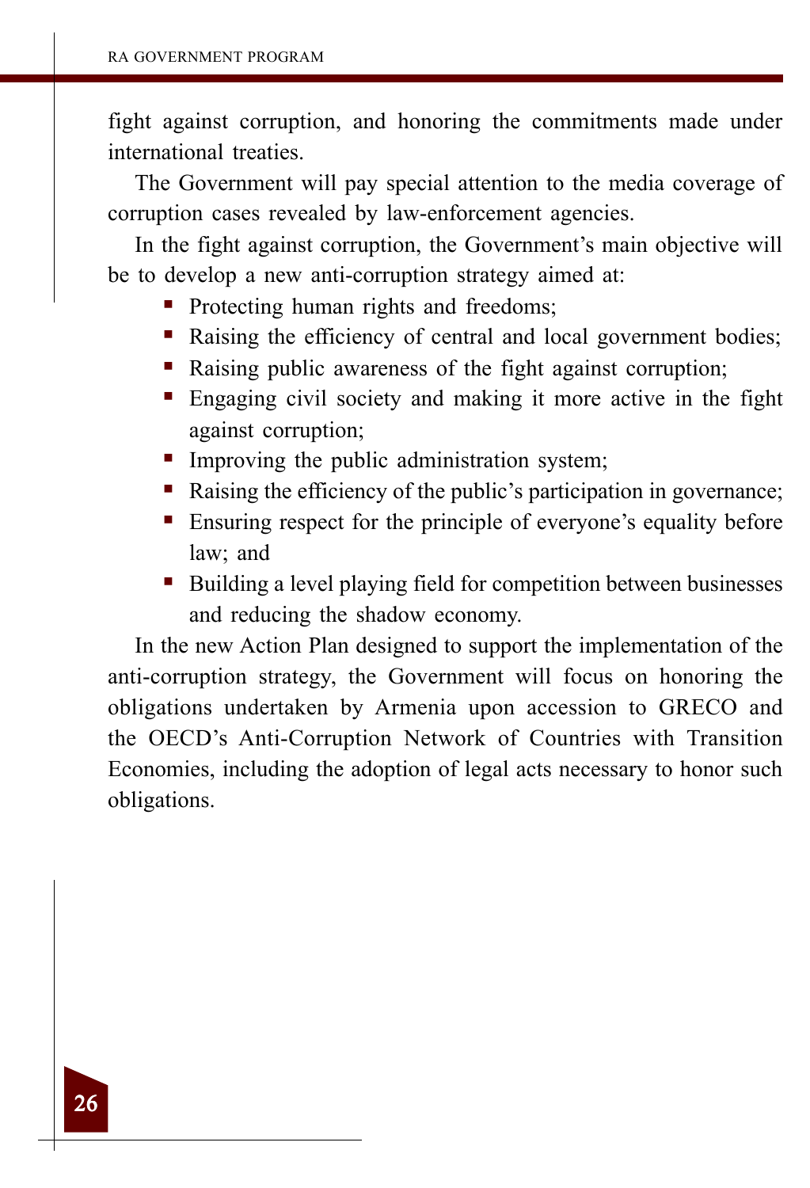fight against corruption, and honoring the commitments made under international treaties.

The Government will pay special attention to the media coverage of corruption cases revealed by law-enforcement agencies.

In the fight against corruption, the Government's main objective will be to develop a new anti-corruption strategy aimed at:

- Protecting human rights and freedoms;
- Raising the efficiency of central and local government bodies;
- Raising public awareness of the fight against corruption;
- Engaging civil society and making it more active in the fight against corruption;
- Improving the public administration system;
- Raising the efficiency of the public's participation in governance;
- Ensuring respect for the principle of everyone's equality before law; and
- Building a level playing field for competition between businesses and reducing the shadow economy.

In the new Action Plan designed to support the implementation of the anti-corruption strategy, the Government will focus on honoring the obligations undertaken by Armenia upon accession to GRECO and the OECD's Anti-Corruption Network of Countries with Transition Economies, including the adoption of legal acts necessary to honor such obligations.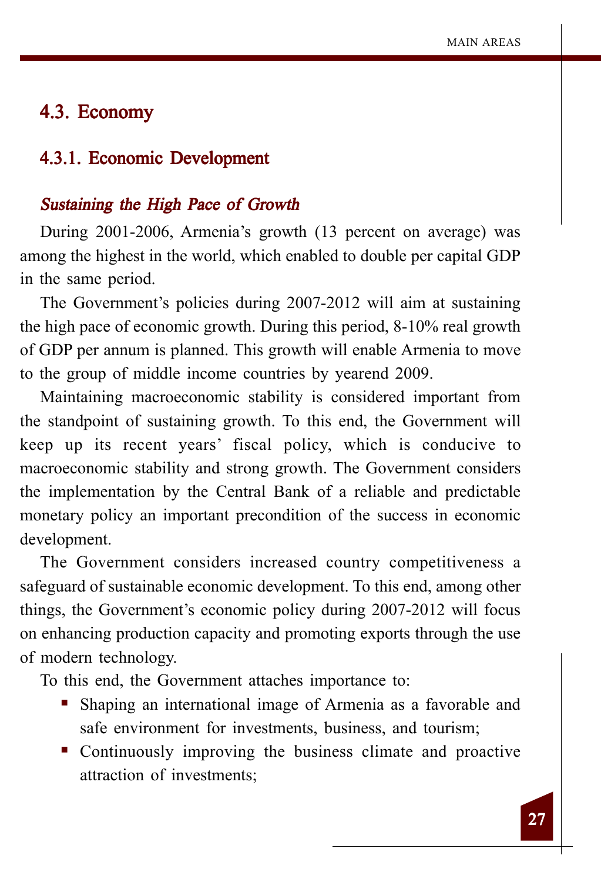## 4.3. Economy

### 4.3.1. Economic Development

*Sustaining the High Pace of Growth*

During 2001-2006, Armenia's growth (13 percent on average) was among the highest in the world, which enabled to double per capital GDP in the same period.

The Government's policies during 2007-2012 will aim at sustaining the high pace of economic growth. During this period, 8-10% real growth of GDP per annum is planned. This growth will enable Armenia to move to the group of middle income countries by yearend 2009.

Maintaining macroeconomic stability is considered important from the standpoint of sustaining growth. To this end, the Government will keep up its recent years' fiscal policy, which is conducive to macroeconomic stability and strong growth. The Government considers the implementation by the Central Bank of a reliable and predictable monetary policy an important precondition of the success in economic development.

The Government considers increased country competitiveness a safeguard of sustainable economic development. To this end, among other things, the Government's economic policy during 2007-2012 will focus on enhancing production capacity and promoting exports through the use of modern technology.

To this end, the Government attaches importance to:

- Shaping an international image of Armenia as a favorable and safe environment for investments, business, and tourism;
- Continuously improving the business climate and proactive attraction of investments;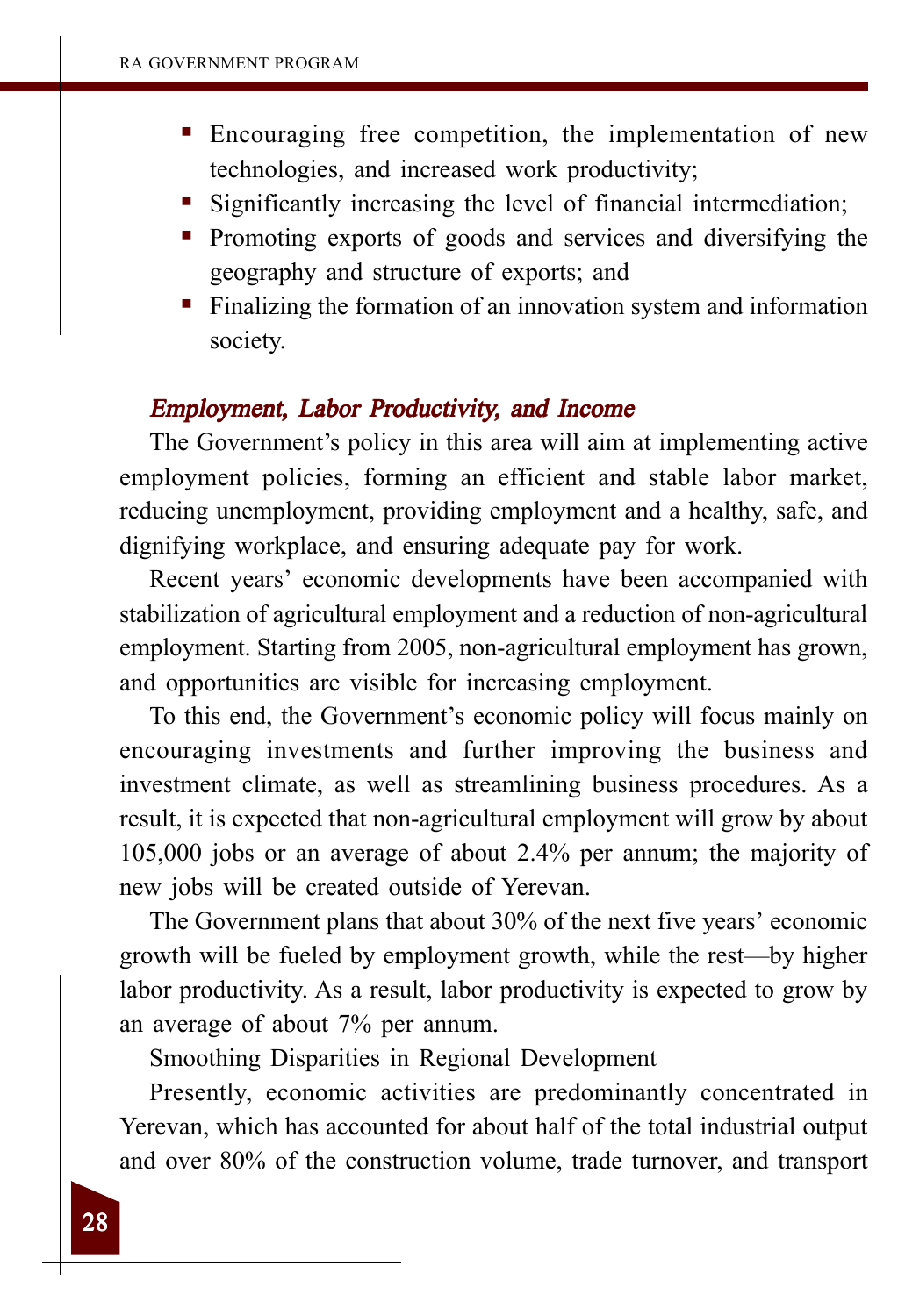- Encouraging free competition, the implementation of new technologies, and increased work productivity;
- Significantly increasing the level of financial intermediation;
- Promoting exports of goods and services and diversifying the geography and structure of exports; and
- Finalizing the formation of an innovation system and information society.

### *Employment, Labor Productivity, and Income*

The Government's policy in this area will aim at implementing active employment policies, forming an efficient and stable labor market, reducing unemployment, providing employment and a healthy, safe, and dignifying workplace, and ensuring adequate pay for work.

Recent years' economic developments have been accompanied with stabilization of agricultural employment and a reduction of non-agricultural employment. Starting from 2005, non-agricultural employment has grown, and opportunities are visible for increasing employment.

To this end, the Government's economic policy will focus mainly on encouraging investments and further improving the business and investment climate, as well as streamlining business procedures. As a result, it is expected that non-agricultural employment will grow by about 105,000 jobs or an average of about 2.4% per annum; the majority of new jobs will be created outside of Yerevan.

The Government plans that about 30% of the next five years' economic growth will be fueled by employment growth, while the rest—by higher labor productivity. As a result, labor productivity is expected to grow by an average of about 7% per annum.

Smoothing Disparities in Regional Development

Presently, economic activities are predominantly concentrated in Yerevan, which has accounted for about half of the total industrial output and over 80% of the construction volume, trade turnover, and transport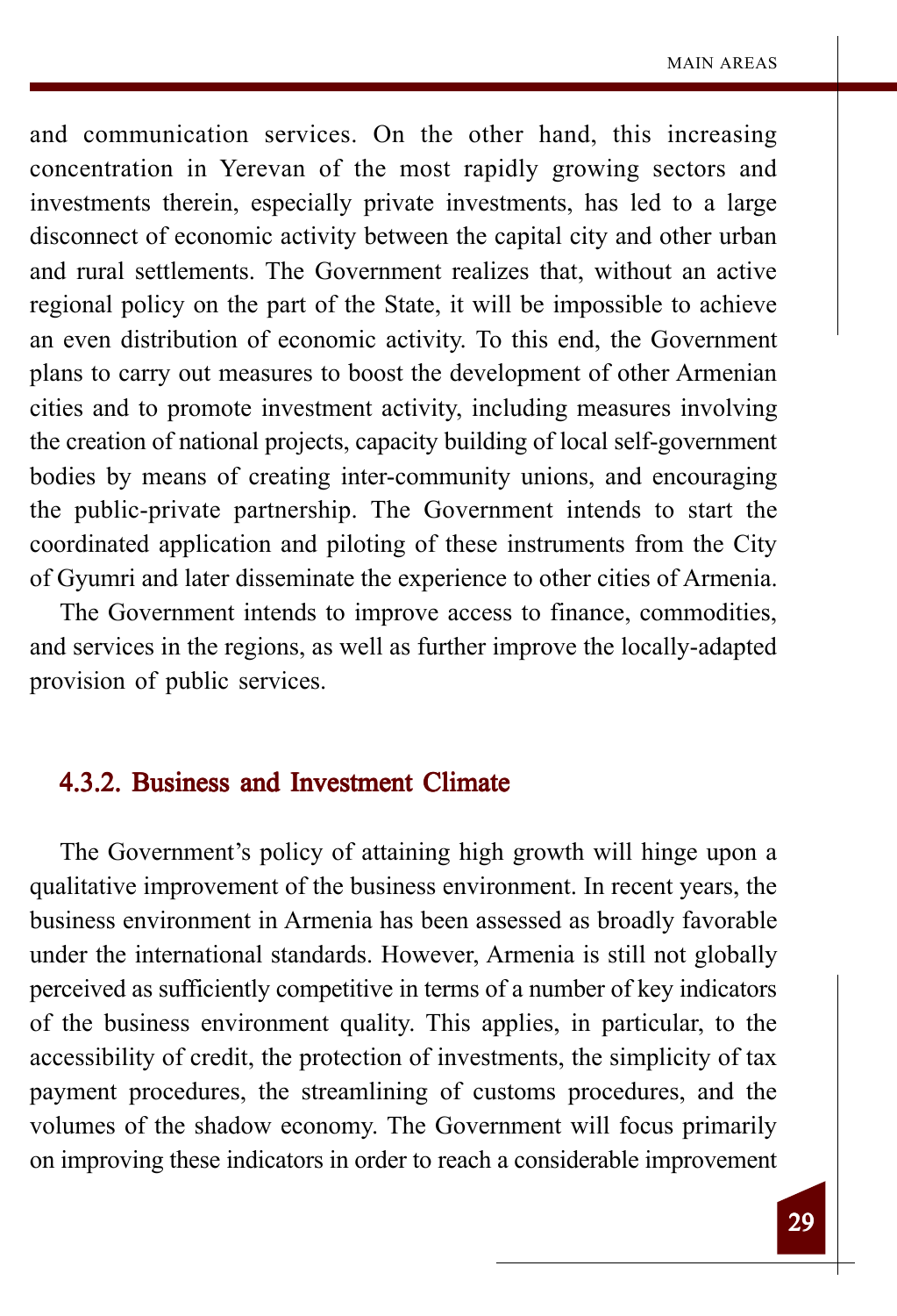and communication services. On the other hand, this increasing concentration in Yerevan of the most rapidly growing sectors and investments therein, especially private investments, has led to a large disconnect of economic activity between the capital city and other urban and rural settlements. The Government realizes that, without an active regional policy on the part of the State, it will be impossible to achieve an even distribution of economic activity. To this end, the Government plans to carry out measures to boost the development of other Armenian cities and to promote investment activity, including measures involving the creation of national projects, capacity building of local self-government bodies by means of creating inter-community unions, and encouraging the public-private partnership. The Government intends to start the coordinated application and piloting of these instruments from the City of Gyumri and later disseminate the experience to other cities of Armenia.

The Government intends to improve access to finance, commodities, and services in the regions, as well as further improve the locally-adapted provision of public services.

### 4.3.2. Business and Investment Climate

The Government's policy of attaining high growth will hinge upon a qualitative improvement of the business environment. In recent years, the business environment in Armenia has been assessed as broadly favorable under the international standards. However, Armenia is still not globally perceived as sufficiently competitive in terms of a number of key indicators of the business environment quality. This applies, in particular, to the accessibility of credit, the protection of investments, the simplicity of tax payment procedures, the streamlining of customs procedures, and the volumes of the shadow economy. The Government will focus primarily on improving these indicators in order to reach a considerable improvement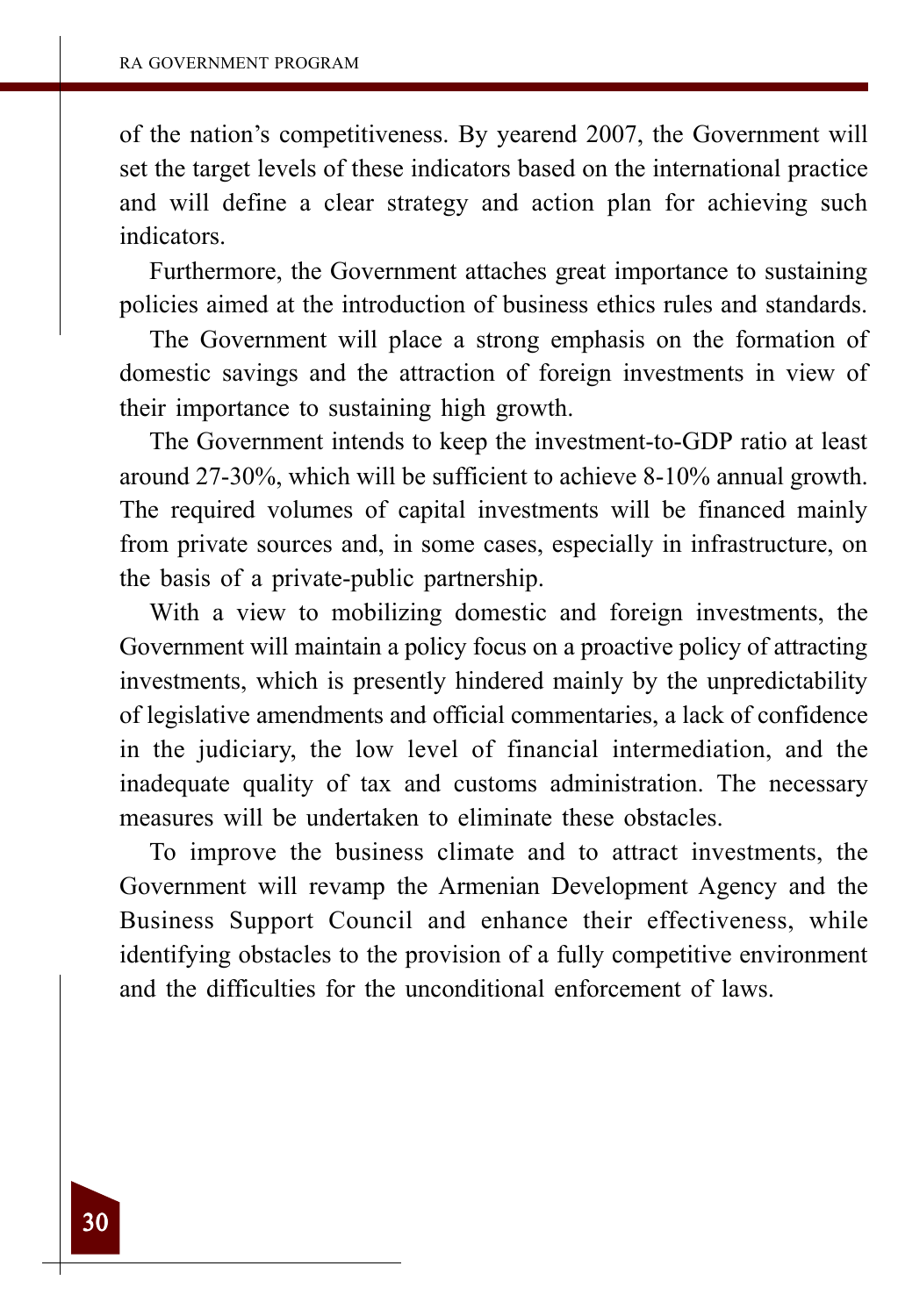of the nation's competitiveness. By yearend 2007, the Government will set the target levels of these indicators based on the international practice and will define a clear strategy and action plan for achieving such indicators.

Furthermore, the Government attaches great importance to sustaining policies aimed at the introduction of business ethics rules and standards.

The Government will place a strong emphasis on the formation of domestic savings and the attraction of foreign investments in view of their importance to sustaining high growth.

The Government intends to keep the investment-to-GDP ratio at least around 27-30%, which will be sufficient to achieve 8-10% annual growth. The required volumes of capital investments will be financed mainly from private sources and, in some cases, especially in infrastructure, on the basis of a private-public partnership.

With a view to mobilizing domestic and foreign investments, the Government will maintain a policy focus on a proactive policy of attracting investments, which is presently hindered mainly by the unpredictability of legislative amendments and official commentaries, a lack of confidence in the judiciary, the low level of financial intermediation, and the inadequate quality of tax and customs administration. The necessary measures will be undertaken to eliminate these obstacles.

To improve the business climate and to attract investments, the Government will revamp the Armenian Development Agency and the Business Support Council and enhance their effectiveness, while identifying obstacles to the provision of a fully competitive environment and the difficulties for the unconditional enforcement of laws.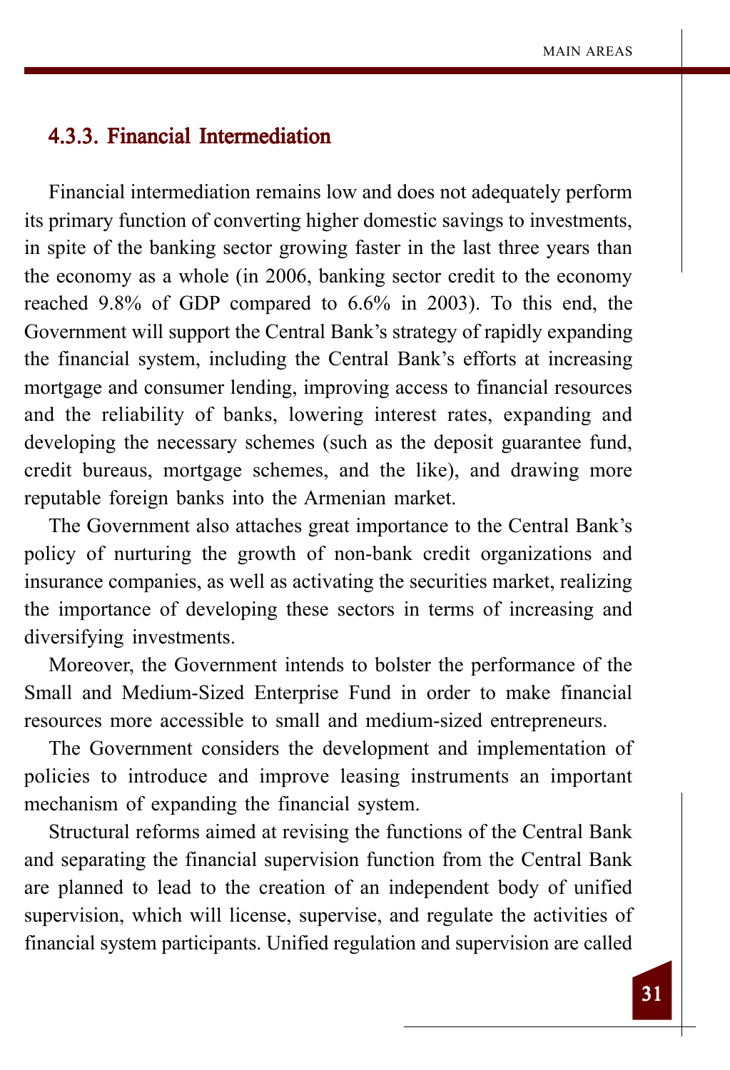### 4.3.3. Financial Intermediation

Financial intermediation remains low and does not adequately perform its primary function of converting higher domestic savings to investments, in spite of the banking sector growing faster in the last three years than the economy as a whole (in 2006, banking sector credit to the economy reached 9.8% of GDP compared to 6.6% in 2003). To this end, the Government will support the Central Bank's strategy of rapidly expanding the financial system, including the Central Bank's efforts at increasing mortgage and consumer lending, improving access to financial resources and the reliability of banks, lowering interest rates, expanding and developing the necessary schemes (such as the deposit guarantee fund, credit bureaus, mortgage schemes, and the like), and drawing more reputable foreign banks into the Armenian market.

The Government also attaches great importance to the Central Bank's policy of nurturing the growth of non-bank credit organizations and insurance companies, as well as activating the securities market, realizing the importance of developing these sectors in terms of increasing and diversifying investments.

Moreover, the Government intends to bolster the performance of the Small and Medium-Sized Enterprise Fund in order to make financial resources more accessible to small and medium-sized entrepreneurs.

The Government considers the development and implementation of policies to introduce and improve leasing instruments an important mechanism of expanding the financial system.

Structural reforms aimed at revising the functions of the Central Bank and separating the financial supervision function from the Central Bank are planned to lead to the creation of an independent body of unified supervision, which will license, supervise, and regulate the activities of financial system participants. Unified regulation and supervision are called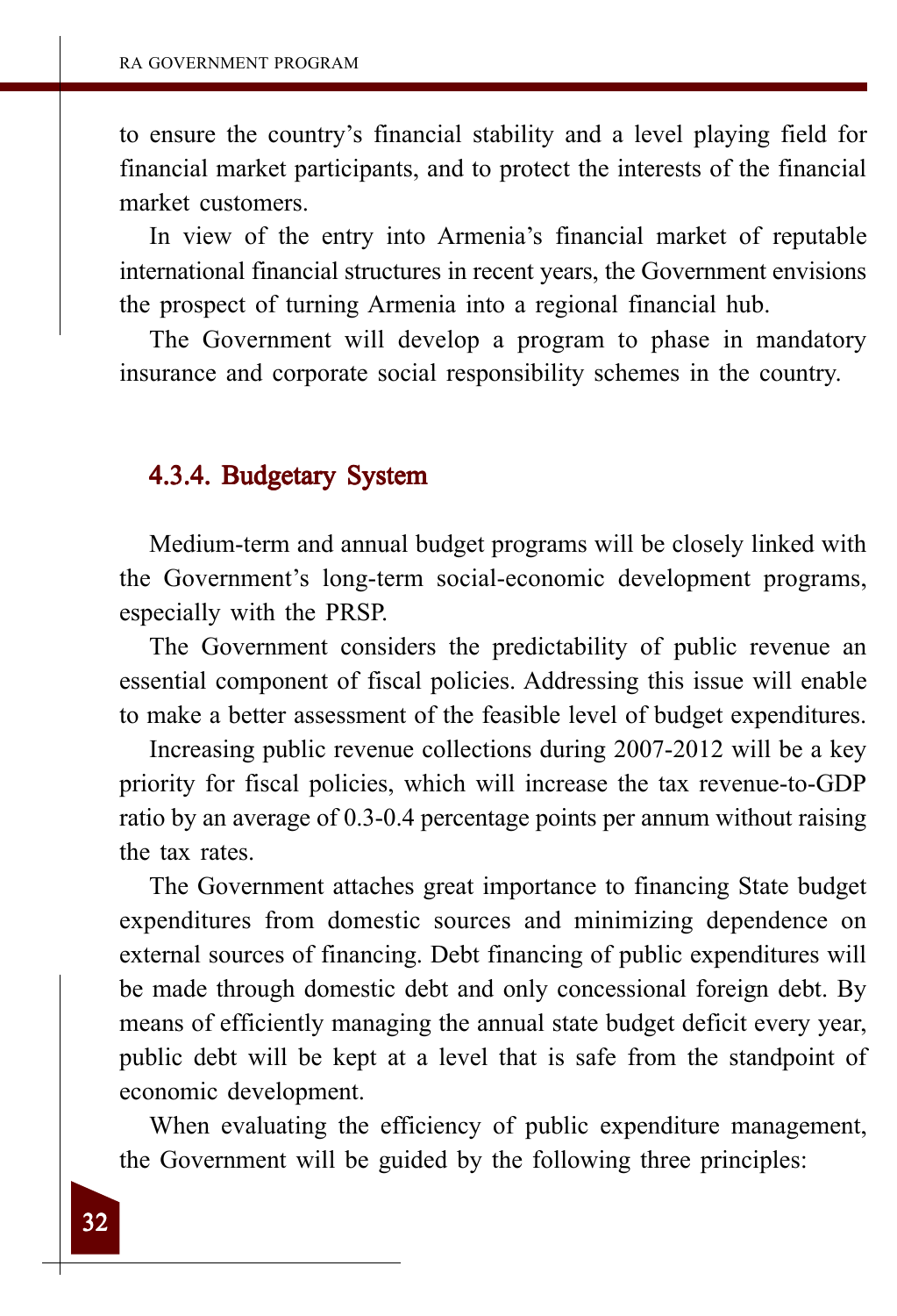to ensure the country's financial stability and a level playing field for financial market participants, and to protect the interests of the financial market customers.

In view of the entry into Armenia's financial market of reputable international financial structures in recent years, the Government envisions the prospect of turning Armenia into a regional financial hub.

The Government will develop a program to phase in mandatory insurance and corporate social responsibility schemes in the country.

### 4.3.4. Budgetary System

Medium-term and annual budget programs will be closely linked with the Government's long-term social-economic development programs, especially with the PRSP.

The Government considers the predictability of public revenue an essential component of fiscal policies. Addressing this issue will enable to make a better assessment of the feasible level of budget expenditures.

Increasing public revenue collections during 2007-2012 will be a key priority for fiscal policies, which will increase the tax revenue-to-GDP ratio by an average of 0.3-0.4 percentage points per annum without raising the tax rates.

The Government attaches great importance to financing State budget expenditures from domestic sources and minimizing dependence on external sources of financing. Debt financing of public expenditures will be made through domestic debt and only concessional foreign debt. By means of efficiently managing the annual state budget deficit every year, public debt will be kept at a level that is safe from the standpoint of economic development.

When evaluating the efficiency of public expenditure management, the Government will be guided by the following three principles: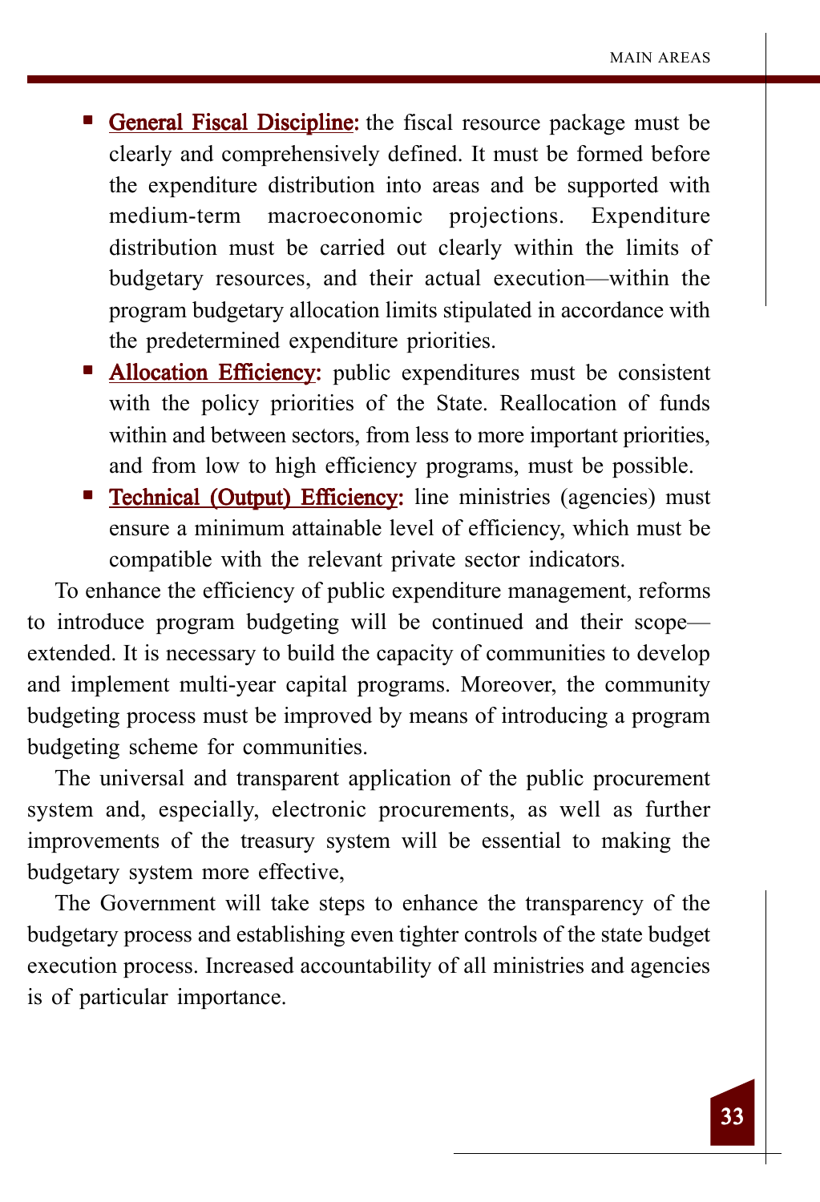- **General Fiscal Discipline:** the fiscal resource package must be clearly and comprehensively defined. It must be formed before the expenditure distribution into areas and be supported with medium-term macroeconomic projections. Expenditure distribution must be carried out clearly within the limits of budgetary resources, and their actual execution—within the program budgetary allocation limits stipulated in accordance with the predetermined expenditure priorities.
- **Allocation Efficiency:** public expenditures must be consistent with the policy priorities of the State. Reallocation of funds within and between sectors, from less to more important priorities, and from low to high efficiency programs, must be possible.
- **Technical (Output) Efficiency:** line ministries (agencies) must ensure a minimum attainable level of efficiency, which must be compatible with the relevant private sector indicators.

To enhance the efficiency of public expenditure management, reforms to introduce program budgeting will be continued and their scope—extended. It is necessary to build the capacity of communities to develop and implement multi-year capital programs. Moreover, the community budgeting process must be improved by means of introducing a program budgeting scheme for communities.

The universal and transparent application of the public procurement system and, especially, electronic procurements, as well as further improvements of the treasury system will be essential to making the budgetary system more effective,

The Government will take steps to enhance the transparency of the budgetary process and establishing even tighter controls of the state budget execution process. Increased accountability of all ministries and agencies is of particular importance.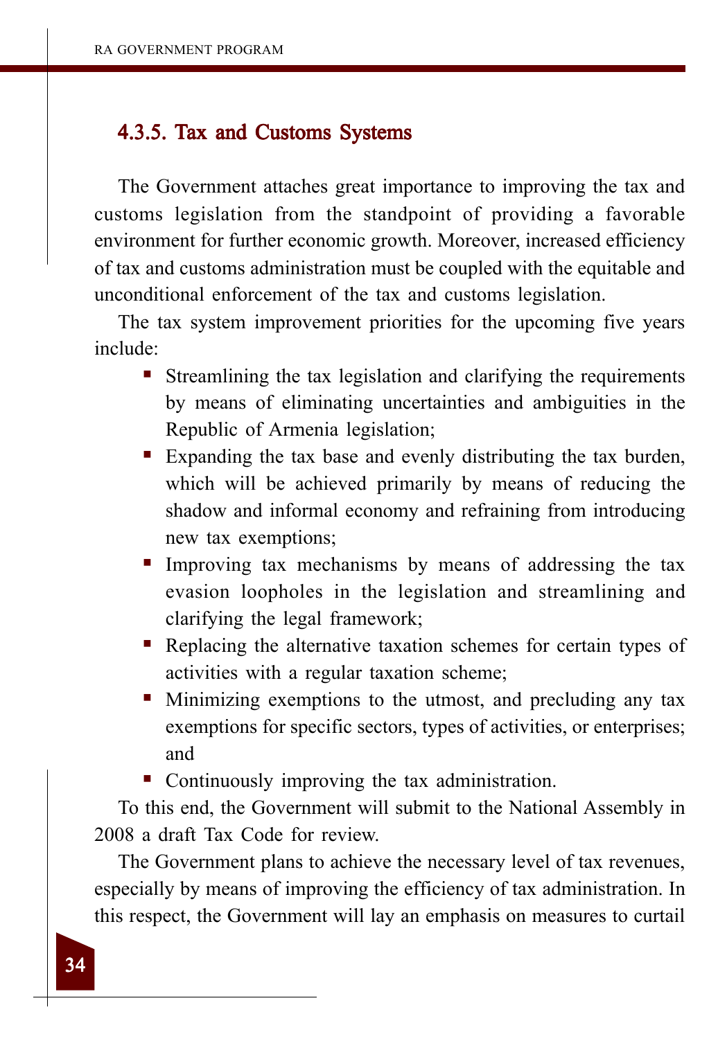### 4.3.5. Tax and Customs Systems

The Government attaches great importance to improving the tax and customs legislation from the standpoint of providing a favorable environment for further economic growth. Moreover, increased efficiency of tax and customs administration must be coupled with the equitable and unconditional enforcement of the tax and customs legislation.

The tax system improvement priorities for the upcoming five years include:

- Streamlining the tax legislation and clarifying the requirements by means of eliminating uncertainties and ambiguities in the Republic of Armenia legislation;
- Expanding the tax base and evenly distributing the tax burden, which will be achieved primarily by means of reducing the shadow and informal economy and refraining from introducing new tax exemptions;
- Improving tax mechanisms by means of addressing the tax evasion loopholes in the legislation and streamlining and clarifying the legal framework;
- Replacing the alternative taxation schemes for certain types of activities with a regular taxation scheme;
- Minimizing exemptions to the utmost, and precluding any tax exemptions for specific sectors, types of activities, or enterprises; and
- Continuously improving the tax administration.

To this end, the Government will submit to the National Assembly in 2008 a draft Tax Code for review.

The Government plans to achieve the necessary level of tax revenues, especially by means of improving the efficiency of tax administration. In this respect, the Government will lay an emphasis on measures to curtail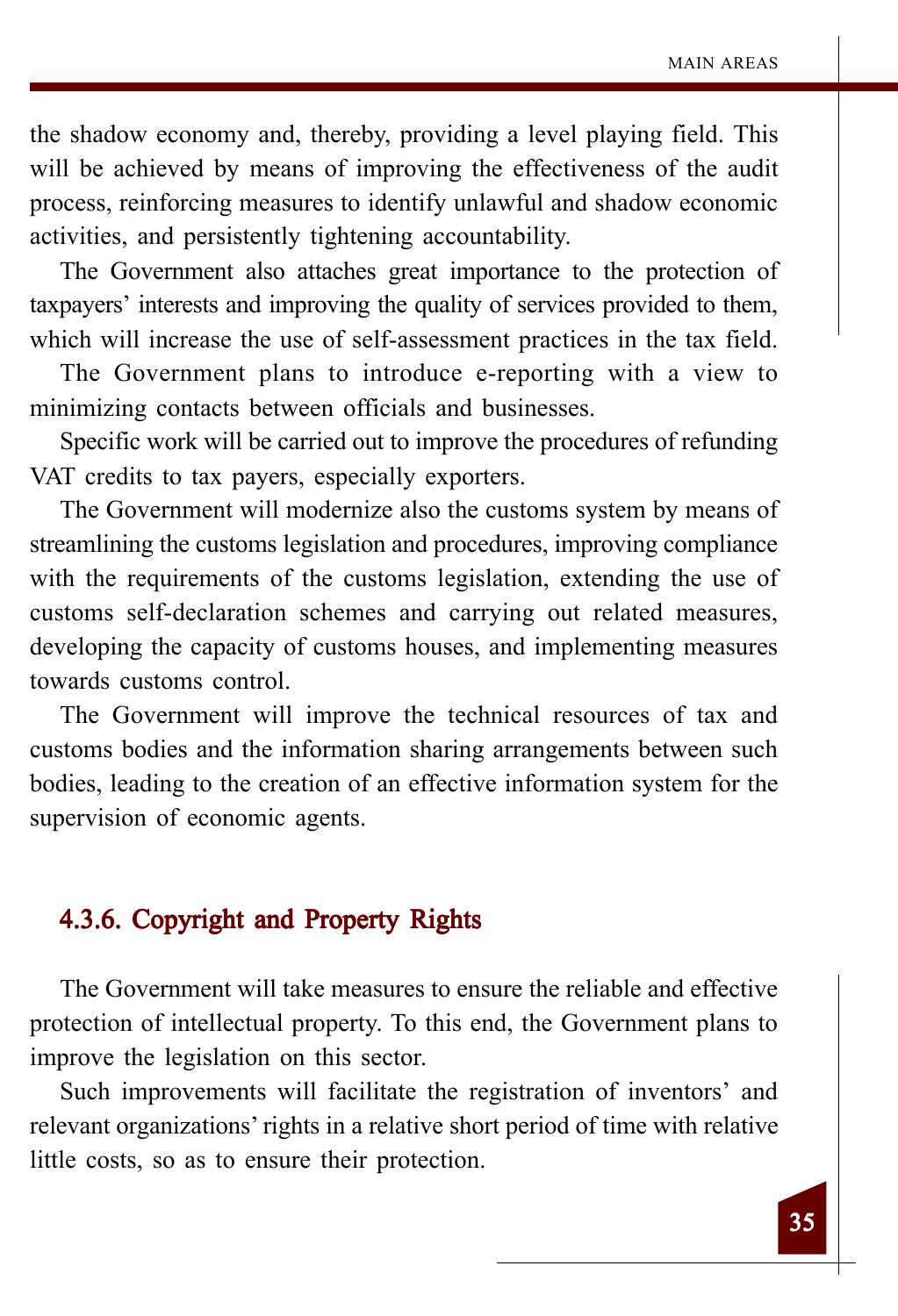the shadow economy and, thereby, providing a level playing field. This will be achieved by means of improving the effectiveness of the audit process, reinforcing measures to identify unlawful and shadow economic activities, and persistently tightening accountability.

The Government also attaches great importance to the protection of taxpayers' interests and improving the quality of services provided to them, which will increase the use of self-assessment practices in the tax field.

The Government plans to introduce e-reporting with a view to minimizing contacts between officials and businesses.

Specific work will be carried out to improve the procedures of refunding VAT credits to tax payers, especially exporters.

The Government will modernize also the customs system by means of streamlining the customs legislation and procedures, improving compliance with the requirements of the customs legislation, extending the use of customs self-declaration schemes and carrying out related measures, developing the capacity of customs houses, and implementing measures towards customs control.

The Government will improve the technical resources of tax and customs bodies and the information sharing arrangements between such bodies, leading to the creation of an effective information system for the supervision of economic agents.

### 4.3.6. Copyright and Property Rights

The Government will take measures to ensure the reliable and effective protection of intellectual property. To this end, the Government plans to improve the legislation on this sector.

Such improvements will facilitate the registration of inventors' and relevant organizations' rights in a relative short period of time with relative little costs, so as to ensure their protection.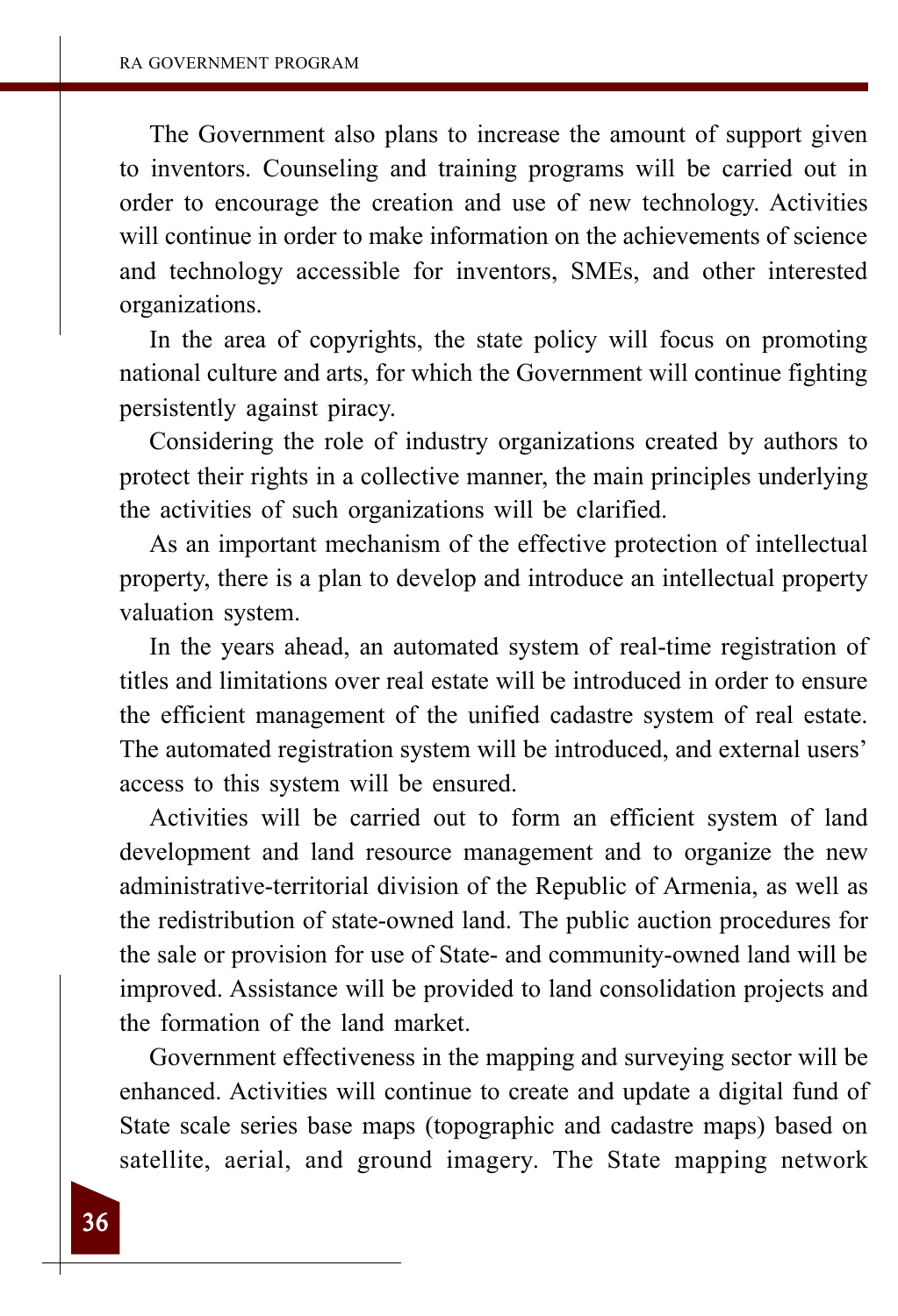The Government also plans to increase the amount of support given to inventors. Counseling and training programs will be carried out in order to encourage the creation and use of new technology. Activities will continue in order to make information on the achievements of science and technology accessible for inventors, SMEs, and other interested organizations.

In the area of copyrights, the state policy will focus on promoting national culture and arts, for which the Government will continue fighting persistently against piracy.

Considering the role of industry organizations created by authors to protect their rights in a collective manner, the main principles underlying the activities of such organizations will be clarified.

As an important mechanism of the effective protection of intellectual property, there is a plan to develop and introduce an intellectual property valuation system.

In the years ahead, an automated system of real-time registration of titles and limitations over real estate will be introduced in order to ensure the efficient management of the unified cadastre system of real estate. The automated registration system will be introduced, and external users' access to this system will be ensured.

Activities will be carried out to form an efficient system of land development and land resource management and to organize the new administrative-territorial division of the Republic of Armenia, as well as the redistribution of state-owned land. The public auction procedures for the sale or provision for use of State- and community-owned land will be improved. Assistance will be provided to land consolidation projects and the formation of the land market.

Government effectiveness in the mapping and surveying sector will be enhanced. Activities will continue to create and update a digital fund of State scale series base maps (topographic and cadastre maps) based on satellite, aerial, and ground imagery. The State mapping network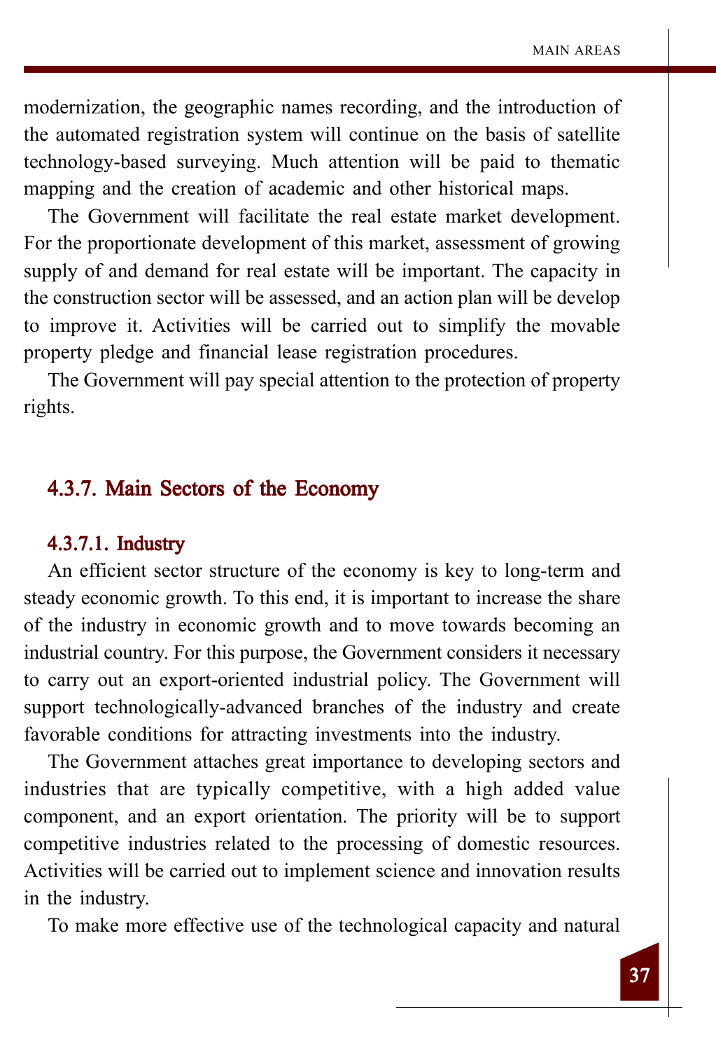modernization, the geographic names recording, and the introduction of the automated registration system will continue on the basis of satellite technology-based surveying. Much attention will be paid to thematic mapping and the creation of academic and other historical maps.

The Government will facilitate the real estate market development. For the proportionate development of this market, assessment of growing supply of and demand for real estate will be important. The capacity in the construction sector will be assessed, and an action plan will be develop to improve it. Activities will be carried out to simplify the movable property pledge and financial lease registration procedures.

The Government will pay special attention to the protection of property rights.

### 4.3.7. Main Sectors of the Economy

#### 4.3.7.1. Industry

An efficient sector structure of the economy is key to long-term and steady economic growth. To this end, it is important to increase the share of the industry in economic growth and to move towards becoming an industrial country. For this purpose, the Government considers it necessary to carry out an export-oriented industrial policy. The Government will support technologically-advanced branches of the industry and create favorable conditions for attracting investments into the industry.

The Government attaches great importance to developing sectors and industries that are typically competitive, with a high added value component, and an export orientation. The priority will be to support competitive industries related to the processing of domestic resources. Activities will be carried out to implement science and innovation results in the industry.

To make more effective use of the technological capacity and natural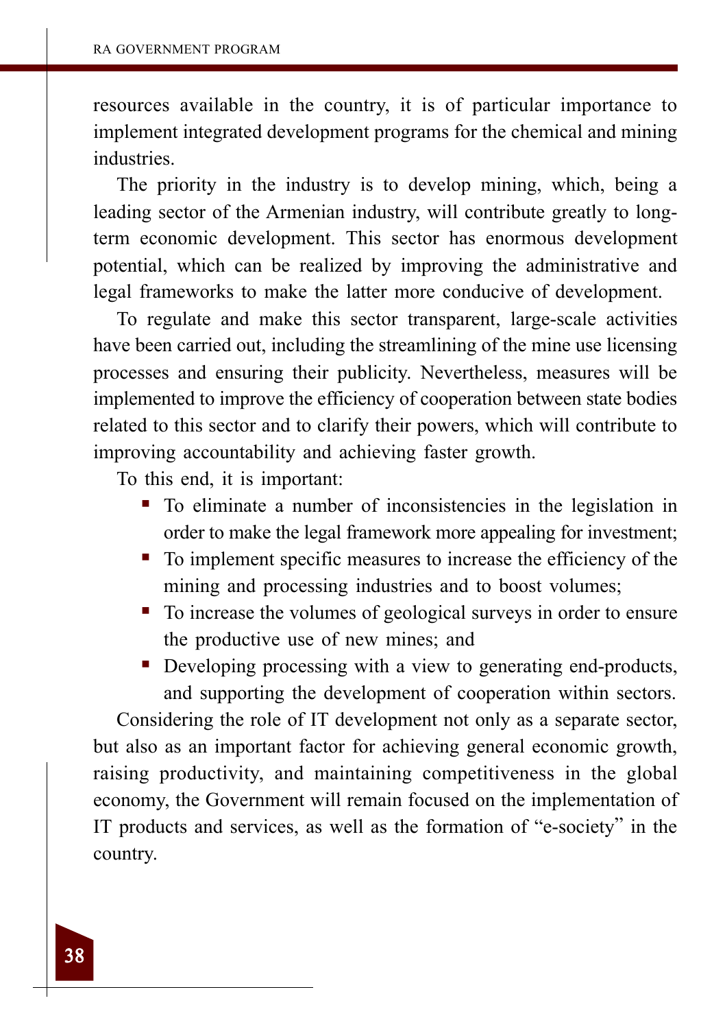resources available in the country, it is of particular importance to implement integrated development programs for the chemical and mining industries.

The priority in the industry is to develop mining, which, being a leading sector of the Armenian industry, will contribute greatly to long-term economic development. This sector has enormous development potential, which can be realized by improving the administrative and legal frameworks to make the latter more conducive of development.

To regulate and make this sector transparent, large-scale activities have been carried out, including the streamlining of the mine use licensing processes and ensuring their publicity. Nevertheless, measures will be implemented to improve the efficiency of cooperation between state bodies related to this sector and to clarify their powers, which will contribute to improving accountability and achieving faster growth.

To this end, it is important:

- To eliminate a number of inconsistencies in the legislation in order to make the legal framework more appealing for investment;
- To implement specific measures to increase the efficiency of the mining and processing industries and to boost volumes;
- To increase the volumes of geological surveys in order to ensure the productive use of new mines; and
- Developing processing with a view to generating end-products, and supporting the development of cooperation within sectors.

Considering the role of IT development not only as a separate sector, but also as an important factor for achieving general economic growth, raising productivity, and maintaining competitiveness in the global economy, the Government will remain focused on the implementation of IT products and services, as well as the formation of "e-society" in the country.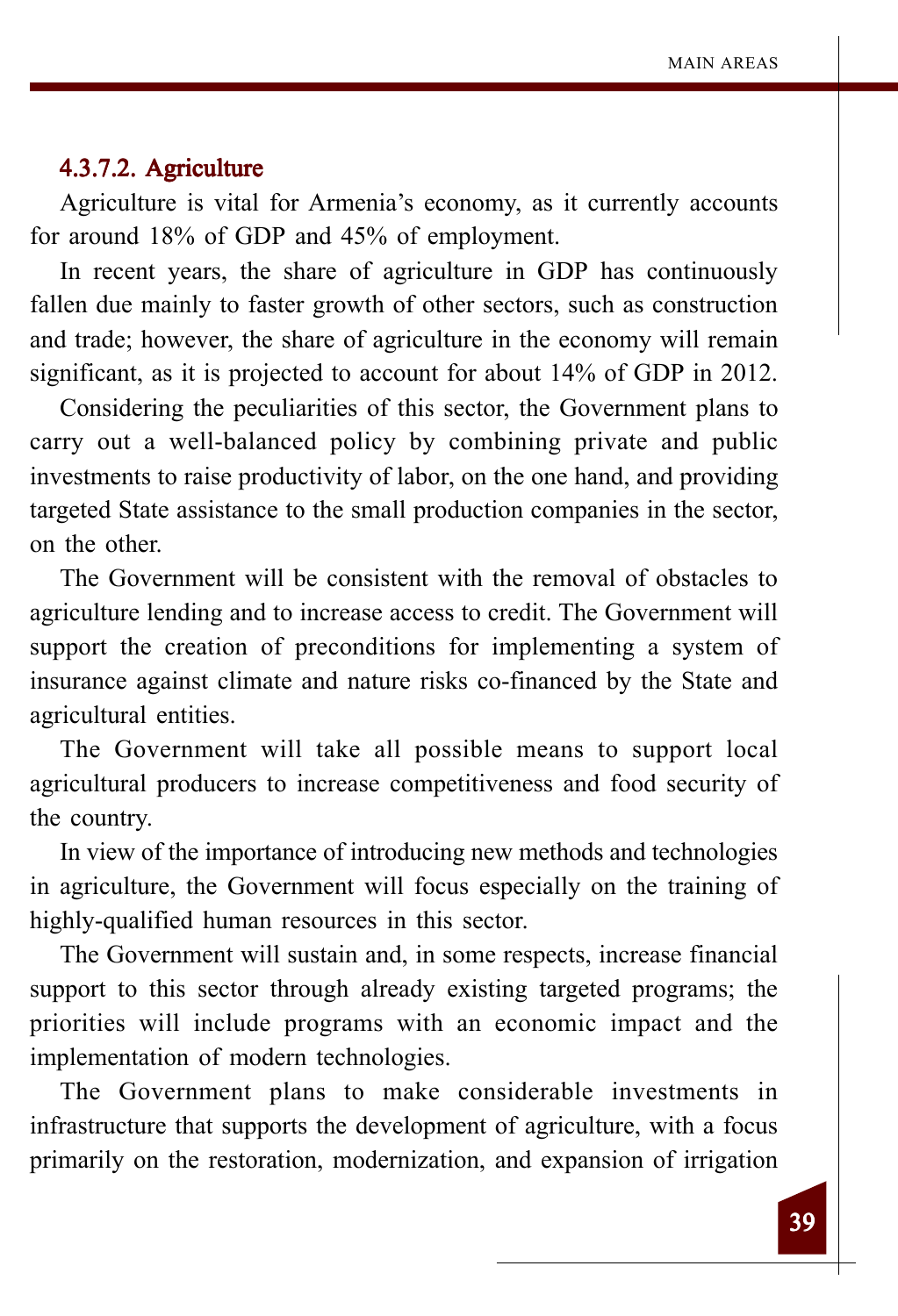#### 4.3.7.2. Agriculture

Agriculture is vital for Armenia's economy, as it currently accounts for around 18% of GDP and 45% of employment.

In recent years, the share of agriculture in GDP has continuously fallen due mainly to faster growth of other sectors, such as construction and trade; however, the share of agriculture in the economy will remain significant, as it is projected to account for about 14% of GDP in 2012.

Considering the peculiarities of this sector, the Government plans to carry out a well-balanced policy by combining private and public investments to raise productivity of labor, on the one hand, and providing targeted State assistance to the small production companies in the sector, on the other.

The Government will be consistent with the removal of obstacles to agriculture lending and to increase access to credit. The Government will support the creation of preconditions for implementing a system of insurance against climate and nature risks co-financed by the State and agricultural entities.

The Government will take all possible means to support local agricultural producers to increase competitiveness and food security of the country.

In view of the importance of introducing new methods and technologies in agriculture, the Government will focus especially on the training of highly-qualified human resources in this sector.

The Government will sustain and, in some respects, increase financial support to this sector through already existing targeted programs; the priorities will include programs with an economic impact and the implementation of modern technologies.

The Government plans to make considerable investments in infrastructure that supports the development of agriculture, with a focus primarily on the restoration, modernization, and expansion of irrigation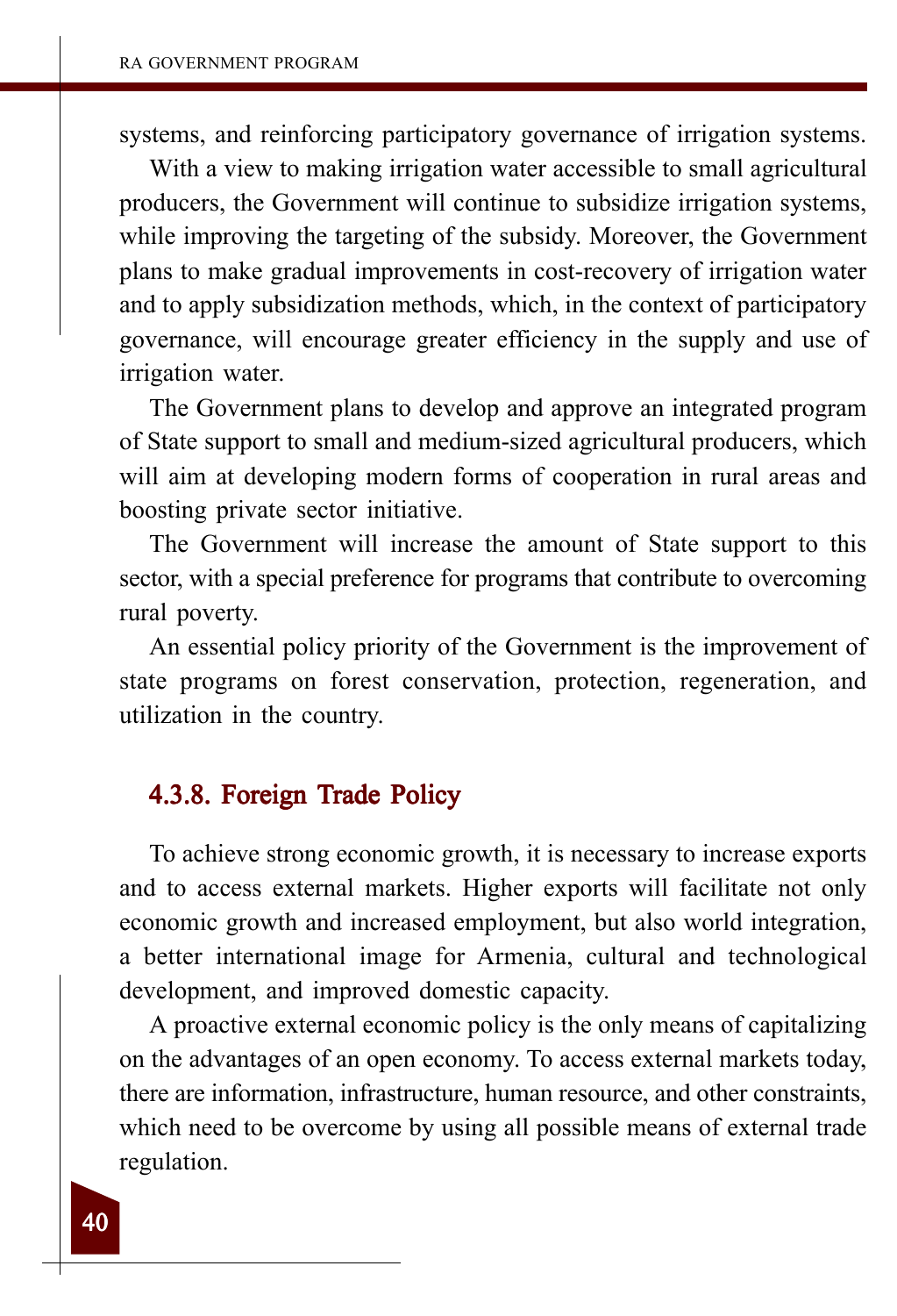systems, and reinforcing participatory governance of irrigation systems.

With a view to making irrigation water accessible to small agricultural producers, the Government will continue to subsidize irrigation systems, while improving the targeting of the subsidy. Moreover, the Government plans to make gradual improvements in cost-recovery of irrigation water and to apply subsidization methods, which, in the context of participatory governance, will encourage greater efficiency in the supply and use of irrigation water.

The Government plans to develop and approve an integrated program of State support to small and medium-sized agricultural producers, which will aim at developing modern forms of cooperation in rural areas and boosting private sector initiative.

The Government will increase the amount of State support to this sector, with a special preference for programs that contribute to overcoming rural poverty.

An essential policy priority of the Government is the improvement of state programs on forest conservation, protection, regeneration, and utilization in the country.

### 4.3.8. Foreign Trade Policy

To achieve strong economic growth, it is necessary to increase exports and to access external markets. Higher exports will facilitate not only economic growth and increased employment, but also world integration, a better international image for Armenia, cultural and technological development, and improved domestic capacity.

A proactive external economic policy is the only means of capitalizing on the advantages of an open economy. To access external markets today, there are information, infrastructure, human resource, and other constraints, which need to be overcome by using all possible means of external trade regulation.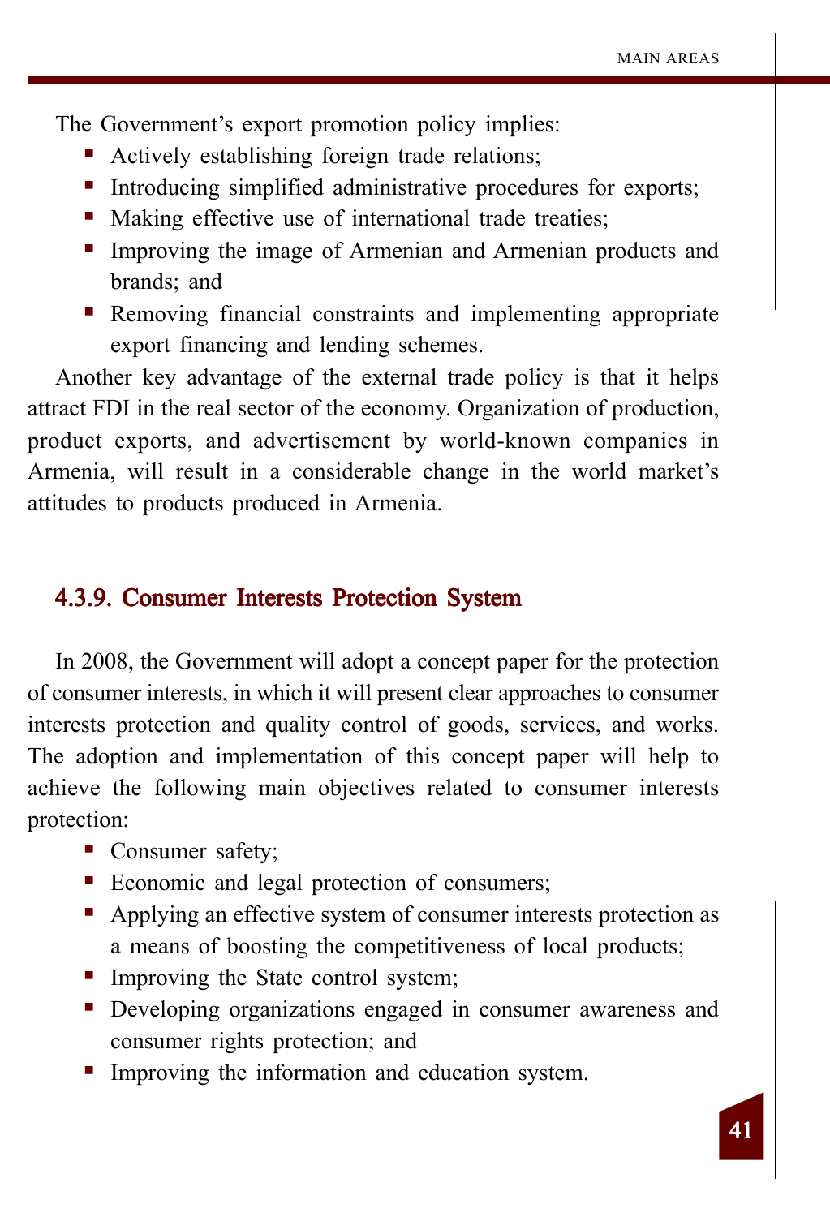The Government's export promotion policy implies:

- Actively establishing foreign trade relations;
- Introducing simplified administrative procedures for exports;
- Making effective use of international trade treaties;
- Improving the image of Armenian and Armenian products and brands; and
- Removing financial constraints and implementing appropriate export financing and lending schemes.

Another key advantage of the external trade policy is that it helps attract FDI in the real sector of the economy. Organization of production, product exports, and advertisement by world-known companies in Armenia, will result in a considerable change in the world market's attitudes to products produced in Armenia.

### 4.3.9. Consumer Interests Protection System

In 2008, the Government will adopt a concept paper for the protection of consumer interests, in which it will present clear approaches to consumer interests protection and quality control of goods, services, and works. The adoption and implementation of this concept paper will help to achieve the following main objectives related to consumer interests protection:

- Consumer safety;
- Economic and legal protection of consumers;
- Applying an effective system of consumer interests protection as a means of boosting the competitiveness of local products;
- Improving the State control system;
- Developing organizations engaged in consumer awareness and consumer rights protection; and
- Improving the information and education system.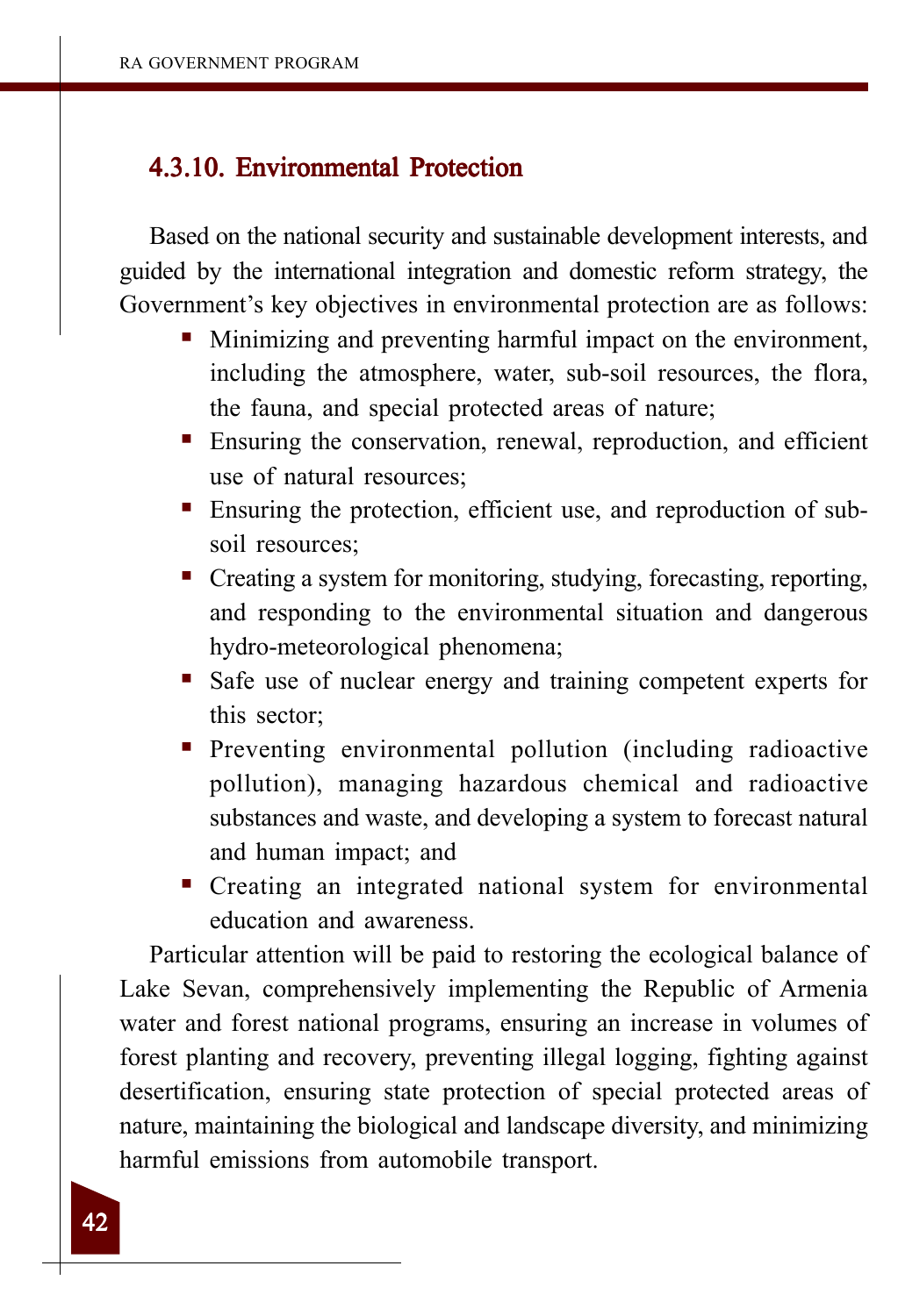### 4.3.10. Environmental Protection

Based on the national security and sustainable development interests, and guided by the international integration and domestic reform strategy, the Government's key objectives in environmental protection are as follows:

- Minimizing and preventing harmful impact on the environment, including the atmosphere, water, sub-soil resources, the flora, the fauna, and special protected areas of nature;
- Ensuring the conservation, renewal, reproduction, and efficient use of natural resources;
- Ensuring the protection, efficient use, and reproduction of sub-soil resources;
- Creating a system for monitoring, studying, forecasting, reporting, and responding to the environmental situation and dangerous hydro-meteorological phenomena;
- Safe use of nuclear energy and training competent experts for this sector;
- Preventing environmental pollution (including radioactive pollution), managing hazardous chemical and radioactive substances and waste, and developing a system to forecast natural and human impact; and
- Creating an integrated national system for environmental education and awareness.

Particular attention will be paid to restoring the ecological balance of Lake Sevan, comprehensively implementing the Republic of Armenia water and forest national programs, ensuring an increase in volumes of forest planting and recovery, preventing illegal logging, fighting against desertification, ensuring state protection of special protected areas of nature, maintaining the biological and landscape diversity, and minimizing harmful emissions from automobile transport.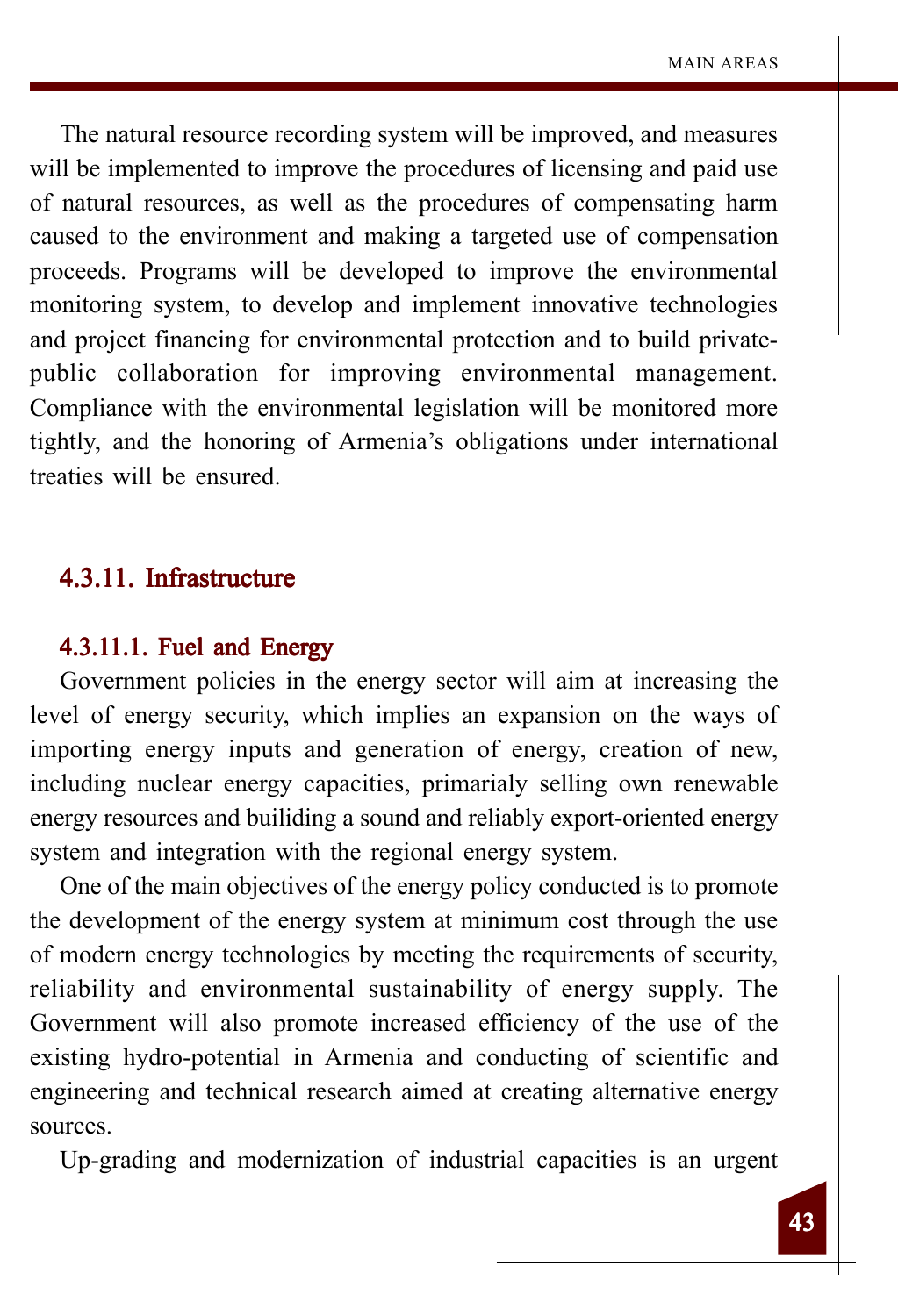The natural resource recording system will be improved, and measures will be implemented to improve the procedures of licensing and paid use of natural resources, as well as the procedures of compensating harm caused to the environment and making a targeted use of compensation proceeds. Programs will be developed to improve the environmental monitoring system, to develop and implement innovative technologies and project financing for environmental protection and to build private-public collaboration for improving environmental management. Compliance with the environmental legislation will be monitored more tightly, and the honoring of Armenia's obligations under international treaties will be ensured.

### 4.3.11. Infrastructure

#### 4.3.11.1. Fuel and Energy

Government policies in the energy sector will aim at increasing the level of energy security, which implies an expansion on the ways of importing energy inputs and generation of energy, creation of new, including nuclear energy capacities, primarialy selling own renewable energy resources and builiding a sound and reliably export-oriented energy system and integration with the regional energy system.

One of the main objectives of the energy policy conducted is to promote the development of the energy system at minimum cost through the use of modern energy technologies by meeting the requirements of security, reliability and environmental sustainability of energy supply. The Government will also promote increased efficiency of the use of the existing hydro-potential in Armenia and conducting of scientific and engineering and technical research aimed at creating alternative energy sources.

Up-grading and modernization of industrial capacities is an urgent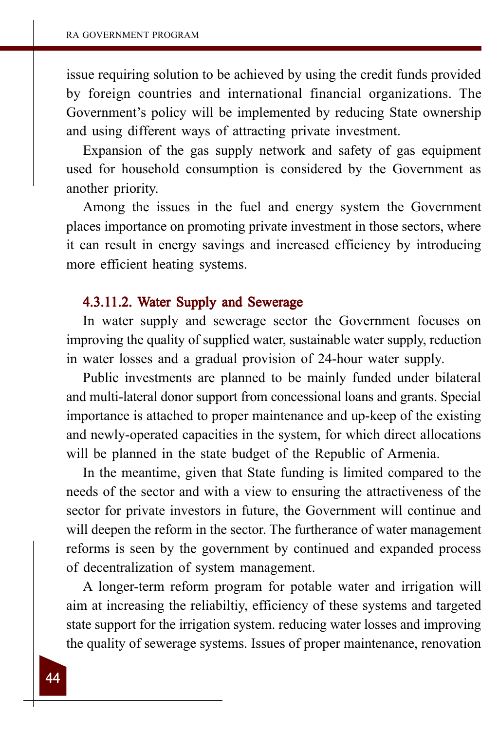issue requiring solution to be achieved by using the credit funds provided by foreign countries and international financial organizations. The Government's policy will be implemented by reducing State ownership and using different ways of attracting private investment.

Expansion of the gas supply network and safety of gas equipment used for household consumption is considered by the Government as another priority.

Among the issues in the fuel and energy system the Government places importance on promoting private investment in those sectors, where it can result in energy savings and increased efficiency by introducing more efficient heating systems.

#### 4.3.11.2. Water Supply and Sewerage

In water supply and sewerage sector the Government focuses on improving the quality of supplied water, sustainable water supply, reduction in water losses and a gradual provision of 24-hour water supply.

Public investments are planned to be mainly funded under bilateral and multi-lateral donor support from concessional loans and grants. Special importance is attached to proper maintenance and up-keep of the existing and newly-operated capacities in the system, for which direct allocations will be planned in the state budget of the Republic of Armenia.

In the meantime, given that State funding is limited compared to the needs of the sector and with a view to ensuring the attractiveness of the sector for private investors in future, the Government will continue and will deepen the reform in the sector. The furtherance of water management reforms is seen by the government by continued and expanded process of decentralization of system management.

A longer-term reform program for potable water and irrigation will aim at increasing the reliabiltiy, efficiency of these systems and targeted state support for the irrigation system. reducing water losses and improving the quality of sewerage systems. Issues of proper maintenance, renovation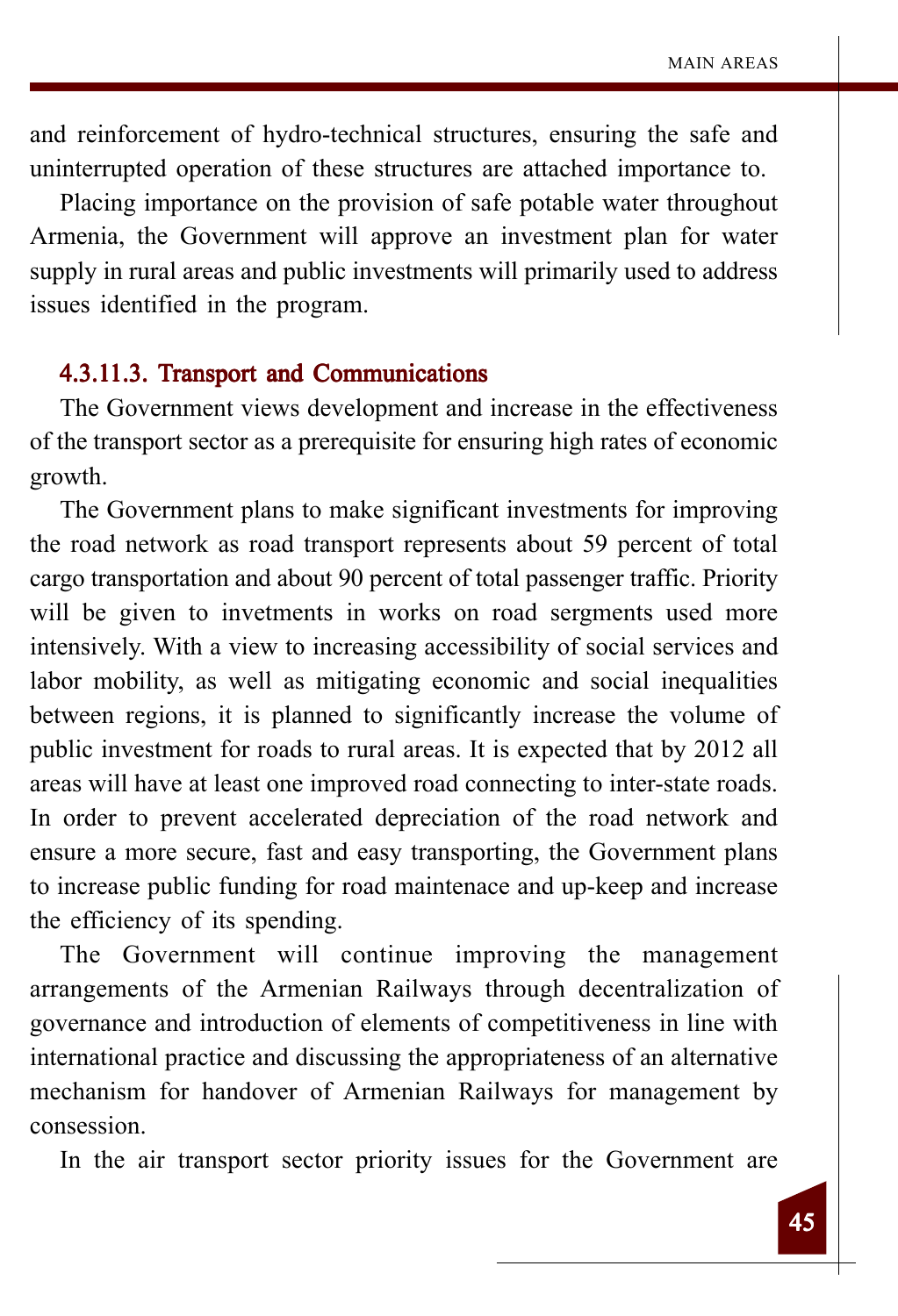and reinforcement of hydro-technical structures, ensuring the safe and uninterrupted operation of these structures are attached importance to.

Placing importance on the provision of safe potable water throughout Armenia, the Government will approve an investment plan for water supply in rural areas and public investments will primarily used to address issues identified in the program.

#### 4.3.11.3. Transport and Communications

The Government views development and increase in the effectiveness of the transport sector as a prerequisite for ensuring high rates of economic growth.

The Government plans to make significant investments for improving the road network as road transport represents about 59 percent of total cargo transportation and about 90 percent of total passenger traffic. Priority will be given to invetments in works on road sergments used more intensively. With a view to increasing accessibility of social services and labor mobility, as well as mitigating economic and social inequalities between regions, it is planned to significantly increase the volume of public investment for roads to rural areas. It is expected that by 2012 all areas will have at least one improved road connecting to inter-state roads. In order to prevent accelerated depreciation of the road network and ensure a more secure, fast and easy transporting, the Government plans to increase public funding for road maintenace and up-keep and increase the efficiency of its spending.

The Government will continue improving the management arrangements of the Armenian Railways through decentralization of governance and introduction of elements of competitiveness in line with international practice and discussing the appropriateness of an alternative mechanism for handover of Armenian Railways for management by consession.

In the air transport sector priority issues for the Government are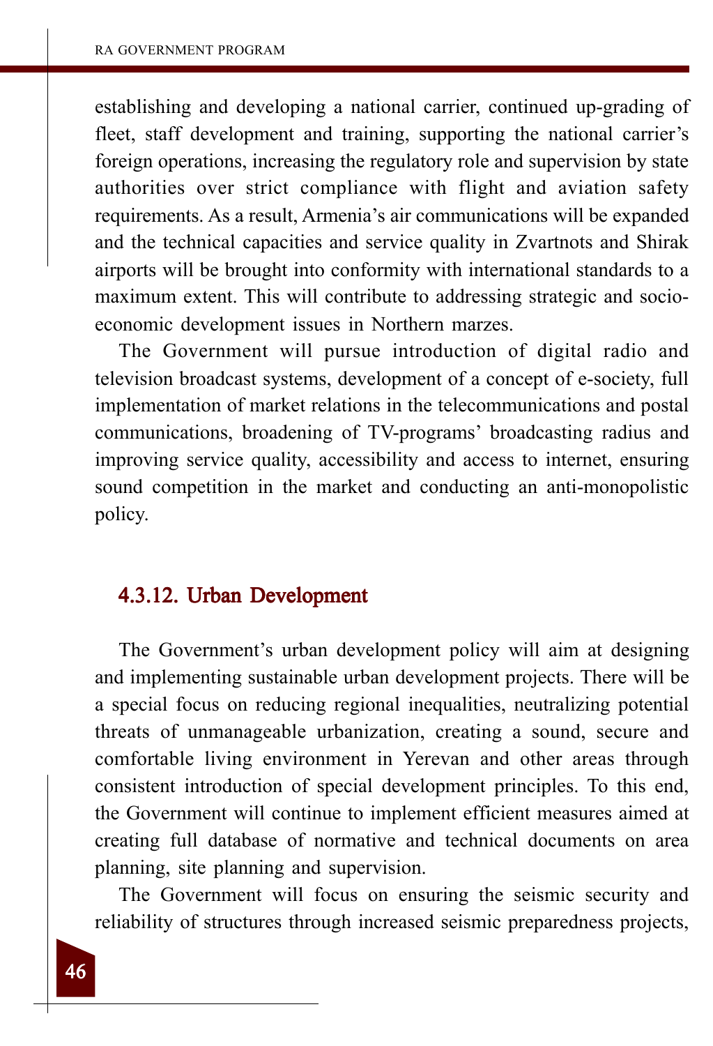establishing and developing a national carrier, continued up-grading of fleet, staff development and training, supporting the national carrier's foreign operations, increasing the regulatory role and supervision by state authorities over strict compliance with flight and aviation safety requirements. As a result, Armenia's air communications will be expanded and the technical capacities and service quality in Zvartnots and Shirak airports will be brought into conformity with international standards to a maximum extent. This will contribute to addressing strategic and socio-economic development issues in Northern marzes.

The Government will pursue introduction of digital radio and television broadcast systems, development of a concept of e-society, full implementation of market relations in the telecommunications and postal communications, broadening of TV-programs' broadcasting radius and improving service quality, accessibility and access to internet, ensuring sound competition in the market and conducting an anti-monopolistic policy.

### 4.3.12. Urban Development

The Government's urban development policy will aim at designing and implementing sustainable urban development projects. There will be a special focus on reducing regional inequalities, neutralizing potential threats of unmanageable urbanization, creating a sound, secure and comfortable living environment in Yerevan and other areas through consistent introduction of special development principles. To this end, the Government will continue to implement efficient measures aimed at creating full database of normative and technical documents on area planning, site planning and supervision.

The Government will focus on ensuring the seismic security and reliability of structures through increased seismic preparedness projects,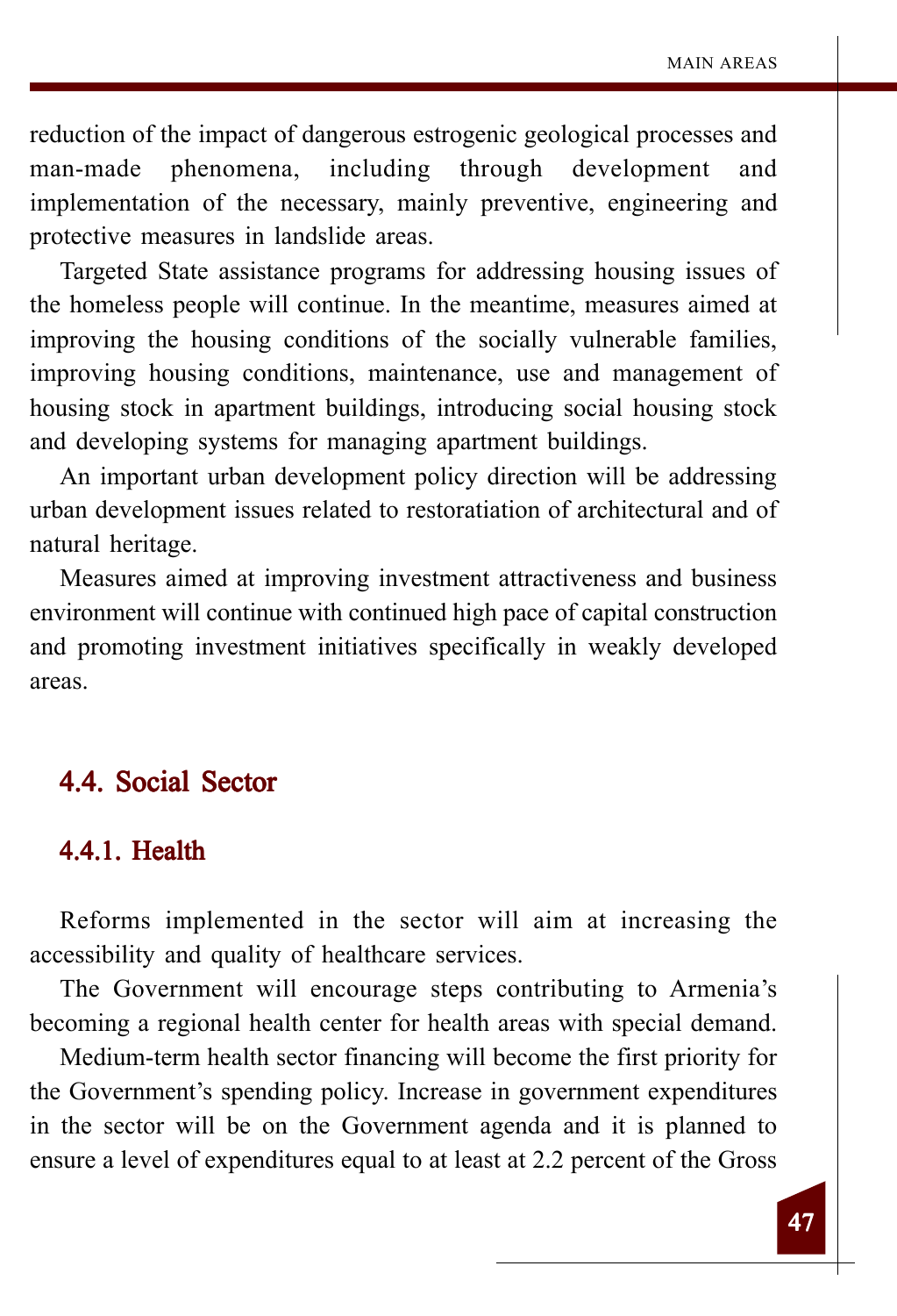reduction of the impact of dangerous estrogenic geological processes and man-made phenomena, including through development and implementation of the necessary, mainly preventive, engineering and protective measures in landslide areas.

Targeted State assistance programs for addressing housing issues of the homeless people will continue. In the meantime, measures aimed at improving the housing conditions of the socially vulnerable families, improving housing conditions, maintenance, use and management of housing stock in apartment buildings, introducing social housing stock and developing systems for managing apartment buildings.

An important urban development policy direction will be addressing urban development issues related to restorariation of architectural and of natural heritage.

Measures aimed at improving investment attractiveness and business environment will continue with continued high pace of capital construction and promoting investment initiatives specifically in weakly developed areas.

## 4.4. Social Sector

### 4.4.1. Health

Reforms implemented in the sector will aim at increasing the accessibility and quality of healthcare services.

The Government will encourage steps contributing to Armenia's becoming a regional health center for health areas with special demand.

Medium-term health sector financing will become the first priority for the Government's spending policy. Increase in government expenditures in the sector will be on the Government agenda and it is planned to ensure a level of expenditures equal to at least at 2.2 percent of the Gross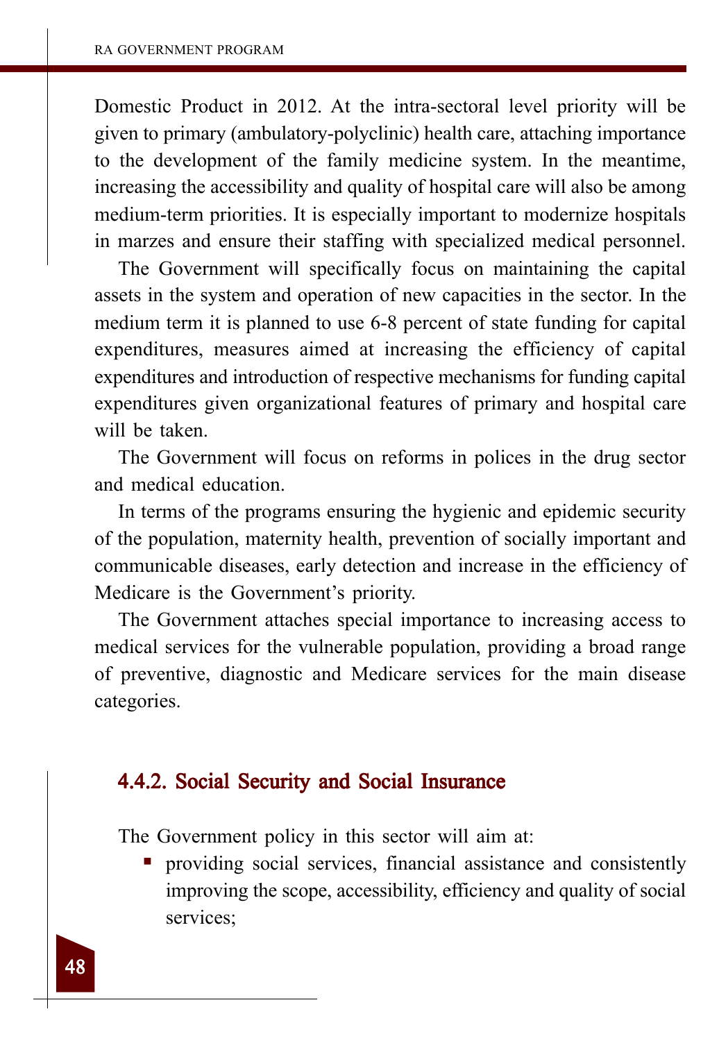Domestic Product in 2012. At the intra-sectoral level priority will be given to primary (ambulatory-polyclinic) health care, attaching importance to the development of the family medicine system. In the meantime, increasing the accessibility and quality of hospital care will also be among medium-term priorities. It is especially important to modernize hospitals in marzes and ensure their staffing with specialized medical personnel.

The Government will specifically focus on maintaining the capital assets in the system and operation of new capacities in the sector. In the medium term it is planned to use 6-8 percent of state funding for capital expenditures, measures aimed at increasing the efficiency of capital expenditures and introduction of respective mechanisms for funding capital expenditures given organizational features of primary and hospital care will be taken.

The Government will focus on reforms in polices in the drug sector and medical education.

In terms of the programs ensuring the hygienic and epidemic security of the population, maternity health, prevention of socially important and communicable diseases, early detection and increase in the efficiency of Medicare is the Government's priority.

The Government attaches special importance to increasing access to medical services for the vulnerable population, providing a broad range of preventive, diagnostic and Medicare services for the main disease categories.

### 4.4.2. Social Security and Social Insurance

The Government policy in this sector will aim at:

- providing social services, financial assistance and consistently improving the scope, accessibility, efficiency and quality of social services;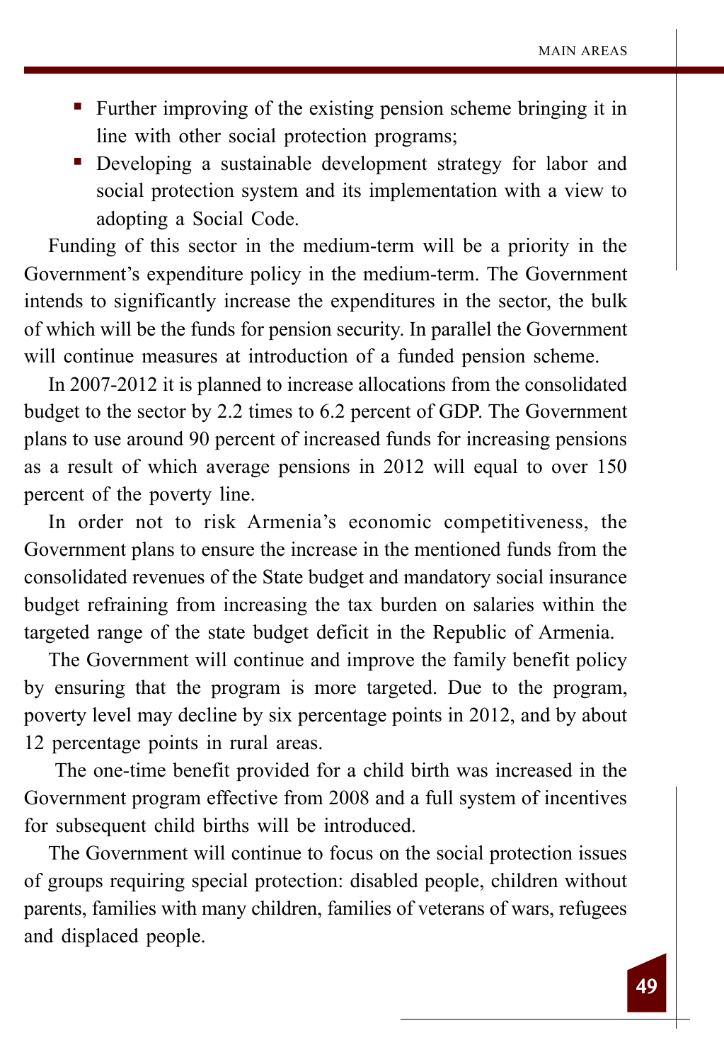- Further improving of the existing pension scheme bringing it in line with other social protection programs;
- Developing a sustainable development strategy for labor and social protection system and its implementation with a view to adopting a Social Code.

Funding of this sector in the medium-term will be a priority in the Government's expenditure policy in the medium-term. The Government intends to significantly increase the expenditures in the sector, the bulk of which will be the funds for pension security. In parallel the Government will continue measures at introduction of a funded pension scheme.

In 2007-2012 it is planned to increase allocations from the consolidated budget to the sector by 2.2 times to 6.2 percent of GDP. The Government plans to use around 90 percent of increased funds for increasing pensions as a result of which average pensions in 2012 will equal to over 150 percent of the poverty line.

In order not to risk Armenia's economic competitiveness, the Government plans to ensure the increase in the mentioned funds from the consolidated revenues of the State budget and mandatory social insurance budget refraining from increasing the tax burden on salaries within the targeted range of the state budget deficit in the Republic of Armenia.

The Government will continue and improve the family benefit policy by ensuring that the program is more targeted. Due to the program, poverty level may decline by six percentage points in 2012, and by about 12 percentage points in rural areas.

The one-time benefit provided for a child birth was increased in the Government program effective from 2008 and a full system of incentives for subsequent child births will be introduced.

The Government will continue to focus on the social protection issues of groups requiring special protection: disabled people, children without parents, families with many children, families of veterans of wars, refugees and displaced people.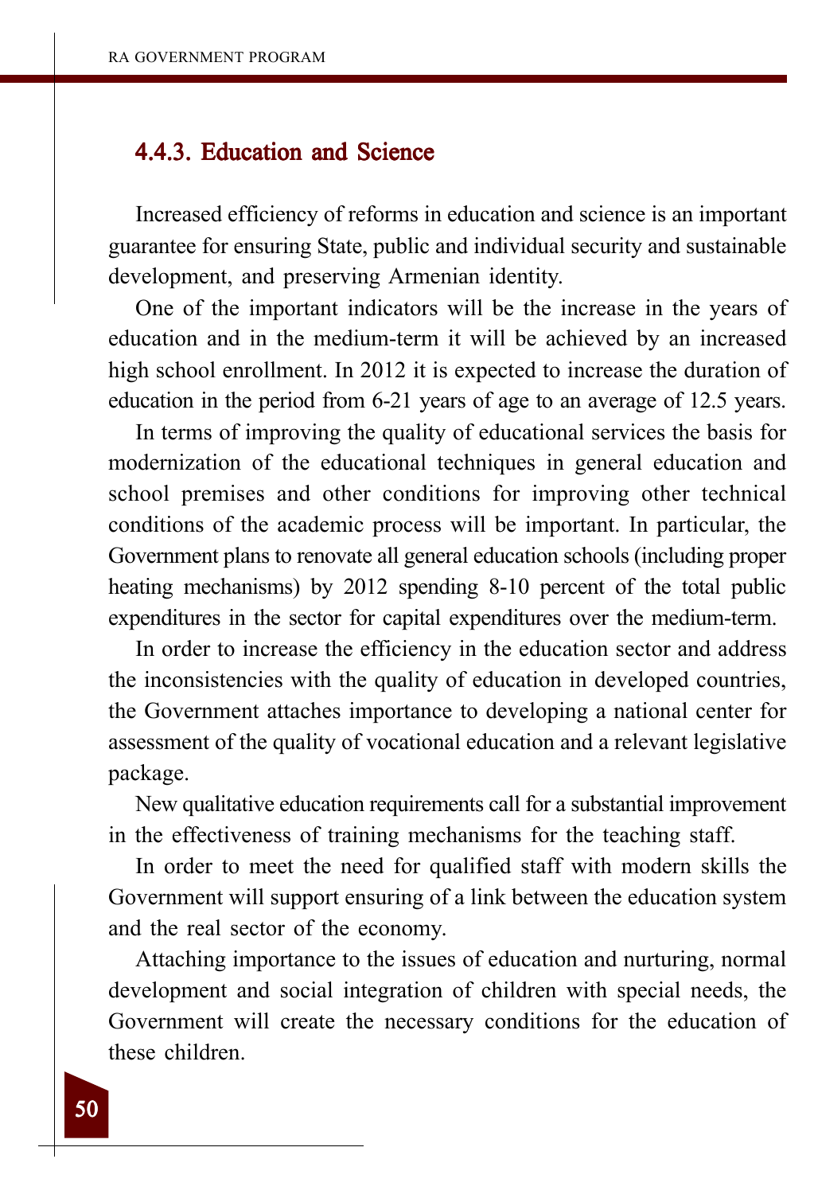### 4.4.3. Education and Science

Increased efficiency of reforms in education and science is an important guarantee for ensuring State, public and individual security and sustainable development, and preserving Armenian identity.

One of the important indicators will be the increase in the years of education and in the medium-term it will be achieved by an increased high school enrollment. In 2012 it is expected to increase the duration of education in the period from 6-21 years of age to an average of 12.5 years.

In terms of improving the quality of educational services the basis for modernization of the educational techniques in general education and school premises and other conditions for improving other technical conditions of the academic process will be important. In particular, the Government plans to renovate all general education schools (including proper heating mechanisms) by 2012 spending 8-10 percent of the total public expenditures in the sector for capital expenditures over the medium-term.

In order to increase the efficiency in the education sector and address the inconsistencies with the quality of education in developed countries, the Government attaches importance to developing a national center for assessment of the quality of vocational education and a relevant legislative package.

New qualitative education requirements call for a substantial improvement in the effectiveness of training mechanisms for the teaching staff.

In order to meet the need for qualified staff with modern skills the Government will support ensuring of a link between the education system and the real sector of the economy.

Attaching importance to the issues of education and nurturing, normal development and social integration of children with special needs, the Government will create the necessary conditions for the education of these children.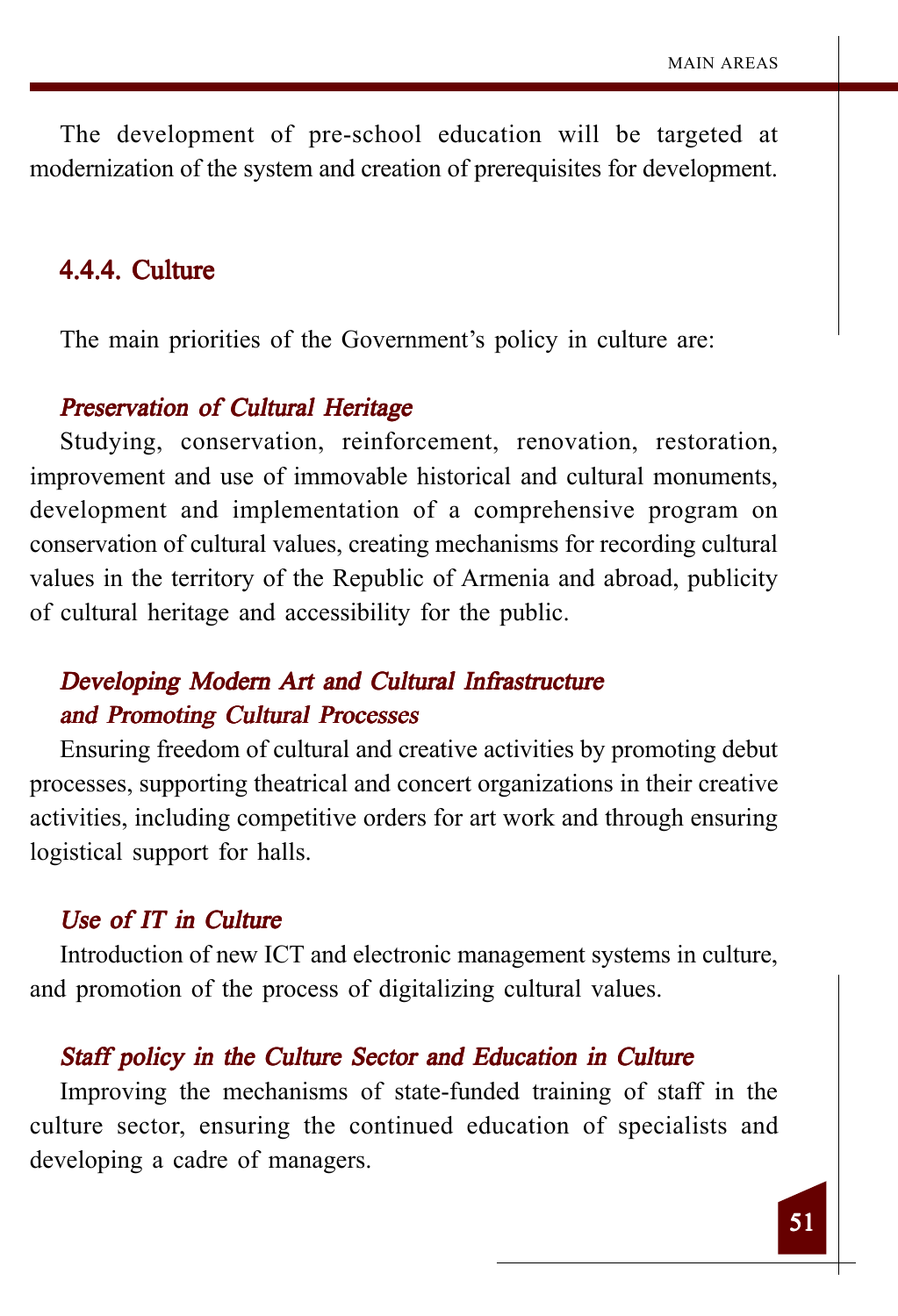The development of pre-school education will be targeted at modernization of the system and creation of prerequisites for development.

### 4.4.4. Culture

The main priorities of the Government's policy in culture are:

***Preservation of Cultural Heritage***

Studying, conservation, reinforcement, renovation, restoration, improvement and use of immovable historical and cultural monuments, development and implementation of a comprehensive program on conservation of cultural values, creating mechanisms for recording cultural values in the territory of the Republic of Armenia and abroad, publicity of cultural heritage and accessibility for the public.

***Developing Modern Art and Cultural Infrastructure and Promoting Cultural Processes***

Ensuring freedom of cultural and creative activities by promoting debut processes, supporting theatrical and concert organizations in their creative activities, including competitive orders for art work and through ensuring logistical support for halls.

***Use of IT in Culture***

Introduction of new ICT and electronic management systems in culture, and promotion of the process of digitalizing cultural values.

***Staff policy in the Culture Sector and Education in Culture***

Improving the mechanisms of state-funded training of staff in the culture sector, ensuring the continued education of specialists and developing a cadre of managers.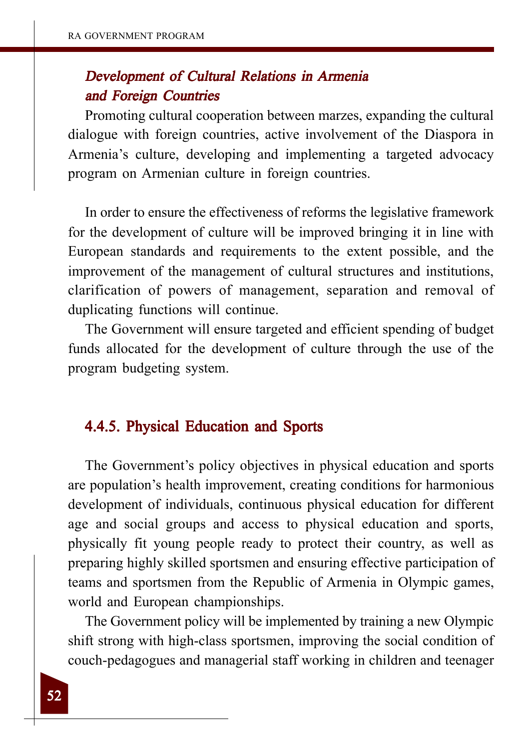***Development of Cultural Relations in Armenia and Foreign Countries***

Promoting cultural cooperation between marzes, expanding the cultural dialogue with foreign countries, active involvement of the Diaspora in Armenia's culture, developing and implementing a targeted advocacy program on Armenian culture in foreign countries.

In order to ensure the effectiveness of reforms the legislative framework for the development of culture will be improved bringing it in line with European standards and requirements to the extent possible, and the improvement of the management of cultural structures and institutions, clarification of powers of management, separation and removal of duplicating functions will continue.

The Government will ensure targeted and efficient spending of budget funds allocated for the development of culture through the use of the program budgeting system.

### 4.4.5. Physical Education and Sports

The Government's policy objectives in physical education and sports are population's health improvement, creating conditions for harmonious development of individuals, continuous physical education for different age and social groups and access to physical education and sports, physically fit young people ready to protect their country, as well as preparing highly skilled sportsmen and ensuring effective participation of teams and sportsmen from the Republic of Armenia in Olympic games, world and European championships.

The Government policy will be implemented by training a new Olympic shift strong with high-class sportsmen, improving the social condition of couch-pedagogues and managerial staff working in children and teenager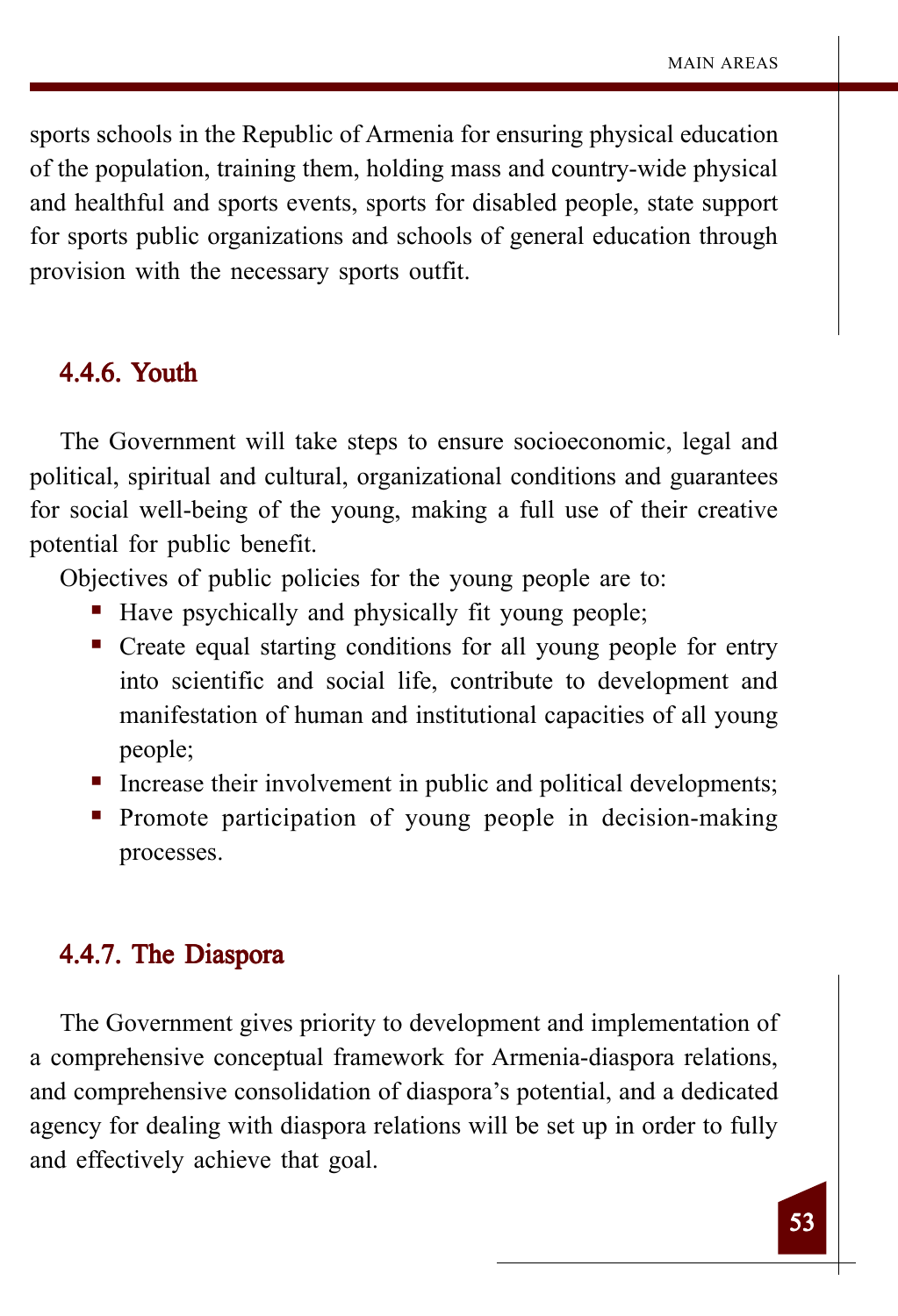sports schools in the Republic of Armenia for ensuring physical education of the population, training them, holding mass and country-wide physical and healthful and sports events, sports for disabled people, state support for sports public organizations and schools of general education through provision with the necessary sports outfit.

### 4.4.6. Youth

The Government will take steps to ensure socioeconomic, legal and political, spiritual and cultural, organizational conditions and guarantees for social well-being of the young, making a full use of their creative potential for public benefit.

Objectives of public policies for the young people are to:

- Have psychically and physically fit young people;
- Create equal starting conditions for all young people for entry into scientific and social life, contribute to development and manifestation of human and institutional capacities of all young people;
- Increase their involvement in public and political developments;
- Promote participation of young people in decision-making processes.

### 4.4.7. The Diaspora

The Government gives priority to development and implementation of a comprehensive conceptual framework for Armenia-diaspora relations, and comprehensive consolidation of diaspora's potential, and a dedicated agency for dealing with diaspora relations will be set up in order to fully and effectively achieve that goal.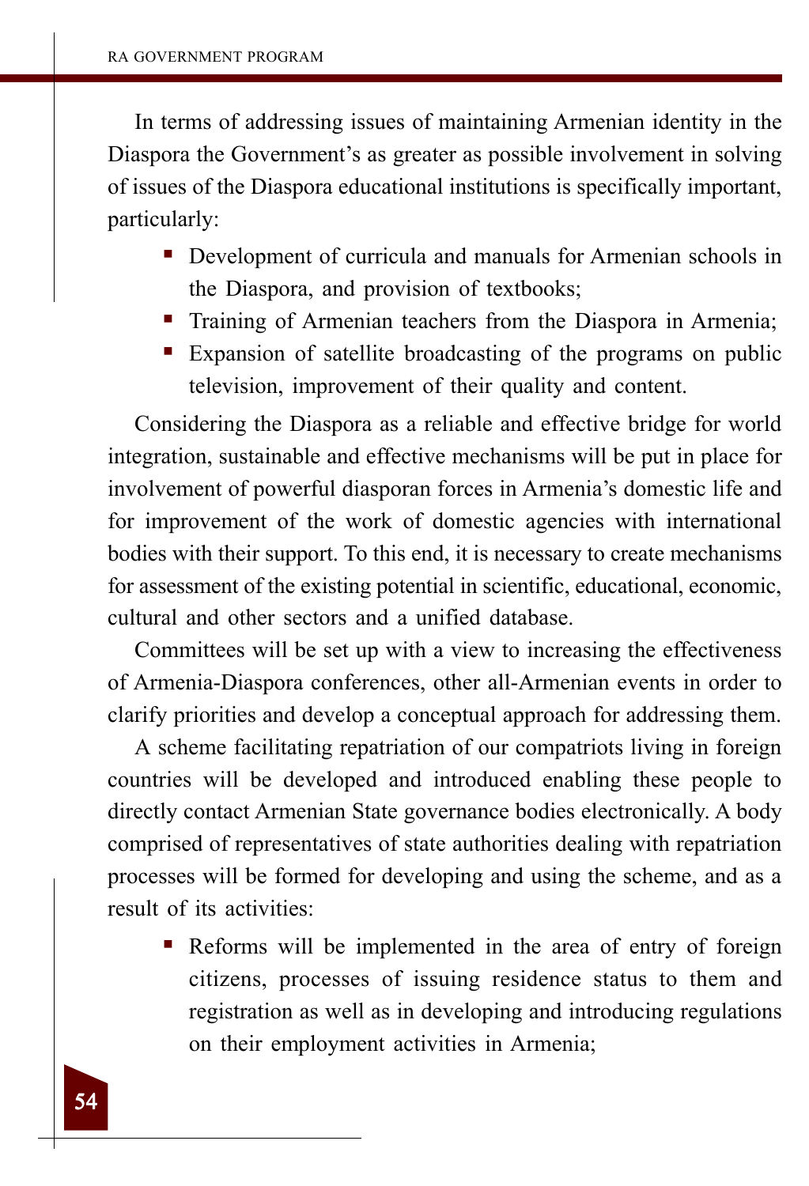In terms of addressing issues of maintaining Armenian identity in the Diaspora the Government's as greater as possible involvement in solving of issues of the Diaspora educational institutions is specifically important, particularly:

- Development of curricula and manuals for Armenian schools in the Diaspora, and provision of textbooks;
- Training of Armenian teachers from the Diaspora in Armenia;
- Expansion of satellite broadcasting of the programs on public television, improvement of their quality and content.

Considering the Diaspora as a reliable and effective bridge for world integration, sustainable and effective mechanisms will be put in place for involvement of powerful diasporan forces in Armenia's domestic life and for improvement of the work of domestic agencies with international bodies with their support. To this end, it is necessary to create mechanisms for assessment of the existing potential in scientific, educational, economic, cultural and other sectors and a unified database.

Committees will be set up with a view to increasing the effectiveness of Armenia-Diaspora conferences, other all-Armenian events in order to clarify priorities and develop a conceptual approach for addressing them.

A scheme facilitating repatriation of our compatriots living in foreign countries will be developed and introduced enabling these people to directly contact Armenian State governance bodies electronically. A body comprised of representatives of state authorities dealing with repatriation processes will be formed for developing and using the scheme, and as a result of its activities:

- Reforms will be implemented in the area of entry of foreign citizens, processes of issuing residence status to them and registration as well as in developing and introducing regulations on their employment activities in Armenia;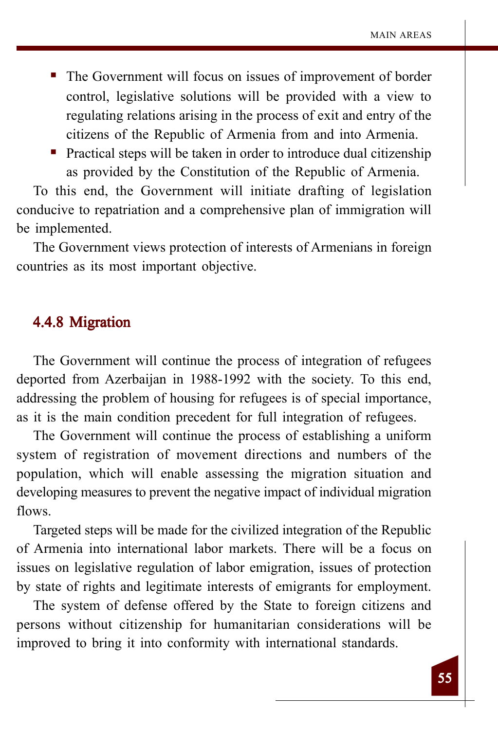- The Government will focus on issues of improvement of border control, legislative solutions will be provided with a view to regulating relations arising in the process of exit and entry of the citizens of the Republic of Armenia from and into Armenia.
- Practical steps will be taken in order to introduce dual citizenship as provided by the Constitution of the Republic of Armenia.

To this end, the Government will initiate drafting of legislation conducive to repatriation and a comprehensive plan of immigration will be implemented.

The Government views protection of interests of Armenians in foreign countries as its most important objective.

### 4.4.8 Migration

The Government will continue the process of integration of refugees deported from Azerbaijan in 1988-1992 with the society. To this end, addressing the problem of housing for refugees is of special importance, as it is the main condition precedent for full integration of refugees.

The Government will continue the process of establishing a uniform system of registration of movement directions and numbers of the population, which will enable assessing the migration situation and developing measures to prevent the negative impact of individual migration flows.

Targeted steps will be made for the civilized integration of the Republic of Armenia into international labor markets. There will be a focus on issues on legislative regulation of labor emigration, issues of protection by state of rights and legitimate interests of emigrants for employment.

The system of defense offered by the State to foreign citizens and persons without citizenship for humanitarian considerations will be improved to bring it into conformity with international standards.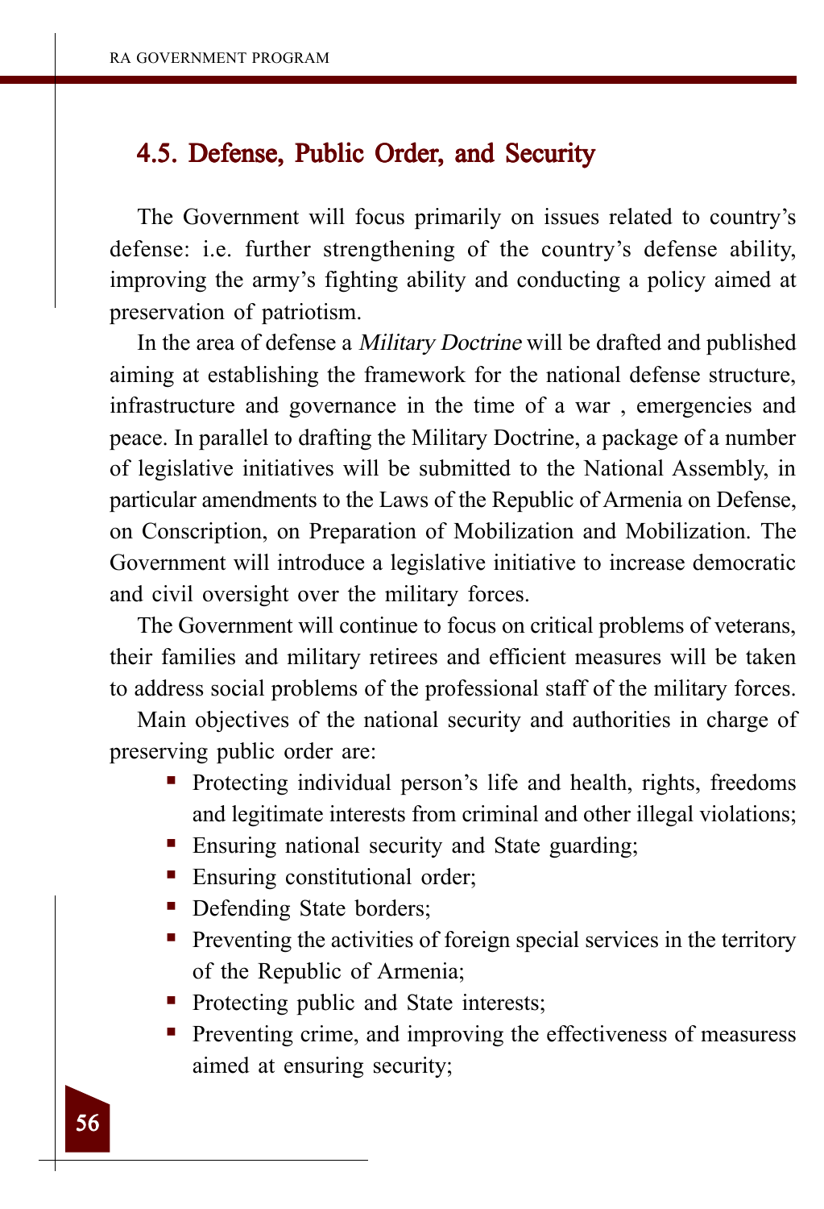## 4.5. Defense, Public Order, and Security

The Government will focus primarily on issues related to country's defense: i.e. further strengthening of the country's defense ability, improving the army's fighting ability and conducting a policy aimed at preservation of patriotism.

In the area of defense a *Military Doctrine* will be drafted and published aiming at establishing the framework for the national defense structure, infrastructure and governance in the time of a war , emergencies and peace. In parallel to drafting the Military Doctrine, a package of a number of legislative initiatives will be submitted to the National Assembly, in particular amendments to the Laws of the Republic of Armenia on Defense, on Conscription, on Preparation of Mobilization and Mobilization. The Government will introduce a legislative initiative to increase democratic and civil oversight over the military forces.

The Government will continue to focus on critical problems of veterans, their families and military retirees and efficient measures will be taken to address social problems of the professional staff of the military forces.

Main objectives of the national security and authorities in charge of preserving public order are:

- Protecting individual person's life and health, rights, freedoms and legitimate interests from criminal and other illegal violations;
- Ensuring national security and State guarding;
- Ensuring constitutional order;
- Defending State borders;
- Preventing the activities of foreign special services in the territory of the Republic of Armenia;
- Protecting public and State interests;
- Preventing crime, and improving the effectiveness of measuress aimed at ensuring security;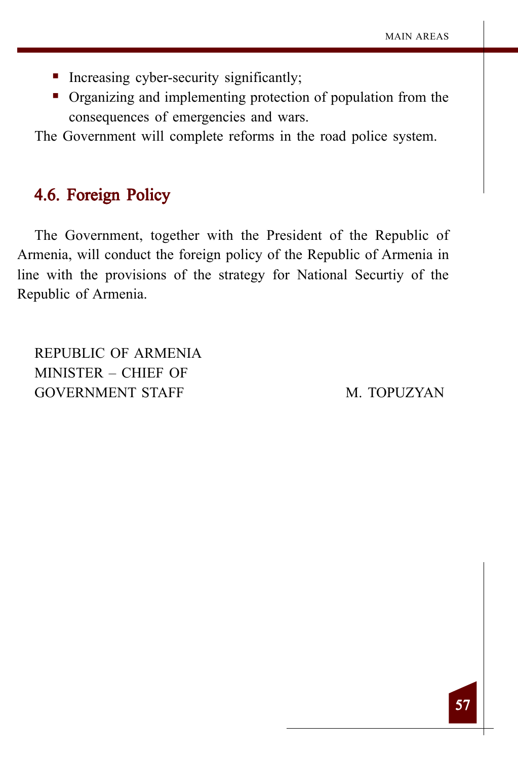- Increasing cyber-security significantly;
- Organizing and implementing protection of population from the consequences of emergencies and wars.

The Government will complete reforms in the road police system.

## 4.6. Foreign Policy

The Government, together with the President of the Republic of Armenia, will conduct the foreign policy of the Republic of Armenia in line with the provisions of the strategy for National Securtiy of the Republic of Armenia.

REPUBLIC OF ARMENIA
MINISTER – CHIEF OF
GOVERNMENT STAFF M. TOPUZYAN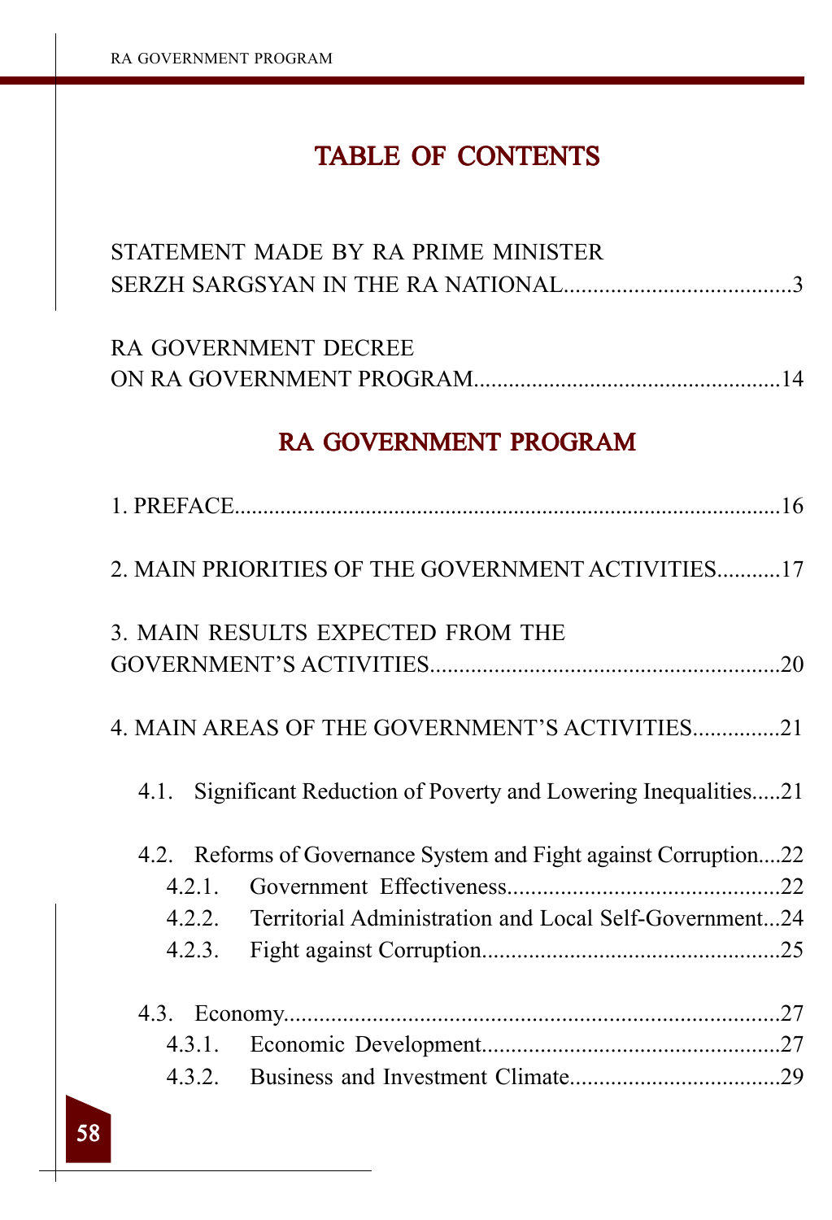# TABLE OF CONTENTS

STATEMENT MADE BY RA PRIME MINISTER SERZH SARGSYAN IN THE RA NATIONAL.......................................3

RA GOVERNMENT DECREE ON RA GOVERNMENT PROGRAM.....................................................14

## RA GOVERNMENT PROGRAM

1. PREFACE................................................................................................16

2. MAIN PRIORITIES OF THE GOVERNMENT ACTIVITIES...........17

3. MAIN RESULTS EXPECTED FROM THE GOVERNMENT'S ACTIVITIES.............................................................20

4. MAIN AREAS OF THE GOVERNMENT'S ACTIVITIES...............21

   4.1. Significant Reduction of Poverty and Lowering Inequalities.....21

   4.2. Reforms of Governance System and Fight against Corruption....22
      4.2.1. Government Effectiveness..............................................22
      4.2.2. Territorial Administration and Local Self-Government...24
      4.2.3. Fight against Corruption...................................................25

   4.3. Economy.....................................................................................27
      4.3.1. Economic Development...................................................27
      4.3.2. Business and Investment Climate...................................29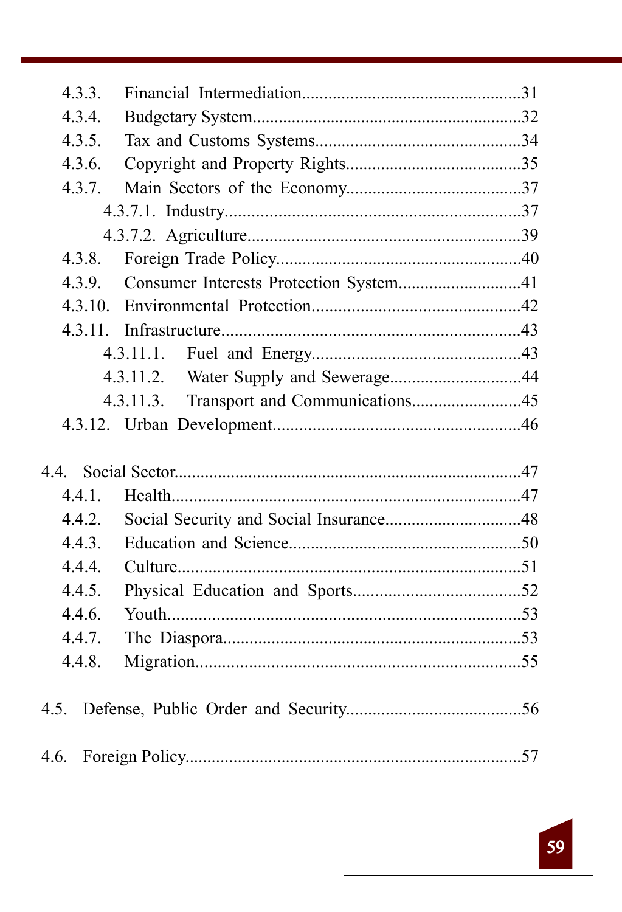4.3.3. Financial Intermediation.................................................31
4.3.4. Budgetary System............................................................32
4.3.5. Tax and Customs Systems..............................................34
4.3.6. Copyright and Property Rights.......................................35
4.3.7. Main Sectors of the Economy.......................................37
4.3.7.1. Industry..................................................................37
4.3.7.2. Agriculture.............................................................39
4.3.8. Foreign Trade Policy.......................................................40
4.3.9. Consumer Interests Protection System...........................41
4.3.10. Environmental Protection..............................................42
4.3.11. Infrastructure..................................................................43
4.3.11.1. Fuel and Energy..............................................43
4.3.11.2. Water Supply and Sewerage.............................44
4.3.11.3. Transport and Communications........................45
4.3.12. Urban Development.......................................................46

4.4. Social Sector..............................................................................47
4.4.1. Health..............................................................................47
4.4.2. Social Security and Social Insurance..............................48
4.4.3. Education and Science.....................................................50
4.4.4. Culture.............................................................................51
4.4.5. Physical Education and Sports.....................................52
4.4.6. Youth...............................................................................53
4.4.7. The Diaspora...................................................................53
4.4.8. Migration........................................................................55

4.5. Defense, Public Order and Security.......................................56

4.6. Foreign Policy............................................................................57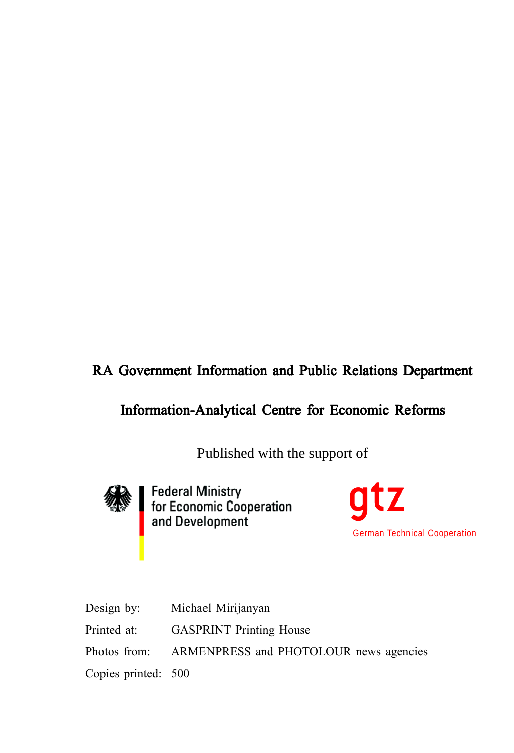**RA Government Information and Public Relations Department**

**Information-Analytical Centre for Economic Reforms**

Published with the support of

Federal Ministry
for Economic Cooperation
and Development

gtz
German Technical Cooperation

| | |
|---|---|
| Design by: | Michael Mirijanyan |
| Printed at: | GASPRINT Printing House |
| Photos from: | ARMENPRESS and PHOTOLOUR news agencies |
| Copies printed: | 500 |